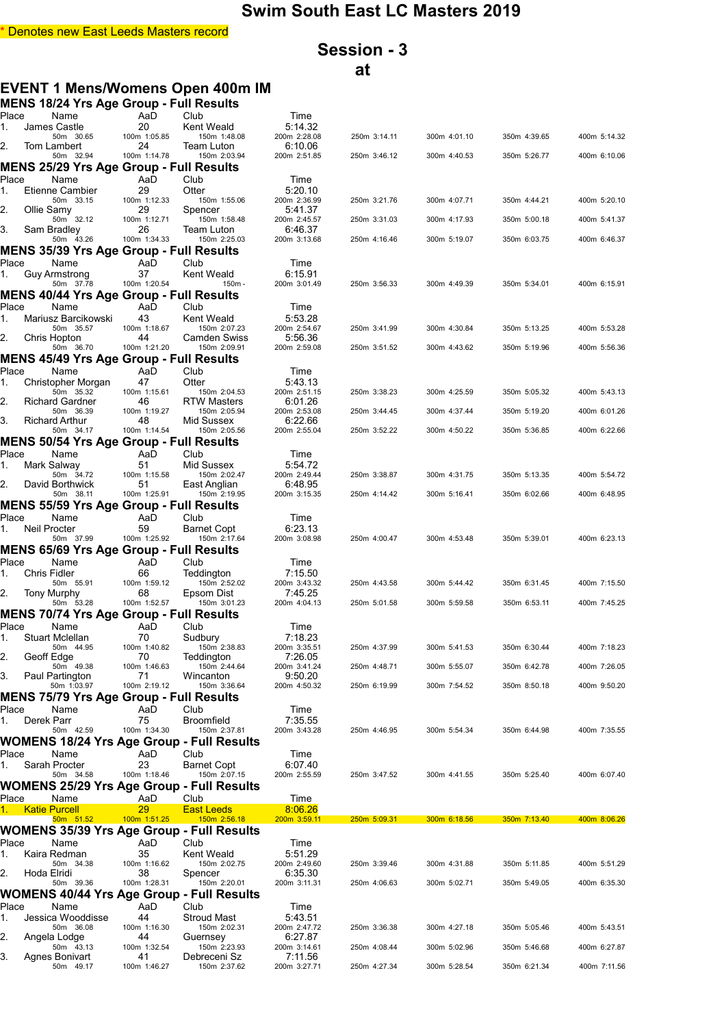# Swim South East LC Masters 2019

* Denotes new East Leeds Masters record

## Session - 3
## at

## EVENT 1 Mens/Womens Open 400m IM

### MENS 18/24 Yrs Age Group - Full Results

| Place | Name | AaD | Club | Time | | | | |
|---|---|---|---|---|---|---|---|---|
| 1. | James Castle | 20 | Kent Weald | 5:14.32 | | | | |
| | 50m 30.65 | 100m 1:05.85 | 150m 1:48.08 | 200m 2:28.08 | 250m 3:14.11 | 300m 4:01.10 | 350m 4:39.65 | 400m 5:14.32 |
| 2. | Tom Lambert | 24 | Team Luton | 6:10.06 | | | | |
| | 50m 32.94 | 100m 1:14.78 | 150m 2:03.94 | 200m 2:51.85 | 250m 3:46.12 | 300m 4:40.53 | 350m 5:26.77 | 400m 6:10.06 |

### MENS 25/29 Yrs Age Group - Full Results

| Place | Name | AaD | Club | Time | | | | |
|---|---|---|---|---|---|---|---|---|
| 1. | Etienne Cambier | 29 | Otter | 5:20.10 | | | | |
| | 50m 33.15 | 100m 1:12.33 | 150m 1:55.06 | 200m 2:36.99 | 250m 3:21.76 | 300m 4:07.71 | 350m 4:44.21 | 400m 5:20.10 |
| 2. | Ollie Samy | 29 | Spencer | 5:41.37 | | | | |
| | 50m 32.12 | 100m 1:12.71 | 150m 1:58.48 | 200m 2:45.57 | 250m 3:31.03 | 300m 4:17.93 | 350m 5:00.18 | 400m 5:41.37 |
| 3. | Sam Bradley | 26 | Team Luton | 6:46.37 | | | | |
| | 50m 43.26 | 100m 1:34.33 | 150m 2:25.03 | 200m 3:13.68 | 250m 4:16.46 | 300m 5:19.07 | 350m 6:03.75 | 400m 6:46.37 |

### MENS 35/39 Yrs Age Group - Full Results

| Place | Name | AaD | Club | Time | | | | |
|---|---|---|---|---|---|---|---|---|
| 1. | Guy Armstrong | 37 | Kent Weald | 6:15.91 | | | | |
| | 50m 37.78 | 100m 1:20.54 | 150m - | 200m 3:01.49 | 250m 3:56.33 | 300m 4:49.39 | 350m 5:34.01 | 400m 6:15.91 |

### MENS 40/44 Yrs Age Group - Full Results

| Place | Name | AaD | Club | Time | | | | |
|---|---|---|---|---|---|---|---|---|
| 1. | Mariusz Barcikowski | 43 | Kent Weald | 5:53.28 | | | | |
| | 50m 35.57 | 100m 1:18.67 | 150m 2:07.23 | 200m 2:54.67 | 250m 3:41.99 | 300m 4:30.84 | 350m 5:13.25 | 400m 5:53.28 |
| 2. | Chris Hopton | 44 | Camden Swiss | 5:56.36 | | | | |
| | 50m 36.70 | 100m 1:21.20 | 150m 2:09.91 | 200m 2:59.08 | 250m 3:51.52 | 300m 4:43.62 | 350m 5:19.96 | 400m 5:56.36 |

### MENS 45/49 Yrs Age Group - Full Results

| Place | Name | AaD | Club | Time | | | | |
|---|---|---|---|---|---|---|---|---|
| 1. | Christopher Morgan | 47 | Otter | 5:43.13 | | | | |
| | 50m 35.32 | 100m 1:15.61 | 150m 2:04.53 | 200m 2:51.15 | 250m 3:38.23 | 300m 4:25.59 | 350m 5:05.32 | 400m 5:43.13 |
| 2. | Richard Gardner | 46 | RTW Masters | 6:01.26 | | | | |
| | 50m 36.39 | 100m 1:19.27 | 150m 2:05.94 | 200m 2:53.08 | 250m 3:44.45 | 300m 4:37.44 | 350m 5:19.20 | 400m 6:01.26 |
| 3. | Richard Arthur | 48 | Mid Sussex | 6:22.66 | | | | |
| | 50m 34.17 | 100m 1:14.54 | 150m 2:05.56 | 200m 2:55.04 | 250m 3:52.22 | 300m 4:50.22 | 350m 5:36.85 | 400m 6:22.66 |

### MENS 50/54 Yrs Age Group - Full Results

| Place | Name | AaD | Club | Time | | | | |
|---|---|---|---|---|---|---|---|---|
| 1. | Mark Salway | 51 | Mid Sussex | 5:54.72 | | | | |
| | 50m 34.72 | 100m 1:15.58 | 150m 2:02.47 | 200m 2:49.44 | 250m 3:38.87 | 300m 4:31.75 | 350m 5:13.35 | 400m 5:54.72 |
| 2. | David Borthwick | 51 | East Anglian | 6:48.95 | | | | |
| | 50m 38.11 | 100m 1:25.91 | 150m 2:19.95 | 200m 3:15.35 | 250m 4:14.42 | 300m 5:16.41 | 350m 6:02.66 | 400m 6:48.95 |

### MENS 55/59 Yrs Age Group - Full Results

| Place | Name | AaD | Club | Time | | | | |
|---|---|---|---|---|---|---|---|---|
| 1. | Neil Procter | 59 | Barnet Copt | 6:23.13 | | | | |
| | 50m 37.99 | 100m 1:25.92 | 150m 2:17.64 | 200m 3:08.98 | 250m 4:00.47 | 300m 4:53.48 | 350m 5:39.01 | 400m 6:23.13 |

### MENS 65/69 Yrs Age Group - Full Results

| Place | Name | AaD | Club | Time | | | | |
|---|---|---|---|---|---|---|---|---|
| 1. | Chris Fidler | 66 | Teddington | 7:15.50 | | | | |
| | 50m 55.91 | 100m 1:59.12 | 150m 2:52.02 | 200m 3:43.32 | 250m 4:43.58 | 300m 5:44.42 | 350m 6:31.45 | 400m 7:15.50 |
| 2. | Tony Murphy | 68 | Epsom Dist | 7:45.25 | | | | |
| | 50m 53.28 | 100m 1:52.57 | 150m 3:01.23 | 200m 4:04.13 | 250m 5:01.58 | 300m 5:59.58 | 350m 6:53.11 | 400m 7:45.25 |

### MENS 70/74 Yrs Age Group - Full Results

| Place | Name | AaD | Club | Time | | | | |
|---|---|---|---|---|---|---|---|---|
| 1. | Stuart Mclellan | 70 | Sudbury | 7:18.23 | | | | |
| | 50m 44.95 | 100m 1:40.82 | 150m 2:38.83 | 200m 3:35.51 | 250m 4:37.99 | 300m 5:41.53 | 350m 6:30.44 | 400m 7:18.23 |
| 2. | Geoff Edge | 70 | Teddington | 7:26.05 | | | | |
| | 50m 49.38 | 100m 1:46.63 | 150m 2:44.64 | 200m 3:41.24 | 250m 4:48.71 | 300m 5:55.07 | 350m 6:42.78 | 400m 7:26.05 |
| 3. | Paul Partington | 71 | Wincanton | 9:50.20 | | | | |
| | 50m 1:03.97 | 100m 2:19.12 | 150m 3:36.64 | 200m 4:50.32 | 250m 6:19.99 | 300m 7:54.52 | 350m 8:50.18 | 400m 9:50.20 |

### MENS 75/79 Yrs Age Group - Full Results

| Place | Name | AaD | Club | Time | | | | |
|---|---|---|---|---|---|---|---|---|
| 1. | Derek Parr | 75 | Broomfield | 7:35.55 | | | | |
| | 50m 42.59 | 100m 1:34.30 | 150m 2:37.81 | 200m 3:43.28 | 250m 4:46.95 | 300m 5:54.34 | 350m 6:44.98 | 400m 7:35.55 |

### WOMENS 18/24 Yrs Age Group - Full Results

| Place | Name | AaD | Club | Time | | | | |
|---|---|---|---|---|---|---|---|---|
| 1. | Sarah Procter | 23 | Barnet Copt | 6:07.40 | | | | |
| | 50m 34.58 | 100m 1:18.46 | 150m 2:07.15 | 200m 2:55.59 | 250m 3:47.52 | 300m 4:41.55 | 350m 5:25.40 | 400m 6:07.40 |

### WOMENS 25/29 Yrs Age Group - Full Results

| Place | Name | AaD | Club | Time | | | | |
|---|---|---|---|---|---|---|---|---|
| 1. | Katie Purcell | 29 | East Leeds | 8:06.26 | | | | |
| | 50m 51.52 | 100m 1:51.25 | 150m 2:56.18 | 200m 3:59.11 | 250m 5:09.31 | 300m 6:18.56 | 350m 7:13.40 | 400m 8:06.26 |

### WOMENS 35/39 Yrs Age Group - Full Results

| Place | Name | AaD | Club | Time | | | | |
|---|---|---|---|---|---|---|---|---|
| 1. | Kaira Redman | 35 | Kent Weald | 5:51.29 | | | | |
| | 50m 34.38 | 100m 1:16.62 | 150m 2:02.75 | 200m 2:49.60 | 250m 3:39.46 | 300m 4:31.88 | 350m 5:11.85 | 400m 5:51.29 |
| 2. | Hoda Elridi | 38 | Spencer | 6:35.30 | | | | |
| | 50m 39.36 | 100m 1:28.31 | 150m 2:20.01 | 200m 3:11.31 | 250m 4:06.63 | 300m 5:02.71 | 350m 5:49.05 | 400m 6:35.30 |

### WOMENS 40/44 Yrs Age Group - Full Results

| Place | Name | AaD | Club | Time | | | | |
|---|---|---|---|---|---|---|---|---|
| 1. | Jessica Wooddisse | 44 | Stroud Mast | 5:43.51 | | | | |
| | 50m 36.08 | 100m 1:16.30 | 150m 2:02.31 | 200m 2:47.72 | 250m 3:36.38 | 300m 4:27.18 | 350m 5:05.46 | 400m 5:43.51 |
| 2. | Angela Lodge | 44 | Guernsey | 6:27.87 | | | | |
| | 50m 43.13 | 100m 1:32.54 | 150m 2:23.93 | 200m 3:14.61 | 250m 4:08.44 | 300m 5:02.96 | 350m 5:46.68 | 400m 6:27.87 |
| 3. | Agnes Bonivart | 41 | Debreceni Sz | 7:11.56 | | | | |
| | 50m 49.17 | 100m 1:46.27 | 150m 2:37.62 | 200m 3:27.71 | 250m 4:27.34 | 300m 5:28.54 | 350m 6:21.34 | 400m 7:11.56 |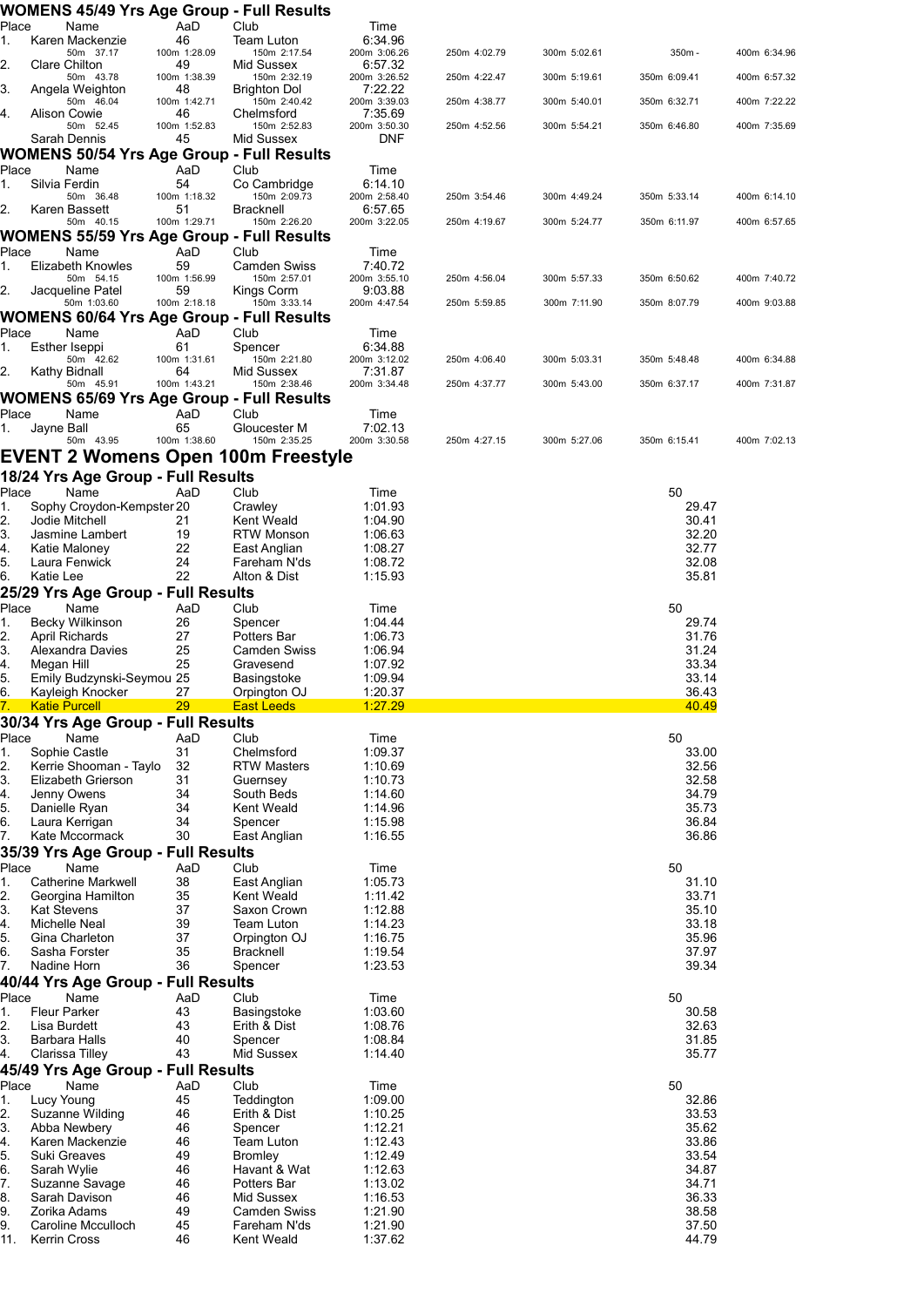## WOMENS 45/49 Yrs Age Group - Full Results

| Place | Name | AaD | Club | Time | | | | |
|---|---|---|---|---|---|---|---|---|
| 1. | Karen Mackenzie | 46 | Team Luton | 6:34.96 | | | | |
| | 50m 37.17 | 100m 1:28.09 | 150m 2:17.54 | 200m 3:06.26 | 250m 4:02.79 | 300m 5:02.61 | 350m - | 400m 6:34.96 |
| 2. | Clare Chilton | 49 | Mid Sussex | 6:57.32 | | | | |
| | 50m 43.78 | 100m 1:38.39 | 150m 2:32.19 | 200m 3:26.52 | 250m 4:22.47 | 300m 5:19.61 | 350m 6:09.41 | 400m 6:57.32 |
| 3. | Angela Weighton | 48 | Brighton Dol | 7:22.22 | | | | |
| | 50m 46.04 | 100m 1:42.71 | 150m 2:40.42 | 200m 3:39.03 | 250m 4:38.77 | 300m 5:40.01 | 350m 6:32.71 | 400m 7:22.22 |
| 4. | Alison Cowie | 46 | Chelmsford | 7:35.69 | | | | |
| | 50m 52.45 | 100m 1:52.83 | 150m 2:52.83 | 200m 3:50.30 | 250m 4:52.56 | 300m 5:54.21 | 350m 6:46.80 | 400m 7:35.69 |
| | Sarah Dennis | 45 | Mid Sussex | DNF | | | | |

## WOMENS 50/54 Yrs Age Group - Full Results

| Place | Name | AaD | Club | Time | | | | |
|---|---|---|---|---|---|---|---|---|
| 1. | Silvia Ferdin | 54 | Co Cambridge | 6:14.10 | | | | |
| | 50m 36.48 | 100m 1:18.32 | 150m 2:09.73 | 200m 2:58.40 | 250m 3:54.46 | 300m 4:49.24 | 350m 5:33.14 | 400m 6:14.10 |
| 2. | Karen Bassett | 51 | Bracknell | 6:57.65 | | | | |
| | 50m 40.15 | 100m 1:29.71 | 150m 2:26.20 | 200m 3:22.05 | 250m 4:19.67 | 300m 5:24.77 | 350m 6:11.97 | 400m 6:57.65 |

## WOMENS 55/59 Yrs Age Group - Full Results

| Place | Name | AaD | Club | Time | | | | |
|---|---|---|---|---|---|---|---|---|
| 1. | Elizabeth Knowles | 59 | Camden Swiss | 7:40.72 | | | | |
| | 50m 54.15 | 100m 1:56.99 | 150m 2:57.01 | 200m 3:55.10 | 250m 4:56.04 | 300m 5:57.33 | 350m 6:50.62 | 400m 7:40.72 |
| 2. | Jacqueline Patel | 59 | Kings Corm | 9:03.88 | | | | |
| | 50m 1:03.60 | 100m 2:18.18 | 150m 3:33.14 | 200m 4:47.54 | 250m 5:59.85 | 300m 7:11.90 | 350m 8:07.79 | 400m 9:03.88 |

## WOMENS 60/64 Yrs Age Group - Full Results

| Place | Name | AaD | Club | Time | | | | |
|---|---|---|---|---|---|---|---|---|
| 1. | Esther Iseppi | 61 | Spencer | 6:34.88 | | | | |
| | 50m 42.62 | 100m 1:31.61 | 150m 2:21.80 | 200m 3:12.02 | 250m 4:06.40 | 300m 5:03.31 | 350m 5:48.48 | 400m 6:34.88 |
| 2. | Kathy Bidnall | 64 | Mid Sussex | 7:31.87 | | | | |
| | 50m 45.91 | 100m 1:43.21 | 150m 2:38.46 | 200m 3:34.48 | 250m 4:37.77 | 300m 5:43.00 | 350m 6:37.17 | 400m 7:31.87 |

## WOMENS 65/69 Yrs Age Group - Full Results

| Place | Name | AaD | Club | Time | | | | |
|---|---|---|---|---|---|---|---|---|
| 1. | Jayne Ball | 65 | Gloucester M | 7:02.13 | | | | |
| | 50m 43.95 | 100m 1:38.60 | 150m 2:35.25 | 200m 3:30.58 | 250m 4:27.15 | 300m 5:27.06 | 350m 6:15.41 | 400m 7:02.13 |

# EVENT 2 Womens Open 100m Freestyle

## 18/24 Yrs Age Group - Full Results

| Place | Name | AaD | Club | Time | 50 |
|---|---|---|---|---|---|
| 1. | Sophy Croydon-Kempster | 20 | Crawley | 1:01.93 | 29.47 |
| 2. | Jodie Mitchell | 21 | Kent Weald | 1:04.90 | 30.41 |
| 3. | Jasmine Lambert | 19 | RTW Monson | 1:06.63 | 32.20 |
| 4. | Katie Maloney | 22 | East Anglian | 1:08.27 | 32.77 |
| 5. | Laura Fenwick | 24 | Fareham N'ds | 1:08.72 | 32.08 |
| 6. | Katie Lee | 22 | Alton & Dist | 1:15.93 | 35.81 |

## 25/29 Yrs Age Group - Full Results

| Place | Name | AaD | Club | Time | 50 |
|---|---|---|---|---|---|
| 1. | Becky Wilkinson | 26 | Spencer | 1:04.44 | 29.74 |
| 2. | April Richards | 27 | Potters Bar | 1:06.73 | 31.76 |
| 3. | Alexandra Davies | 25 | Camden Swiss | 1:06.94 | 31.24 |
| 4. | Megan Hill | 25 | Gravesend | 1:07.92 | 33.34 |
| 5. | Emily Budzynski-Seymou | 25 | Basingstoke | 1:09.94 | 33.14 |
| 6. | Kayleigh Knocker | 27 | Orpington OJ | 1:20.37 | 36.43 |
| 7. | Katie Purcell | 29 | East Leeds | 1:27.29 | 40.49 |

## 30/34 Yrs Age Group - Full Results

| Place | Name | AaD | Club | Time | 50 |
|---|---|---|---|---|---|
| 1. | Sophie Castle | 31 | Chelmsford | 1:09.37 | 33.00 |
| 2. | Kerrie Shooman - Taylo | 32 | RTW Masters | 1:10.69 | 32.56 |
| 3. | Elizabeth Grierson | 31 | Guernsey | 1:10.73 | 32.58 |
| 4. | Jenny Owens | 34 | South Beds | 1:14.60 | 34.79 |
| 5. | Danielle Ryan | 34 | Kent Weald | 1:14.96 | 35.73 |
| 6. | Laura Kerrigan | 34 | Spencer | 1:15.98 | 36.84 |
| 7. | Kate Mccormack | 30 | East Anglian | 1:16.55 | 36.86 |

## 35/39 Yrs Age Group - Full Results

| Place | Name | AaD | Club | Time | 50 |
|---|---|---|---|---|---|
| 1. | Catherine Markwell | 38 | East Anglian | 1:05.73 | 31.10 |
| 2. | Georgina Hamilton | 35 | Kent Weald | 1:11.42 | 33.71 |
| 3. | Kat Stevens | 37 | Saxon Crown | 1:12.88 | 35.10 |
| 4. | Michelle Neal | 39 | Team Luton | 1:14.23 | 33.18 |
| 5. | Gina Charleton | 37 | Orpington OJ | 1:16.75 | 35.96 |
| 6. | Sasha Forster | 35 | Bracknell | 1:19.54 | 37.97 |
| 7. | Nadine Horn | 36 | Spencer | 1:23.53 | 39.34 |

## 40/44 Yrs Age Group - Full Results

| Place | Name | AaD | Club | Time | 50 |
|---|---|---|---|---|---|
| 1. | Fleur Parker | 43 | Basingstoke | 1:03.60 | 30.58 |
| 2. | Lisa Burdett | 43 | Erith & Dist | 1:08.76 | 32.63 |
| 3. | Barbara Halls | 40 | Spencer | 1:08.84 | 31.85 |
| 4. | Clarissa Tilley | 43 | Mid Sussex | 1:14.40 | 35.77 |

## 45/49 Yrs Age Group - Full Results

| Place | Name | AaD | Club | Time | 50 |
|---|---|---|---|---|---|
| 1. | Lucy Young | 45 | Teddington | 1:09.00 | 32.86 |
| 2. | Suzanne Wilding | 46 | Erith & Dist | 1:10.25 | 33.53 |
| 3. | Abba Newbery | 46 | Spencer | 1:12.21 | 35.62 |
| 4. | Karen Mackenzie | 46 | Team Luton | 1:12.43 | 33.86 |
| 5. | Suki Greaves | 49 | Bromley | 1:12.49 | 33.54 |
| 6. | Sarah Wylie | 46 | Havant & Wat | 1:12.63 | 34.87 |
| 7. | Suzanne Savage | 46 | Potters Bar | 1:13.02 | 34.71 |
| 8. | Sarah Davison | 46 | Mid Sussex | 1:16.53 | 36.33 |
| 9. | Zorika Adams | 49 | Camden Swiss | 1:21.90 | 38.58 |
| 9. | Caroline Mcculloch | 45 | Fareham N'ds | 1:21.90 | 37.50 |
| 11. | Kerrin Cross | 46 | Kent Weald | 1:37.62 | 44.79 |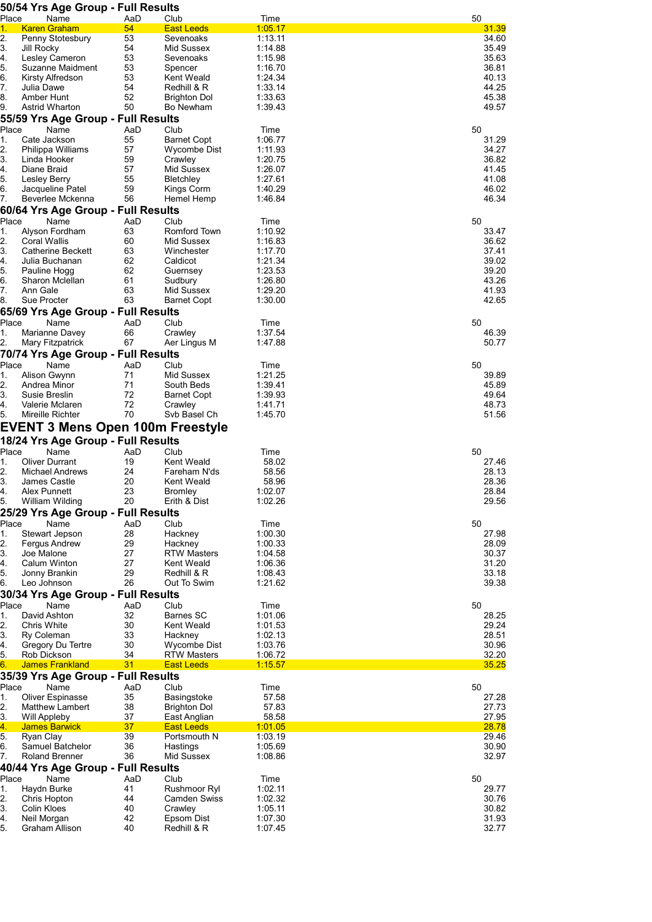## 50/54 Yrs Age Group - Full Results

| Place | Name | AaD | Club | Time | 50 |
|---|---|---|---|---|---|
| 1. | Karen Graham | 54 | East Leeds | 1:05.17 | 31.39 |
| 2. | Penny Stotesbury | 53 | Sevenoaks | 1:13.11 | 34.60 |
| 3. | Jill Rocky | 54 | Mid Sussex | 1:14.88 | 35.49 |
| 4. | Lesley Cameron | 53 | Sevenoaks | 1:15.98 | 35.63 |
| 5. | Suzanne Maidment | 53 | Spencer | 1:16.70 | 36.81 |
| 6. | Kirsty Alfredson | 53 | Kent Weald | 1:24.34 | 40.13 |
| 7. | Julia Dawe | 54 | Redhill & R | 1:33.14 | 44.25 |
| 8. | Amber Hunt | 52 | Brighton Dol | 1:33.63 | 45.38 |
| 9. | Astrid Wharton | 50 | Bo Newham | 1:39.43 | 49.57 |

## 55/59 Yrs Age Group - Full Results

| Place | Name | AaD | Club | Time | 50 |
|---|---|---|---|---|---|
| 1. | Cate Jackson | 55 | Barnet Copt | 1:06.77 | 31.29 |
| 2. | Philippa Williams | 57 | Wycombe Dist | 1:11.93 | 34.27 |
| 3. | Linda Hooker | 59 | Crawley | 1:20.75 | 36.82 |
| 4. | Diane Braid | 57 | Mid Sussex | 1:26.07 | 41.45 |
| 5. | Lesley Berry | 55 | Bletchley | 1:27.61 | 41.08 |
| 6. | Jacqueline Patel | 59 | Kings Corm | 1:40.29 | 46.02 |
| 7. | Beverlee Mckenna | 56 | Hemel Hemp | 1:46.84 | 46.34 |

## 60/64 Yrs Age Group - Full Results

| Place | Name | AaD | Club | Time | 50 |
|---|---|---|---|---|---|
| 1. | Alyson Fordham | 63 | Romford Town | 1:10.92 | 33.47 |
| 2. | Coral Wallis | 60 | Mid Sussex | 1:16.83 | 36.62 |
| 3. | Catherine Beckett | 63 | Winchester | 1:17.70 | 37.41 |
| 4. | Julia Buchanan | 62 | Caldicot | 1:21.34 | 39.02 |
| 5. | Pauline Hogg | 62 | Guernsey | 1:23.53 | 39.20 |
| 6. | Sharon Mclellan | 61 | Sudbury | 1:26.80 | 43.26 |
| 7. | Ann Gale | 63 | Mid Sussex | 1:29.20 | 41.93 |
| 8. | Sue Procter | 63 | Barnet Copt | 1:30.00 | 42.65 |

## 65/69 Yrs Age Group - Full Results

| Place | Name | AaD | Club | Time | 50 |
|---|---|---|---|---|---|
| 1. | Marianne Davey | 66 | Crawley | 1:37.54 | 46.39 |
| 2. | Mary Fitzpatrick | 67 | Aer Lingus M | 1:47.88 | 50.77 |

## 70/74 Yrs Age Group - Full Results

| Place | Name | AaD | Club | Time | 50 |
|---|---|---|---|---|---|
| 1. | Alison Gwynn | 71 | Mid Sussex | 1:21.25 | 39.89 |
| 2. | Andrea Minor | 71 | South Beds | 1:39.41 | 45.89 |
| 3. | Susie Breslin | 72 | Barnet Copt | 1:39.93 | 49.64 |
| 4. | Valerie Mclaren | 72 | Crawley | 1:41.71 | 48.73 |
| 5. | Mireille Richter | 70 | Svb Basel Ch | 1:45.70 | 51.56 |

# EVENT 3 Mens Open 100m Freestyle

## 18/24 Yrs Age Group - Full Results

| Place | Name | AaD | Club | Time | 50 |
|---|---|---|---|---|---|
| 1. | Oliver Durrant | 19 | Kent Weald | 58.02 | 27.46 |
| 2. | Michael Andrews | 24 | Fareham N'ds | 58.56 | 28.13 |
| 3. | James Castle | 20 | Kent Weald | 58.96 | 28.36 |
| 4. | Alex Punnett | 23 | Bromley | 1:02.07 | 28.84 |
| 5. | William Wilding | 20 | Erith & Dist | 1:02.26 | 29.56 |

## 25/29 Yrs Age Group - Full Results

| Place | Name | AaD | Club | Time | 50 |
|---|---|---|---|---|---|
| 1. | Stewart Jepson | 28 | Hackney | 1:00.30 | 27.98 |
| 2. | Fergus Andrew | 29 | Hackney | 1:00.33 | 28.09 |
| 3. | Joe Malone | 27 | RTW Masters | 1:04.58 | 30.37 |
| 4. | Calum Winton | 27 | Kent Weald | 1:06.36 | 31.20 |
| 5. | Jonny Brankin | 29 | Redhill & R | 1:08.43 | 33.18 |
| 6. | Leo Johnson | 26 | Out To Swim | 1:21.62 | 39.38 |

## 30/34 Yrs Age Group - Full Results

| Place | Name | AaD | Club | Time | 50 |
|---|---|---|---|---|---|
| 1. | David Ashton | 32 | Barnes SC | 1:01.06 | 28.25 |
| 2. | Chris White | 30 | Kent Weald | 1:01.53 | 29.24 |
| 3. | Ry Coleman | 33 | Hackney | 1:02.13 | 28.51 |
| 4. | Gregory Du Tertre | 30 | Wycombe Dist | 1:03.76 | 30.96 |
| 5. | Rob Dickson | 34 | RTW Masters | 1:06.72 | 32.20 |
| 6. | James Frankland | 31 | East Leeds | 1:15.57 | 35.25 |

## 35/39 Yrs Age Group - Full Results

| Place | Name | AaD | Club | Time | 50 |
|---|---|---|---|---|---|
| 1. | Oliver Espinasse | 35 | Basingstoke | 57.58 | 27.28 |
| 2. | Matthew Lambert | 38 | Brighton Dol | 57.83 | 27.73 |
| 3. | Will Appleby | 37 | East Anglian | 58.58 | 27.95 |
| 4. | James Barwick | 37 | East Leeds | 1:01.05 | 28.78 |
| 5. | Ryan Clay | 39 | Portsmouth N | 1:03.19 | 29.46 |
| 6. | Samuel Batchelor | 36 | Hastings | 1:05.69 | 30.90 |
| 7. | Roland Brenner | 36 | Mid Sussex | 1:08.86 | 32.97 |

## 40/44 Yrs Age Group - Full Results

| Place | Name | AaD | Club | Time | 50 |
|---|---|---|---|---|---|
| 1. | Haydn Burke | 41 | Rushmoor Ryl | 1:02.11 | 29.77 |
| 2. | Chris Hopton | 44 | Camden Swiss | 1:02.32 | 30.76 |
| 3. | Colin Kloes | 40 | Crawley | 1:05.11 | 30.82 |
| 4. | Neil Morgan | 42 | Epsom Dist | 1:07.30 | 31.93 |
| 5. | Graham Allison | 40 | Redhill & R | 1:07.45 | 32.77 |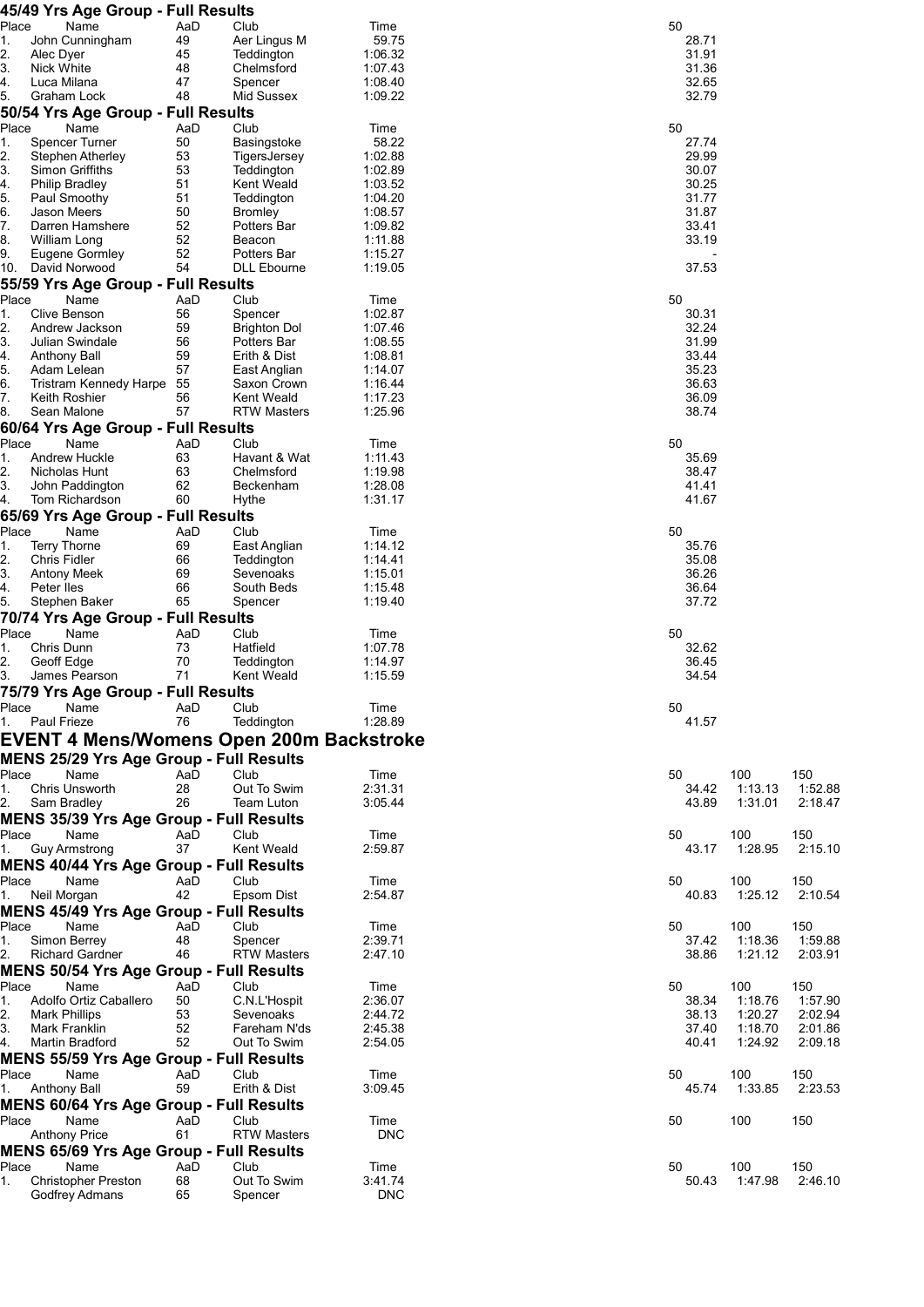### 45/49 Yrs Age Group - Full Results

| Place | Name | AaD | Club | Time | 50 |
|---|---|---|---|---|---|
| 1. | John Cunningham | 49 | Aer Lingus M | 59.75 | 28.71 |
| 2. | Alec Dyer | 45 | Teddington | 1:06.32 | 31.91 |
| 3. | Nick White | 48 | Chelmsford | 1:07.43 | 31.36 |
| 4. | Luca Milana | 47 | Spencer | 1:08.40 | 32.65 |
| 5. | Graham Lock | 48 | Mid Sussex | 1:09.22 | 32.79 |

### 50/54 Yrs Age Group - Full Results

| Place | Name | AaD | Club | Time | 50 |
|---|---|---|---|---|---|
| 1. | Spencer Turner | 50 | Basingstoke | 58.22 | 27.74 |
| 2. | Stephen Atherley | 53 | TigersJersey | 1:02.88 | 29.99 |
| 3. | Simon Griffiths | 53 | Teddington | 1:02.89 | 30.07 |
| 4. | Philip Bradley | 51 | Kent Weald | 1:03.52 | 30.25 |
| 5. | Paul Smoothy | 51 | Teddington | 1:04.20 | 31.77 |
| 6. | Jason Meers | 50 | Bromley | 1:08.57 | 31.87 |
| 7. | Darren Hamshere | 52 | Potters Bar | 1:09.82 | 33.41 |
| 8. | William Long | 52 | Beacon | 1:11.88 | 33.19 |
| 9. | Eugene Gormley | 52 | Potters Bar | 1:15.27 | - |
| 10. | David Norwood | 54 | DLL Ebourne | 1:19.05 | 37.53 |

### 55/59 Yrs Age Group - Full Results

| Place | Name | AaD | Club | Time | 50 |
|---|---|---|---|---|---|
| 1. | Clive Benson | 56 | Spencer | 1:02.87 | 30.31 |
| 2. | Andrew Jackson | 59 | Brighton Dol | 1:07.46 | 32.24 |
| 3. | Julian Swindale | 56 | Potters Bar | 1:08.55 | 31.99 |
| 4. | Anthony Ball | 59 | Erith & Dist | 1:08.81 | 33.44 |
| 5. | Adam Lelean | 57 | East Anglian | 1:14.07 | 35.23 |
| 6. | Tristram Kennedy Harpe | 55 | Saxon Crown | 1:16.44 | 36.63 |
| 7. | Keith Roshier | 56 | Kent Weald | 1:17.23 | 36.09 |
| 8. | Sean Malone | 57 | RTW Masters | 1:25.96 | 38.74 |

### 60/64 Yrs Age Group - Full Results

| Place | Name | AaD | Club | Time | 50 |
|---|---|---|---|---|---|
| 1. | Andrew Huckle | 63 | Havant & Wat | 1:11.43 | 35.69 |
| 2. | Nicholas Hunt | 63 | Chelmsford | 1:19.98 | 38.47 |
| 3. | John Paddington | 62 | Beckenham | 1:28.08 | 41.41 |
| 4. | Tom Richardson | 60 | Hythe | 1:31.17 | 41.67 |

### 65/69 Yrs Age Group - Full Results

| Place | Name | AaD | Club | Time | 50 |
|---|---|---|---|---|---|
| 1. | Terry Thorne | 69 | East Anglian | 1:14.12 | 35.76 |
| 2. | Chris Fidler | 66 | Teddington | 1:14.41 | 35.08 |
| 3. | Antony Meek | 69 | Sevenoaks | 1:15.01 | 36.26 |
| 4. | Peter Iles | 66 | South Beds | 1:15.48 | 36.64 |
| 5. | Stephen Baker | 65 | Spencer | 1:19.40 | 37.72 |

### 70/74 Yrs Age Group - Full Results

| Place | Name | AaD | Club | Time | 50 |
|---|---|---|---|---|---|
| 1. | Chris Dunn | 73 | Hatfield | 1:07.78 | 32.62 |
| 2. | Geoff Edge | 70 | Teddington | 1:14.97 | 36.45 |
| 3. | James Pearson | 71 | Kent Weald | 1:15.59 | 34.54 |

### 75/79 Yrs Age Group - Full Results

| Place | Name | AaD | Club | Time | 50 |
|---|---|---|---|---|---|
| 1. | Paul Frieze | 76 | Teddington | 1:28.89 | 41.57 |

## EVENT 4 Mens/Womens Open 200m Backstroke

### MENS 25/29 Yrs Age Group - Full Results

| Place | Name | AaD | Club | Time | 50 | 100 | 150 |
|---|---|---|---|---|---|---|---|
| 1. | Chris Unsworth | 28 | Out To Swim | 2:31.31 | 34.42 | 1:13.13 | 1:52.88 |
| 2. | Sam Bradley | 26 | Team Luton | 3:05.44 | 43.89 | 1:31.01 | 2:18.47 |

### MENS 35/39 Yrs Age Group - Full Results

| Place | Name | AaD | Club | Time | 50 | 100 | 150 |
|---|---|---|---|---|---|---|---|
| 1. | Guy Armstrong | 37 | Kent Weald | 2:59.87 | 43.17 | 1:28.95 | 2:15.10 |

### MENS 40/44 Yrs Age Group - Full Results

| Place | Name | AaD | Club | Time | 50 | 100 | 150 |
|---|---|---|---|---|---|---|---|
| 1. | Neil Morgan | 42 | Epsom Dist | 2:54.87 | 40.83 | 1:25.12 | 2:10.54 |

### MENS 45/49 Yrs Age Group - Full Results

| Place | Name | AaD | Club | Time | 50 | 100 | 150 |
|---|---|---|---|---|---|---|---|
| 1. | Simon Berrey | 48 | Spencer | 2:39.71 | 37.42 | 1:18.36 | 1:59.88 |
| 2. | Richard Gardner | 46 | RTW Masters | 2:47.10 | 38.86 | 1:21.12 | 2:03.91 |

### MENS 50/54 Yrs Age Group - Full Results

| Place | Name | AaD | Club | Time | 50 | 100 | 150 |
|---|---|---|---|---|---|---|---|
| 1. | Adolfo Ortiz Caballero | 50 | C.N.L'Hospit | 2:36.07 | 38.34 | 1:18.76 | 1:57.90 |
| 2. | Mark Phillips | 53 | Sevenoaks | 2:44.72 | 38.13 | 1:20.27 | 2:02.94 |
| 3. | Mark Franklin | 52 | Fareham N'ds | 2:45.38 | 37.40 | 1:18.70 | 2:01.86 |
| 4. | Martin Bradford | 52 | Out To Swim | 2:54.05 | 40.41 | 1:24.92 | 2:09.18 |

### MENS 55/59 Yrs Age Group - Full Results

| Place | Name | AaD | Club | Time | 50 | 100 | 150 |
|---|---|---|---|---|---|---|---|
| 1. | Anthony Ball | 59 | Erith & Dist | 3:09.45 | 45.74 | 1:33.85 | 2:23.53 |

### MENS 60/64 Yrs Age Group - Full Results

| Place | Name | AaD | Club | Time | 50 | 100 | 150 |
|---|---|---|---|---|---|---|---|
| | Anthony Price | 61 | RTW Masters | DNC | | | |

### MENS 65/69 Yrs Age Group - Full Results

| Place | Name | AaD | Club | Time | 50 | 100 | 150 |
|---|---|---|---|---|---|---|---|
| 1. | Christopher Preston | 68 | Out To Swim | 3:41.74 | 50.43 | 1:47.98 | 2:46.10 |
| | Godfrey Admans | 65 | Spencer | DNC | | | |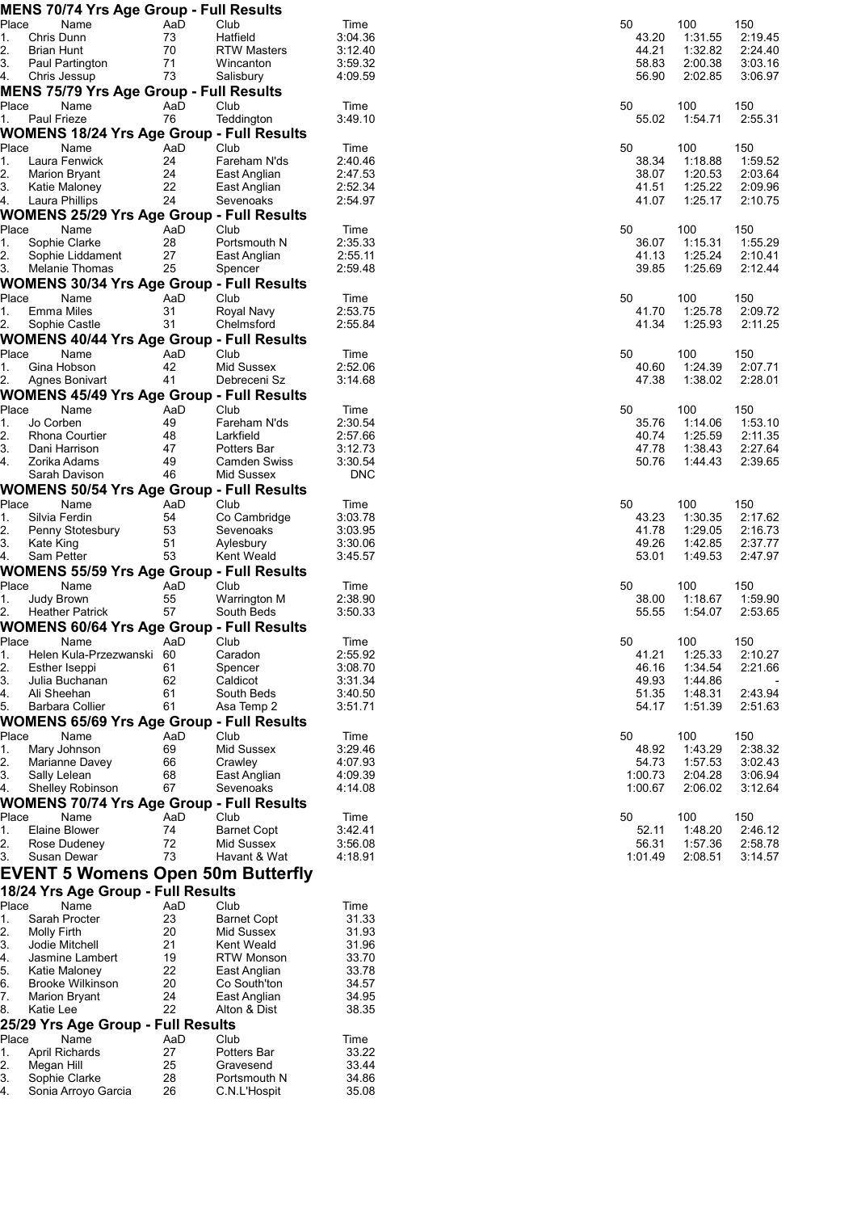### MENS 70/74 Yrs Age Group - Full Results

| Place | Name | AaD | Club | Time | 50 | 100 | 150 |
|---|---|---|---|---|---|---|---|
| 1. | Chris Dunn | 73 | Hatfield | 3:04.36 | 43.20 | 1:31.55 | 2:19.45 |
| 2. | Brian Hunt | 70 | RTW Masters | 3:12.40 | 44.21 | 1:32.82 | 2:24.40 |
| 3. | Paul Partington | 71 | Wincanton | 3:59.32 | 58.83 | 2:00.38 | 3:03.16 |
| 4. | Chris Jessup | 73 | Salisbury | 4:09.59 | 56.90 | 2:02.85 | 3:06.97 |

### MENS 75/79 Yrs Age Group - Full Results

| Place | Name | AaD | Club | Time | 50 | 100 | 150 |
|---|---|---|---|---|---|---|---|
| 1. | Paul Frieze | 76 | Teddington | 3:49.10 | 55.02 | 1:54.71 | 2:55.31 |

### WOMENS 18/24 Yrs Age Group - Full Results

| Place | Name | AaD | Club | Time | 50 | 100 | 150 |
|---|---|---|---|---|---|---|---|
| 1. | Laura Fenwick | 24 | Fareham N'ds | 2:40.46 | 38.34 | 1:18.88 | 1:59.52 |
| 2. | Marion Bryant | 24 | East Anglian | 2:47.53 | 38.07 | 1:20.53 | 2:03.64 |
| 3. | Katie Maloney | 22 | East Anglian | 2:52.34 | 41.51 | 1:25.22 | 2:09.96 |
| 4. | Laura Phillips | 24 | Sevenoaks | 2:54.97 | 41.07 | 1:25.17 | 2:10.75 |

### WOMENS 25/29 Yrs Age Group - Full Results

| Place | Name | AaD | Club | Time | 50 | 100 | 150 |
|---|---|---|---|---|---|---|---|
| 1. | Sophie Clarke | 28 | Portsmouth N | 2:35.33 | 36.07 | 1:15.31 | 1:55.29 |
| 2. | Sophie Liddament | 27 | East Anglian | 2:55.11 | 41.13 | 1:25.24 | 2:10.41 |
| 3. | Melanie Thomas | 25 | Spencer | 2:59.48 | 39.85 | 1:25.69 | 2:12.44 |

### WOMENS 30/34 Yrs Age Group - Full Results

| Place | Name | AaD | Club | Time | 50 | 100 | 150 |
|---|---|---|---|---|---|---|---|
| 1. | Emma Miles | 31 | Royal Navy | 2:53.75 | 41.70 | 1:25.78 | 2:09.72 |
| 2. | Sophie Castle | 31 | Chelmsford | 2:55.84 | 41.34 | 1:25.93 | 2:11.25 |

### WOMENS 40/44 Yrs Age Group - Full Results

| Place | Name | AaD | Club | Time | 50 | 100 | 150 |
|---|---|---|---|---|---|---|---|
| 1. | Gina Hobson | 42 | Mid Sussex | 2:52.06 | 40.60 | 1:24.39 | 2:07.71 |
| 2. | Agnes Bonivart | 41 | Debreceni Sz | 3:14.68 | 47.38 | 1:38.02 | 2:28.01 |

### WOMENS 45/49 Yrs Age Group - Full Results

| Place | Name | AaD | Club | Time | 50 | 100 | 150 |
|---|---|---|---|---|---|---|---|
| 1. | Jo Corben | 49 | Fareham N'ds | 2:30.54 | 35.76 | 1:14.06 | 1:53.10 |
| 2. | Rhona Courtier | 48 | Larkfield | 2:57.66 | 40.74 | 1:25.59 | 2:11.35 |
| 3. | Dani Harrison | 47 | Potters Bar | 3:12.73 | 47.78 | 1:38.43 | 2:27.64 |
| 4. | Zorika Adams | 49 | Camden Swiss | 3:30.54 | 50.76 | 1:44.43 | 2:39.65 |
| | Sarah Davison | 46 | Mid Sussex | DNC | | | |

### WOMENS 50/54 Yrs Age Group - Full Results

| Place | Name | AaD | Club | Time | 50 | 100 | 150 |
|---|---|---|---|---|---|---|---|
| 1. | Silvia Ferdin | 54 | Co Cambridge | 3:03.78 | 43.23 | 1:30.35 | 2:17.62 |
| 2. | Penny Stotesbury | 53 | Sevenoaks | 3:03.95 | 41.78 | 1:29.05 | 2:16.73 |
| 3. | Kate King | 51 | Aylesbury | 3:30.06 | 49.26 | 1:42.85 | 2:37.77 |
| 4. | Sam Petter | 53 | Kent Weald | 3:45.57 | 53.01 | 1:49.53 | 2:47.97 |

### WOMENS 55/59 Yrs Age Group - Full Results

| Place | Name | AaD | Club | Time | 50 | 100 | 150 |
|---|---|---|---|---|---|---|---|
| 1. | Judy Brown | 55 | Warrington M | 2:38.90 | 38.00 | 1:18.67 | 1:59.90 |
| 2. | Heather Patrick | 57 | South Beds | 3:50.33 | 55.55 | 1:54.07 | 2:53.65 |

### WOMENS 60/64 Yrs Age Group - Full Results

| Place | Name | AaD | Club | Time | 50 | 100 | 150 |
|---|---|---|---|---|---|---|---|
| 1. | Helen Kula-Przezwanski | 60 | Caradon | 2:55.92 | 41.21 | 1:25.33 | 2:10.27 |
| 2. | Esther Iseppi | 61 | Spencer | 3:08.70 | 46.16 | 1:34.54 | 2:21.66 |
| 3. | Julia Buchanan | 62 | Caldicot | 3:31.34 | 49.93 | 1:44.86 | - |
| 4. | Ali Sheehan | 61 | South Beds | 3:40.50 | 51.35 | 1:48.31 | 2:43.94 |
| 5. | Barbara Collier | 61 | Asa Temp 2 | 3:51.71 | 54.17 | 1:51.39 | 2:51.63 |

### WOMENS 65/69 Yrs Age Group - Full Results

| Place | Name | AaD | Club | Time | 50 | 100 | 150 |
|---|---|---|---|---|---|---|---|
| 1. | Mary Johnson | 69 | Mid Sussex | 3:29.46 | 48.92 | 1:43.29 | 2:38.32 |
| 2. | Marianne Davey | 66 | Crawley | 4:07.93 | 54.73 | 1:57.53 | 3:02.43 |
| 3. | Sally Lelean | 68 | East Anglian | 4:09.39 | 1:00.73 | 2:04.28 | 3:06.94 |
| 4. | Shelley Robinson | 67 | Sevenoaks | 4:14.08 | 1:00.67 | 2:06.02 | 3:12.64 |

### WOMENS 70/74 Yrs Age Group - Full Results

| Place | Name | AaD | Club | Time | 50 | 100 | 150 |
|---|---|---|---|---|---|---|---|
| 1. | Elaine Blower | 74 | Barnet Copt | 3:42.41 | 52.11 | 1:48.20 | 2:46.12 |
| 2. | Rose Dudeney | 72 | Mid Sussex | 3:56.08 | 56.31 | 1:57.36 | 2:58.78 |
| 3. | Susan Dewar | 73 | Havant & Wat | 4:18.91 | 1:01.49 | 2:08.51 | 3:14.57 |

## EVENT 5 Womens Open 50m Butterfly

### 18/24 Yrs Age Group - Full Results

| Place | Name | AaD | Club | Time |
|---|---|---|---|---|
| 1. | Sarah Procter | 23 | Barnet Copt | 31.33 |
| 2. | Molly Firth | 20 | Mid Sussex | 31.93 |
| 3. | Jodie Mitchell | 21 | Kent Weald | 31.96 |
| 4. | Jasmine Lambert | 19 | RTW Monson | 33.70 |
| 5. | Katie Maloney | 22 | East Anglian | 33.78 |
| 6. | Brooke Wilkinson | 20 | Co South'ton | 34.57 |
| 7. | Marion Bryant | 24 | East Anglian | 34.95 |
| 8. | Katie Lee | 22 | Alton & Dist | 38.35 |

### 25/29 Yrs Age Group - Full Results

| Place | Name | AaD | Club | Time |
|---|---|---|---|---|
| 1. | April Richards | 27 | Potters Bar | 33.22 |
| 2. | Megan Hill | 25 | Gravesend | 33.44 |
| 3. | Sophie Clarke | 28 | Portsmouth N | 34.86 |
| 4. | Sonia Arroyo Garcia | 26 | C.N.L'Hospit | 35.08 |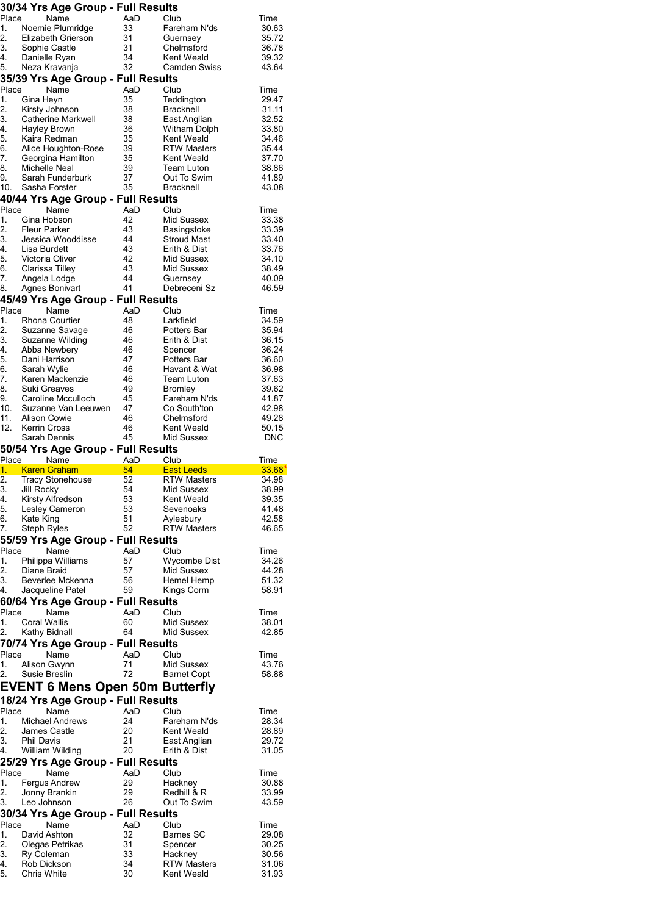## 30/34 Yrs Age Group - Full Results

| Place | Name | AaD | Club | Time |
|---|---|---|---|---|
| 1. | Noemie Plumridge | 33 | Fareham N'ds | 30.63 |
| 2. | Elizabeth Grierson | 31 | Guernsey | 35.72 |
| 3. | Sophie Castle | 31 | Chelmsford | 36.78 |
| 4. | Danielle Ryan | 34 | Kent Weald | 39.32 |
| 5. | Neza Kravanja | 32 | Camden Swiss | 43.64 |

## 35/39 Yrs Age Group - Full Results

| Place | Name | AaD | Club | Time |
|---|---|---|---|---|
| 1. | Gina Heyn | 35 | Teddington | 29.47 |
| 2. | Kirsty Johnson | 38 | Bracknell | 31.11 |
| 3. | Catherine Markwell | 38 | East Anglian | 32.52 |
| 4. | Hayley Brown | 36 | Witham Dolph | 33.80 |
| 5. | Kaira Redman | 35 | Kent Weald | 34.46 |
| 6. | Alice Houghton-Rose | 39 | RTW Masters | 35.44 |
| 7. | Georgina Hamilton | 35 | Kent Weald | 37.70 |
| 8. | Michelle Neal | 39 | Team Luton | 38.86 |
| 9. | Sarah Funderburk | 37 | Out To Swim | 41.89 |
| 10. | Sasha Forster | 35 | Bracknell | 43.08 |

## 40/44 Yrs Age Group - Full Results

| Place | Name | AaD | Club | Time |
|---|---|---|---|---|
| 1. | Gina Hobson | 42 | Mid Sussex | 33.38 |
| 2. | Fleur Parker | 43 | Basingstoke | 33.39 |
| 3. | Jessica Wooddisse | 44 | Stroud Mast | 33.40 |
| 4. | Lisa Burdett | 43 | Erith & Dist | 33.76 |
| 5. | Victoria Oliver | 42 | Mid Sussex | 34.10 |
| 6. | Clarissa Tilley | 43 | Mid Sussex | 38.49 |
| 7. | Angela Lodge | 44 | Guernsey | 40.09 |
| 8. | Agnes Bonivart | 41 | Debreceni Sz | 46.59 |

## 45/49 Yrs Age Group - Full Results

| Place | Name | AaD | Club | Time |
|---|---|---|---|---|
| 1. | Rhona Courtier | 48 | Larkfield | 34.59 |
| 2. | Suzanne Savage | 46 | Potters Bar | 35.94 |
| 3. | Suzanne Wilding | 46 | Erith & Dist | 36.15 |
| 4. | Abba Newbery | 46 | Spencer | 36.24 |
| 5. | Dani Harrison | 47 | Potters Bar | 36.60 |
| 6. | Sarah Wylie | 46 | Havant & Wat | 36.98 |
| 7. | Karen Mackenzie | 46 | Team Luton | 37.63 |
| 8. | Suki Greaves | 49 | Bromley | 39.62 |
| 9. | Caroline Mcculloch | 45 | Fareham N'ds | 41.87 |
| 10. | Suzanne Van Leeuwen | 47 | Co South'ton | 42.98 |
| 11. | Alison Cowie | 46 | Chelmsford | 49.28 |
| 12. | Kerrin Cross | 46 | Kent Weald | 50.15 |
| | Sarah Dennis | 45 | Mid Sussex | DNC |

## 50/54 Yrs Age Group - Full Results

| Place | Name | AaD | Club | Time |
|---|---|---|---|---|
| 1. | Karen Graham | 54 | East Leeds | 33.68* |
| 2. | Tracy Stonehouse | 52 | RTW Masters | 34.98 |
| 3. | Jill Rocky | 54 | Mid Sussex | 38.99 |
| 4. | Kirsty Alfredson | 53 | Kent Weald | 39.35 |
| 5. | Lesley Cameron | 53 | Sevenoaks | 41.48 |
| 6. | Kate King | 51 | Aylesbury | 42.58 |
| 7. | Steph Ryles | 52 | RTW Masters | 46.65 |

## 55/59 Yrs Age Group - Full Results

| Place | Name | AaD | Club | Time |
|---|---|---|---|---|
| 1. | Philippa Williams | 57 | Wycombe Dist | 34.26 |
| 2. | Diane Braid | 57 | Mid Sussex | 44.28 |
| 3. | Beverlee Mckenna | 56 | Hemel Hemp | 51.32 |
| 4. | Jacqueline Patel | 59 | Kings Corm | 58.91 |

## 60/64 Yrs Age Group - Full Results

| Place | Name | AaD | Club | Time |
|---|---|---|---|---|
| 1. | Coral Wallis | 60 | Mid Sussex | 38.01 |
| 2. | Kathy Bidnall | 64 | Mid Sussex | 42.85 |

## 70/74 Yrs Age Group - Full Results

| Place | Name | AaD | Club | Time |
|---|---|---|---|---|
| 1. | Alison Gwynn | 71 | Mid Sussex | 43.76 |
| 2. | Susie Breslin | 72 | Barnet Copt | 58.88 |

# EVENT 6 Mens Open 50m Butterfly

## 18/24 Yrs Age Group - Full Results

| Place | Name | AaD | Club | Time |
|---|---|---|---|---|
| 1. | Michael Andrews | 24 | Fareham N'ds | 28.34 |
| 2. | James Castle | 20 | Kent Weald | 28.89 |
| 3. | Phil Davis | 21 | East Anglian | 29.72 |
| 4. | William Wilding | 20 | Erith & Dist | 31.05 |

## 25/29 Yrs Age Group - Full Results

| Place | Name | AaD | Club | Time |
|---|---|---|---|---|
| 1. | Fergus Andrew | 29 | Hackney | 30.88 |
| 2. | Jonny Brankin | 29 | Redhill & R | 33.99 |
| 3. | Leo Johnson | 26 | Out To Swim | 43.59 |

## 30/34 Yrs Age Group - Full Results

| Place | Name | AaD | Club | Time |
|---|---|---|---|---|
| 1. | David Ashton | 32 | Barnes SC | 29.08 |
| 2. | Olegas Petrikas | 31 | Spencer | 30.25 |
| 3. | Ry Coleman | 33 | Hackney | 30.56 |
| 4. | Rob Dickson | 34 | RTW Masters | 31.06 |
| 5. | Chris White | 30 | Kent Weald | 31.93 |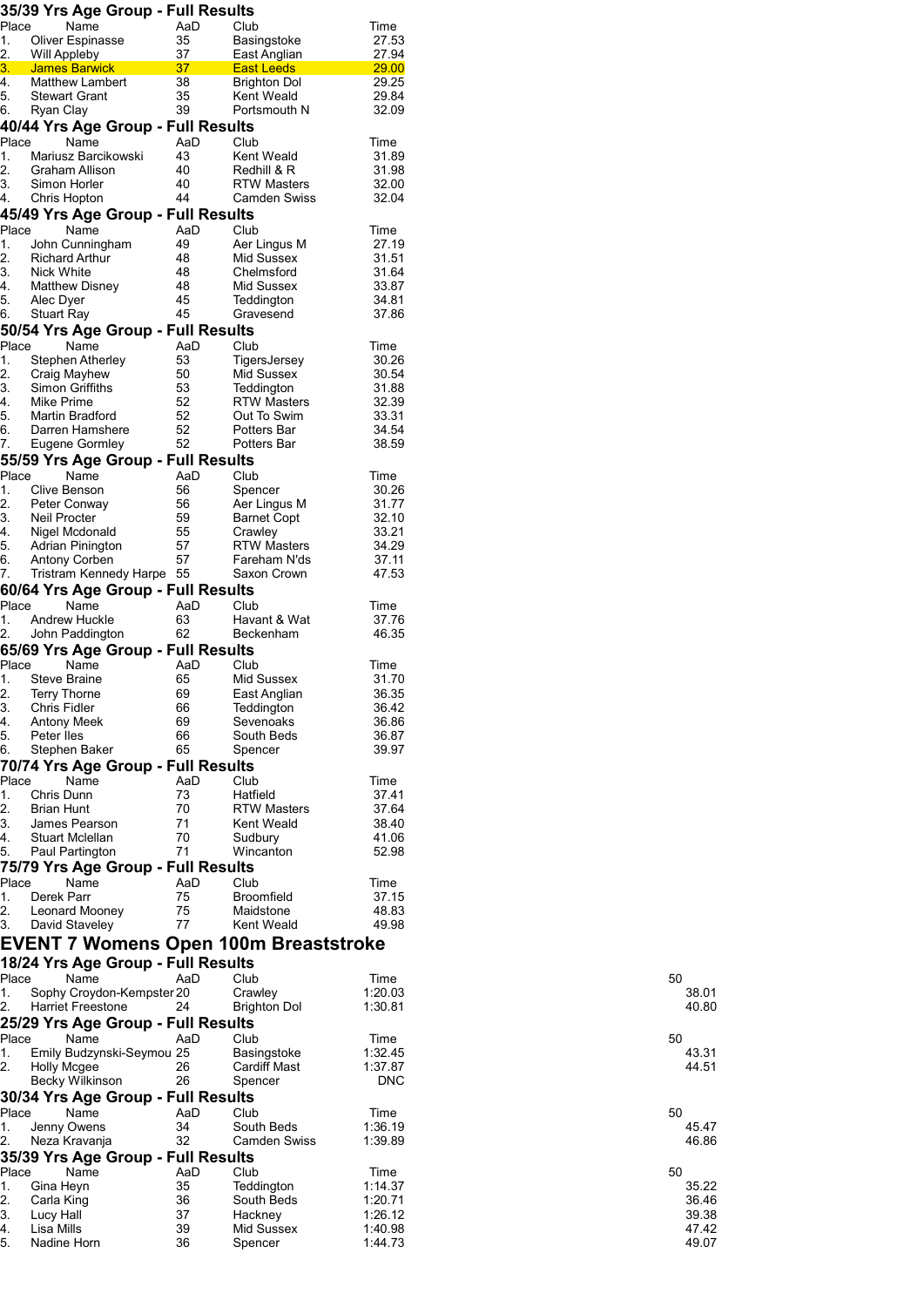### 35/39 Yrs Age Group - Full Results

| Place | Name | AaD | Club | Time |
|---|---|---|---|---|
| 1. | Oliver Espinasse | 35 | Basingstoke | 27.53 |
| 2. | Will Appleby | 37 | East Anglian | 27.94 |
| 3. | James Barwick | 37 | East Leeds | 29.00 |
| 4. | Matthew Lambert | 38 | Brighton Dol | 29.25 |
| 5. | Stewart Grant | 35 | Kent Weald | 29.84 |
| 6. | Ryan Clay | 39 | Portsmouth N | 32.09 |

### 40/44 Yrs Age Group - Full Results

| Place | Name | AaD | Club | Time |
|---|---|---|---|---|
| 1. | Mariusz Barcikowski | 43 | Kent Weald | 31.89 |
| 2. | Graham Allison | 40 | Redhill & R | 31.98 |
| 3. | Simon Horler | 40 | RTW Masters | 32.00 |
| 4. | Chris Hopton | 44 | Camden Swiss | 32.04 |

### 45/49 Yrs Age Group - Full Results

| Place | Name | AaD | Club | Time |
|---|---|---|---|---|
| 1. | John Cunningham | 49 | Aer Lingus M | 27.19 |
| 2. | Richard Arthur | 48 | Mid Sussex | 31.51 |
| 3. | Nick White | 48 | Chelmsford | 31.64 |
| 4. | Matthew Disney | 48 | Mid Sussex | 33.87 |
| 5. | Alec Dyer | 45 | Teddington | 34.81 |
| 6. | Stuart Ray | 45 | Gravesend | 37.86 |

### 50/54 Yrs Age Group - Full Results

| Place | Name | AaD | Club | Time |
|---|---|---|---|---|
| 1. | Stephen Atherley | 53 | TigersJersey | 30.26 |
| 2. | Craig Mayhew | 50 | Mid Sussex | 30.54 |
| 3. | Simon Griffiths | 53 | Teddington | 31.88 |
| 4. | Mike Prime | 52 | RTW Masters | 32.39 |
| 5. | Martin Bradford | 52 | Out To Swim | 33.31 |
| 6. | Darren Hamshere | 52 | Potters Bar | 34.54 |
| 7. | Eugene Gormley | 52 | Potters Bar | 38.59 |

### 55/59 Yrs Age Group - Full Results

| Place | Name | AaD | Club | Time |
|---|---|---|---|---|
| 1. | Clive Benson | 56 | Spencer | 30.26 |
| 2. | Peter Conway | 56 | Aer Lingus M | 31.77 |
| 3. | Neil Procter | 59 | Barnet Copt | 32.10 |
| 4. | Nigel Mcdonald | 55 | Crawley | 33.21 |
| 5. | Adrian Pinington | 57 | RTW Masters | 34.29 |
| 6. | Antony Corben | 57 | Fareham N'ds | 37.11 |
| 7. | Tristram Kennedy Harpe | 55 | Saxon Crown | 47.53 |

### 60/64 Yrs Age Group - Full Results

| Place | Name | AaD | Club | Time |
|---|---|---|---|---|
| 1. | Andrew Huckle | 63 | Havant & Wat | 37.76 |
| 2. | John Paddington | 62 | Beckenham | 46.35 |

### 65/69 Yrs Age Group - Full Results

| Place | Name | AaD | Club | Time |
|---|---|---|---|---|
| 1. | Steve Braine | 65 | Mid Sussex | 31.70 |
| 2. | Terry Thorne | 69 | East Anglian | 36.35 |
| 3. | Chris Fidler | 66 | Teddington | 36.42 |
| 4. | Antony Meek | 69 | Sevenoaks | 36.86 |
| 5. | Peter Iles | 66 | South Beds | 36.87 |
| 6. | Stephen Baker | 65 | Spencer | 39.97 |

### 70/74 Yrs Age Group - Full Results

| Place | Name | AaD | Club | Time |
|---|---|---|---|---|
| 1. | Chris Dunn | 73 | Hatfield | 37.41 |
| 2. | Brian Hunt | 70 | RTW Masters | 37.64 |
| 3. | James Pearson | 71 | Kent Weald | 38.40 |
| 4. | Stuart Mclellan | 70 | Sudbury | 41.06 |
| 5. | Paul Partington | 71 | Wincanton | 52.98 |

### 75/79 Yrs Age Group - Full Results

| Place | Name | AaD | Club | Time |
|---|---|---|---|---|
| 1. | Derek Parr | 75 | Broomfield | 37.15 |
| 2. | Leonard Mooney | 75 | Maidstone | 48.83 |
| 3. | David Staveley | 77 | Kent Weald | 49.98 |

## EVENT 7 Womens Open 100m Breaststroke

### 18/24 Yrs Age Group - Full Results

| Place | Name | AaD | Club | Time | 50 |
|---|---|---|---|---|---|
| 1. | Sophy Croydon-Kempster | 20 | Crawley | 1:20.03 | 38.01 |
| 2. | Harriet Freestone | 24 | Brighton Dol | 1:30.81 | 40.80 |

### 25/29 Yrs Age Group - Full Results

| Place | Name | AaD | Club | Time | 50 |
|---|---|---|---|---|---|
| 1. | Emily Budzynski-Seymou | 25 | Basingstoke | 1:32.45 | 43.31 |
| 2. | Holly Mcgee | 26 | Cardiff Mast | 1:37.87 | 44.51 |
| | Becky Wilkinson | 26 | Spencer | DNC | |

### 30/34 Yrs Age Group - Full Results

| Place | Name | AaD | Club | Time | 50 |
|---|---|---|---|---|---|
| 1. | Jenny Owens | 34 | South Beds | 1:36.19 | 45.47 |
| 2. | Neza Kravanja | 32 | Camden Swiss | 1:39.89 | 46.86 |

### 35/39 Yrs Age Group - Full Results

| Place | Name | AaD | Club | Time | 50 |
|---|---|---|---|---|---|
| 1. | Gina Heyn | 35 | Teddington | 1:14.37 | 35.22 |
| 2. | Carla King | 36 | South Beds | 1:20.71 | 36.46 |
| 3. | Lucy Hall | 37 | Hackney | 1:26.12 | 39.38 |
| 4. | Lisa Mills | 39 | Mid Sussex | 1:40.98 | 47.42 |
| 5. | Nadine Horn | 36 | Spencer | 1:44.73 | 49.07 |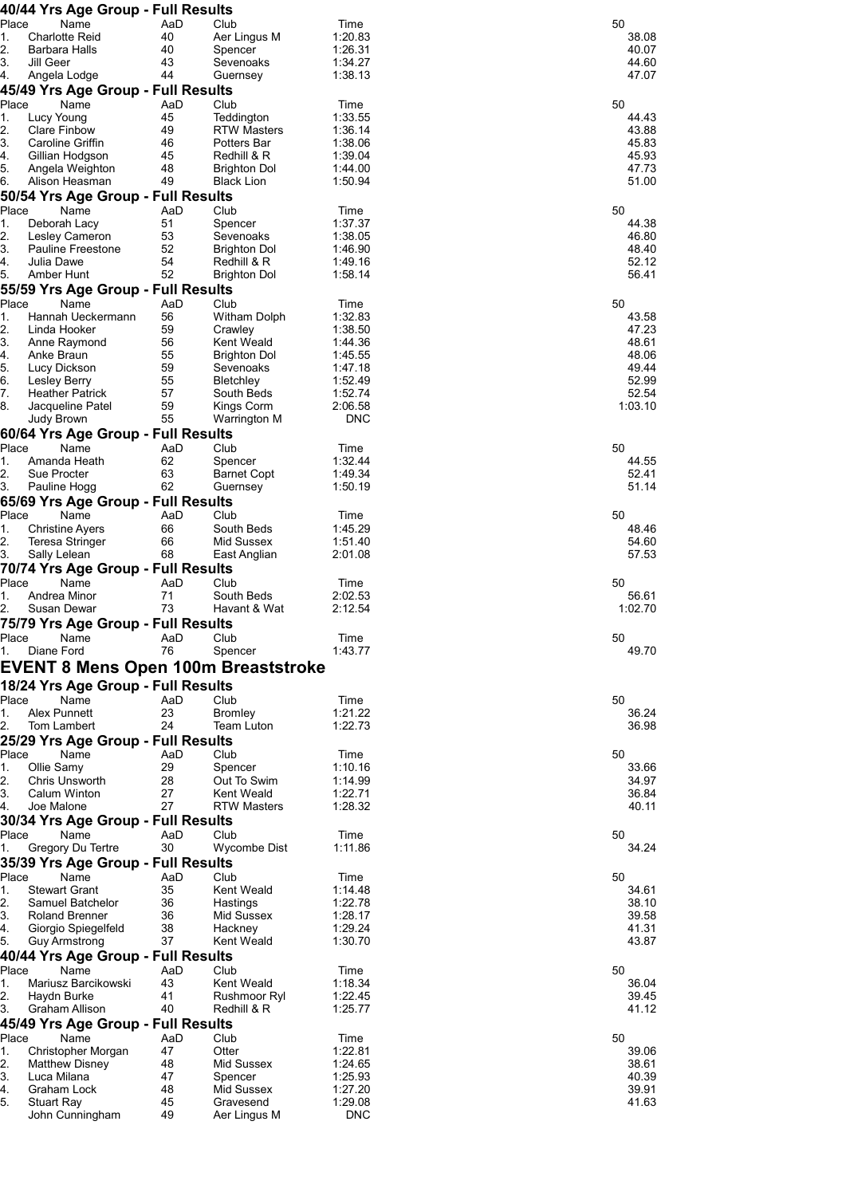## 40/44 Yrs Age Group - Full Results

| Place | Name | AaD | Club | Time | 50 |
|---|---|---|---|---|---|
| 1. | Charlotte Reid | 40 | Aer Lingus M | 1:20.83 | 38.08 |
| 2. | Barbara Halls | 40 | Spencer | 1:26.31 | 40.07 |
| 3. | Jill Geer | 43 | Sevenoaks | 1:34.27 | 44.60 |
| 4. | Angela Lodge | 44 | Guernsey | 1:38.13 | 47.07 |

## 45/49 Yrs Age Group - Full Results

| Place | Name | AaD | Club | Time | 50 |
|---|---|---|---|---|---|
| 1. | Lucy Young | 45 | Teddington | 1:33.55 | 44.43 |
| 2. | Clare Finbow | 49 | RTW Masters | 1:36.14 | 43.88 |
| 3. | Caroline Griffin | 46 | Potters Bar | 1:38.06 | 45.83 |
| 4. | Gillian Hodgson | 45 | Redhill & R | 1:39.04 | 45.93 |
| 5. | Angela Weighton | 48 | Brighton Dol | 1:44.00 | 47.73 |
| 6. | Alison Heasman | 49 | Black Lion | 1:50.94 | 51.00 |

## 50/54 Yrs Age Group - Full Results

| Place | Name | AaD | Club | Time | 50 |
|---|---|---|---|---|---|
| 1. | Deborah Lacy | 51 | Spencer | 1:37.37 | 44.38 |
| 2. | Lesley Cameron | 53 | Sevenoaks | 1:38.05 | 46.80 |
| 3. | Pauline Freestone | 52 | Brighton Dol | 1:46.90 | 48.40 |
| 4. | Julia Dawe | 54 | Redhill & R | 1:49.16 | 52.12 |
| 5. | Amber Hunt | 52 | Brighton Dol | 1:58.14 | 56.41 |

## 55/59 Yrs Age Group - Full Results

| Place | Name | AaD | Club | Time | 50 |
|---|---|---|---|---|---|
| 1. | Hannah Ueckermann | 56 | Witham Dolph | 1:32.83 | 43.58 |
| 2. | Linda Hooker | 59 | Crawley | 1:38.50 | 47.23 |
| 3. | Anne Raymond | 56 | Kent Weald | 1:44.36 | 48.61 |
| 4. | Anke Braun | 55 | Brighton Dol | 1:45.55 | 48.06 |
| 5. | Lucy Dickson | 59 | Sevenoaks | 1:47.18 | 49.44 |
| 6. | Lesley Berry | 55 | Bletchley | 1:52.49 | 52.99 |
| 7. | Heather Patrick | 57 | South Beds | 1:52.74 | 52.54 |
| 8. | Jacqueline Patel | 59 | Kings Corm | 2:06.58 | 1:03.10 |
| | Judy Brown | 55 | Warrington M | DNC | |

## 60/64 Yrs Age Group - Full Results

| Place | Name | AaD | Club | Time | 50 |
|---|---|---|---|---|---|
| 1. | Amanda Heath | 62 | Spencer | 1:32.44 | 44.55 |
| 2. | Sue Procter | 63 | Barnet Copt | 1:49.34 | 52.41 |
| 3. | Pauline Hogg | 62 | Guernsey | 1:50.19 | 51.14 |

## 65/69 Yrs Age Group - Full Results

| Place | Name | AaD | Club | Time | 50 |
|---|---|---|---|---|---|
| 1. | Christine Ayers | 66 | South Beds | 1:45.29 | 48.46 |
| 2. | Teresa Stringer | 66 | Mid Sussex | 1:51.40 | 54.60 |
| 3. | Sally Lelean | 68 | East Anglian | 2:01.08 | 57.53 |

## 70/74 Yrs Age Group - Full Results

| Place | Name | AaD | Club | Time | 50 |
|---|---|---|---|---|---|
| 1. | Andrea Minor | 71 | South Beds | 2:02.53 | 56.61 |
| 2. | Susan Dewar | 73 | Havant & Wat | 2:12.54 | 1:02.70 |

## 75/79 Yrs Age Group - Full Results

| Place | Name | AaD | Club | Time | 50 |
|---|---|---|---|---|---|
| 1. | Diane Ford | 76 | Spencer | 1:43.77 | 49.70 |

# EVENT 8 Mens Open 100m Breaststroke

## 18/24 Yrs Age Group - Full Results

| Place | Name | AaD | Club | Time | 50 |
|---|---|---|---|---|---|
| 1. | Alex Punnett | 23 | Bromley | 1:21.22 | 36.24 |
| 2. | Tom Lambert | 24 | Team Luton | 1:22.73 | 36.98 |

## 25/29 Yrs Age Group - Full Results

| Place | Name | AaD | Club | Time | 50 |
|---|---|---|---|---|---|
| 1. | Ollie Samy | 29 | Spencer | 1:10.16 | 33.66 |
| 2. | Chris Unsworth | 28 | Out To Swim | 1:14.99 | 34.97 |
| 3. | Calum Winton | 27 | Kent Weald | 1:22.71 | 36.84 |
| 4. | Joe Malone | 27 | RTW Masters | 1:28.32 | 40.11 |

## 30/34 Yrs Age Group - Full Results

| Place | Name | AaD | Club | Time | 50 |
|---|---|---|---|---|---|
| 1. | Gregory Du Tertre | 30 | Wycombe Dist | 1:11.86 | 34.24 |

## 35/39 Yrs Age Group - Full Results

| Place | Name | AaD | Club | Time | 50 |
|---|---|---|---|---|---|
| 1. | Stewart Grant | 35 | Kent Weald | 1:14.48 | 34.61 |
| 2. | Samuel Batchelor | 36 | Hastings | 1:22.78 | 38.10 |
| 3. | Roland Brenner | 36 | Mid Sussex | 1:28.17 | 39.58 |
| 4. | Giorgio Spiegelfeld | 38 | Hackney | 1:29.24 | 41.31 |
| 5. | Guy Armstrong | 37 | Kent Weald | 1:30.70 | 43.87 |

## 40/44 Yrs Age Group - Full Results

| Place | Name | AaD | Club | Time | 50 |
|---|---|---|---|---|---|
| 1. | Mariusz Barcikowski | 43 | Kent Weald | 1:18.34 | 36.04 |
| 2. | Haydn Burke | 41 | Rushmoor Ryl | 1:22.45 | 39.45 |
| 3. | Graham Allison | 40 | Redhill & R | 1:25.77 | 41.12 |

## 45/49 Yrs Age Group - Full Results

| Place | Name | AaD | Club | Time | 50 |
|---|---|---|---|---|---|
| 1. | Christopher Morgan | 47 | Otter | 1:22.81 | 39.06 |
| 2. | Matthew Disney | 48 | Mid Sussex | 1:24.65 | 38.61 |
| 3. | Luca Milana | 47 | Spencer | 1:25.93 | 40.39 |
| 4. | Graham Lock | 48 | Mid Sussex | 1:27.20 | 39.91 |
| 5. | Stuart Ray | 45 | Gravesend | 1:29.08 | 41.63 |
| | John Cunningham | 49 | Aer Lingus M | DNC | |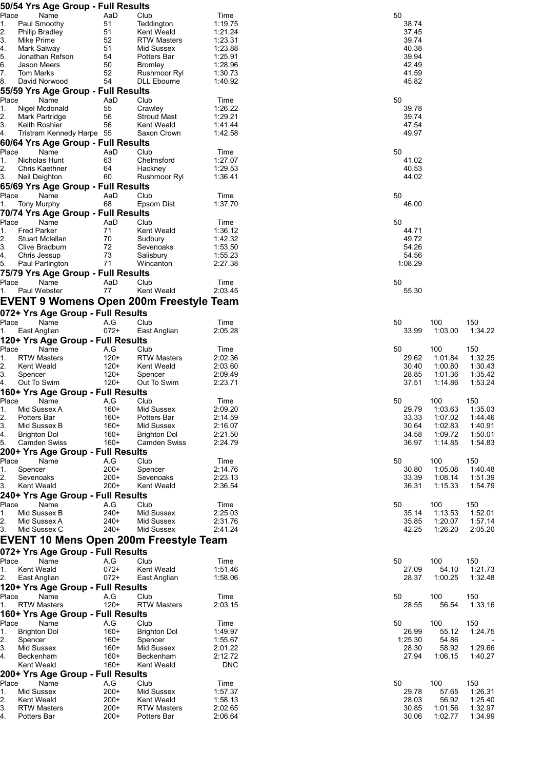### 50/54 Yrs Age Group - Full Results

| Place | Name | AaD | Club | Time | 50 |
|---|---|---|---|---|---|
| 1. | Paul Smoothy | 51 | Teddington | 1:19.75 | 38.74 |
| 2. | Philip Bradley | 51 | Kent Weald | 1:21.24 | 37.45 |
| 3. | Mike Prime | 52 | RTW Masters | 1:23.31 | 39.74 |
| 4. | Mark Salway | 51 | Mid Sussex | 1:23.88 | 40.38 |
| 5. | Jonathan Refson | 54 | Potters Bar | 1:25.91 | 39.94 |
| 6. | Jason Meers | 50 | Bromley | 1:28.96 | 42.49 |
| 7. | Tom Marks | 52 | Rushmoor Ryl | 1:30.73 | 41.59 |
| 8. | David Norwood | 54 | DLL Ebourne | 1:40.92 | 45.82 |

### 55/59 Yrs Age Group - Full Results

| Place | Name | AaD | Club | Time | 50 |
|---|---|---|---|---|---|
| 1. | Nigel Mcdonald | 55 | Crawley | 1:26.22 | 39.78 |
| 2. | Mark Partridge | 56 | Stroud Mast | 1:29.21 | 39.74 |
| 3. | Keith Roshier | 56 | Kent Weald | 1:41.44 | 47.54 |
| 4. | Tristram Kennedy Harpe | 55 | Saxon Crown | 1:42.58 | 49.97 |

### 60/64 Yrs Age Group - Full Results

| Place | Name | AaD | Club | Time | 50 |
|---|---|---|---|---|---|
| 1. | Nicholas Hunt | 63 | Chelmsford | 1:27.07 | 41.02 |
| 2. | Chris Kaethner | 64 | Hackney | 1:29.53 | 40.53 |
| 3. | Neil Deighton | 60 | Rushmoor Ryl | 1:36.41 | 44.02 |

### 65/69 Yrs Age Group - Full Results

| Place | Name | AaD | Club | Time | 50 |
|---|---|---|---|---|---|
| 1. | Tony Murphy | 68 | Epsom Dist | 1:37.70 | 46.00 |

### 70/74 Yrs Age Group - Full Results

| Place | Name | AaD | Club | Time | 50 |
|---|---|---|---|---|---|
| 1. | Fred Parker | 71 | Kent Weald | 1:36.12 | 44.71 |
| 2. | Stuart Mclellan | 70 | Sudbury | 1:42.32 | 49.72 |
| 3. | Clive Bradburn | 72 | Sevenoaks | 1:53.50 | 54.26 |
| 4. | Chris Jessup | 73 | Salisbury | 1:55.23 | 54.56 |
| 5. | Paul Partington | 71 | Wincanton | 2:27.38 | 1:08.29 |

### 75/79 Yrs Age Group - Full Results

| Place | Name | AaD | Club | Time | 50 |
|---|---|---|---|---|---|
| 1. | Paul Webster | 77 | Kent Weald | 2:03.45 | 55.30 |

## EVENT 9 Womens Open 200m Freestyle Team

### 072+ Yrs Age Group - Full Results

| Place | Name | A.G | Club | Time | 50 | 100 | 150 |
|---|---|---|---|---|---|---|---|
| 1. | East Anglian | 072+ | East Anglian | 2:05.28 | 33.99 | 1:03.00 | 1:34.22 |

### 120+ Yrs Age Group - Full Results

| Place | Name | A.G | Club | Time | 50 | 100 | 150 |
|---|---|---|---|---|---|---|---|
| 1. | RTW Masters | 120+ | RTW Masters | 2:02.36 | 29.62 | 1:01.84 | 1:32.25 |
| 2. | Kent Weald | 120+ | Kent Weald | 2:03.60 | 30.40 | 1:00.80 | 1:30.43 |
| 3. | Spencer | 120+ | Spencer | 2:09.49 | 28.85 | 1:01.36 | 1:35.42 |
| 4. | Out To Swim | 120+ | Out To Swim | 2:23.71 | 37.51 | 1:14.86 | 1:53.24 |

### 160+ Yrs Age Group - Full Results

| Place | Name | A.G | Club | Time | 50 | 100 | 150 |
|---|---|---|---|---|---|---|---|
| 1. | Mid Sussex A | 160+ | Mid Sussex | 2:09.20 | 29.79 | 1:03.63 | 1:35.03 |
| 2. | Potters Bar | 160+ | Potters Bar | 2:14.59 | 33.33 | 1:07.02 | 1:44.46 |
| 3. | Mid Sussex B | 160+ | Mid Sussex | 2:16.07 | 30.64 | 1:02.83 | 1:40.91 |
| 4. | Brighton Dol | 160+ | Brighton Dol | 2:21.50 | 34.58 | 1:09.72 | 1:50.01 |
| 5. | Camden Swiss | 160+ | Camden Swiss | 2:24.79 | 36.97 | 1:14.85 | 1:54.83 |

### 200+ Yrs Age Group - Full Results

| Place | Name | A.G | Club | Time | 50 | 100 | 150 |
|---|---|---|---|---|---|---|---|
| 1. | Spencer | 200+ | Spencer | 2:14.76 | 30.80 | 1:05.08 | 1:40.48 |
| 2. | Sevenoaks | 200+ | Sevenoaks | 2:23.13 | 33.39 | 1:08.14 | 1:51.39 |
| 3. | Kent Weald | 200+ | Kent Weald | 2:36.54 | 36.31 | 1:15.33 | 1:54.79 |

### 240+ Yrs Age Group - Full Results

| Place | Name | A.G | Club | Time | 50 | 100 | 150 |
|---|---|---|---|---|---|---|---|
| 1. | Mid Sussex B | 240+ | Mid Sussex | 2:25.03 | 35.14 | 1:13.53 | 1:52.01 |
| 2. | Mid Sussex A | 240+ | Mid Sussex | 2:31.76 | 35.85 | 1:20.07 | 1:57.14 |
| 3. | Mid Sussex C | 240+ | Mid Sussex | 2:41.24 | 42.25 | 1:26.20 | 2:05.20 |

## EVENT 10 Mens Open 200m Freestyle Team

### 072+ Yrs Age Group - Full Results

| Place | Name | A.G | Club | Time | 50 | 100 | 150 |
|---|---|---|---|---|---|---|---|
| 1. | Kent Weald | 072+ | Kent Weald | 1:51.46 | 27.09 | 54.10 | 1:21.73 |
| 2. | East Anglian | 072+ | East Anglian | 1:58.06 | 28.37 | 1:00.25 | 1:32.48 |

### 120+ Yrs Age Group - Full Results

| Place | Name | A.G | Club | Time | 50 | 100 | 150 |
|---|---|---|---|---|---|---|---|
| 1. | RTW Masters | 120+ | RTW Masters | 2:03.15 | 28.55 | 56.54 | 1:33.16 |

### 160+ Yrs Age Group - Full Results

| Place | Name | A.G | Club | Time | 50 | 100 | 150 |
|---|---|---|---|---|---|---|---|
| 1. | Brighton Dol | 160+ | Brighton Dol | 1:49.97 | 26.99 | 55.12 | 1:24.75 |
| 2. | Spencer | 160+ | Spencer | 1:55.67 | 1:25.30 | 54.86 | - |
| 3. | Mid Sussex | 160+ | Mid Sussex | 2:01.22 | 28.30 | 58.92 | 1:29.66 |
| 4. | Beckenham | 160+ | Beckenham | 2:12.72 | 27.94 | 1:06.15 | 1:40.27 |
| | Kent Weald | 160+ | Kent Weald | DNC | | | |

### 200+ Yrs Age Group - Full Results

| Place | Name | A.G | Club | Time | 50 | 100 | 150 |
|---|---|---|---|---|---|---|---|
| 1. | Mid Sussex | 200+ | Mid Sussex | 1:57.37 | 29.78 | 57.65 | 1:26.31 |
| 2. | Kent Weald | 200+ | Kent Weald | 1:58.13 | 28.03 | 56.92 | 1:25.40 |
| 3. | RTW Masters | 200+ | RTW Masters | 2:02.65 | 30.85 | 1:01.56 | 1:32.97 |
| 4. | Potters Bar | 200+ | Potters Bar | 2:06.64 | 30.06 | 1:02.77 | 1:34.99 |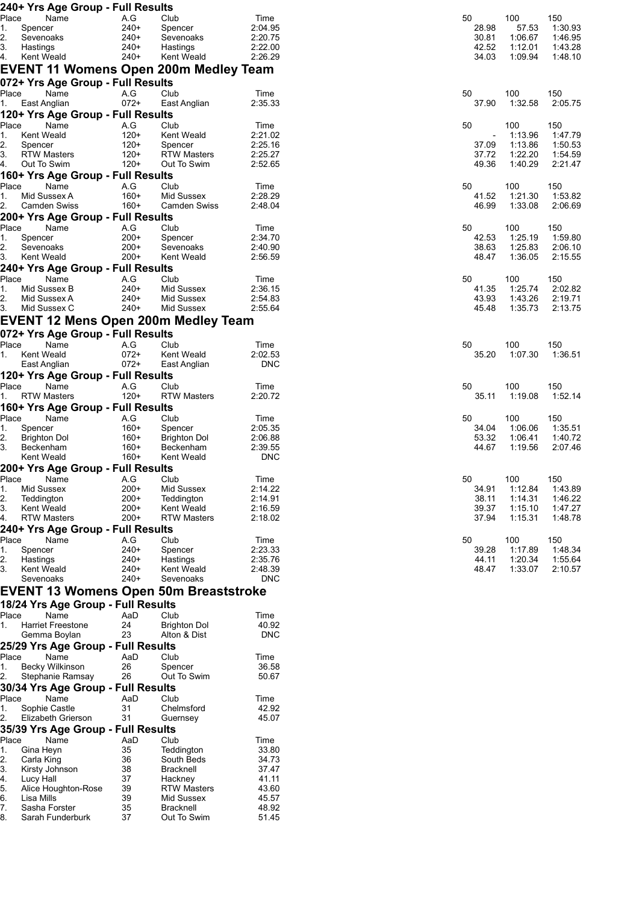### 240+ Yrs Age Group - Full Results

| Place | Name | A.G | Club | Time | 50 | 100 | 150 |
|---|---|---|---|---|---|---|---|
| 1. | Spencer | 240+ | Spencer | 2:04.95 | 28.98 | 57.53 | 1:30.93 |
| 2. | Sevenoaks | 240+ | Sevenoaks | 2:20.75 | 30.81 | 1:06.67 | 1:46.95 |
| 3. | Hastings | 240+ | Hastings | 2:22.00 | 42.52 | 1:12.01 | 1:43.28 |
| 4. | Kent Weald | 240+ | Kent Weald | 2:26.29 | 34.03 | 1:09.94 | 1:48.10 |

## EVENT 11 Womens Open 200m Medley Team

### 072+ Yrs Age Group - Full Results

| Place | Name | A.G | Club | Time | 50 | 100 | 150 |
|---|---|---|---|---|---|---|---|
| 1. | East Anglian | 072+ | East Anglian | 2:35.33 | 37.90 | 1:32.58 | 2:05.75 |

### 120+ Yrs Age Group - Full Results

| Place | Name | A.G | Club | Time | 50 | 100 | 150 |
|---|---|---|---|---|---|---|---|
| 1. | Kent Weald | 120+ | Kent Weald | 2:21.02 | - | 1:13.96 | 1:47.79 |
| 2. | Spencer | 120+ | Spencer | 2:25.16 | 37.09 | 1:13.86 | 1:50.53 |
| 3. | RTW Masters | 120+ | RTW Masters | 2:25.27 | 37.72 | 1:22.20 | 1:54.59 |
| 4. | Out To Swim | 120+ | Out To Swim | 2:52.65 | 49.36 | 1:40.29 | 2:21.47 |

### 160+ Yrs Age Group - Full Results

| Place | Name | A.G | Club | Time | 50 | 100 | 150 |
|---|---|---|---|---|---|---|---|
| 1. | Mid Sussex A | 160+ | Mid Sussex | 2:28.29 | 41.52 | 1:21.30 | 1:53.82 |
| 2. | Camden Swiss | 160+ | Camden Swiss | 2:48.04 | 46.99 | 1:33.08 | 2:06.69 |

### 200+ Yrs Age Group - Full Results

| Place | Name | A.G | Club | Time | 50 | 100 | 150 |
|---|---|---|---|---|---|---|---|
| 1. | Spencer | 200+ | Spencer | 2:34.70 | 42.53 | 1:25.19 | 1:59.80 |
| 2. | Sevenoaks | 200+ | Sevenoaks | 2:40.90 | 38.63 | 1:25.83 | 2:06.10 |
| 3. | Kent Weald | 200+ | Kent Weald | 2:56.59 | 48.47 | 1:36.05 | 2:15.55 |

### 240+ Yrs Age Group - Full Results

| Place | Name | A.G | Club | Time | 50 | 100 | 150 |
|---|---|---|---|---|---|---|---|
| 1. | Mid Sussex B | 240+ | Mid Sussex | 2:36.15 | 41.35 | 1:25.74 | 2:02.82 |
| 2. | Mid Sussex A | 240+ | Mid Sussex | 2:54.83 | 43.93 | 1:43.26 | 2:19.71 |
| 3. | Mid Sussex C | 240+ | Mid Sussex | 2:55.64 | 45.48 | 1:35.73 | 2:13.75 |

## EVENT 12 Mens Open 200m Medley Team

### 072+ Yrs Age Group - Full Results

| Place | Name | A.G | Club | Time | 50 | 100 | 150 |
|---|---|---|---|---|---|---|---|
| 1. | Kent Weald | 072+ | Kent Weald | 2:02.53 | 35.20 | 1:07.30 | 1:36.51 |
| | East Anglian | 072+ | East Anglian | DNC | | | |

### 120+ Yrs Age Group - Full Results

| Place | Name | A.G | Club | Time | 50 | 100 | 150 |
|---|---|---|---|---|---|---|---|
| 1. | RTW Masters | 120+ | RTW Masters | 2:20.72 | 35.11 | 1:19.08 | 1:52.14 |

### 160+ Yrs Age Group - Full Results

| Place | Name | A.G | Club | Time | 50 | 100 | 150 |
|---|---|---|---|---|---|---|---|
| 1. | Spencer | 160+ | Spencer | 2:05.35 | 34.04 | 1:06.06 | 1:35.51 |
| 2. | Brighton Dol | 160+ | Brighton Dol | 2:06.88 | 53.32 | 1:06.41 | 1:40.72 |
| 3. | Beckenham | 160+ | Beckenham | 2:39.55 | 44.67 | 1:19.56 | 2:07.46 |
| | Kent Weald | 160+ | Kent Weald | DNC | | | |

### 200+ Yrs Age Group - Full Results

| Place | Name | A.G | Club | Time | 50 | 100 | 150 |
|---|---|---|---|---|---|---|---|
| 1. | Mid Sussex | 200+ | Mid Sussex | 2:14.22 | 34.91 | 1:12.84 | 1:43.89 |
| 2. | Teddington | 200+ | Teddington | 2:14.91 | 38.11 | 1:14.31 | 1:46.22 |
| 3. | Kent Weald | 200+ | Kent Weald | 2:16.59 | 39.37 | 1:15.10 | 1:47.27 |
| 4. | RTW Masters | 200+ | RTW Masters | 2:18.02 | 37.94 | 1:15.31 | 1:48.78 |

### 240+ Yrs Age Group - Full Results

| Place | Name | A.G | Club | Time | 50 | 100 | 150 |
|---|---|---|---|---|---|---|---|
| 1. | Spencer | 240+ | Spencer | 2:23.33 | 39.28 | 1:17.89 | 1:48.34 |
| 2. | Hastings | 240+ | Hastings | 2:35.76 | 44.11 | 1:20.34 | 1:55.64 |
| 3. | Kent Weald | 240+ | Kent Weald | 2:48.39 | 48.47 | 1:33.07 | 2:10.57 |
| | Sevenoaks | 240+ | Sevenoaks | DNC | | | |

## EVENT 13 Womens Open 50m Breaststroke

### 18/24 Yrs Age Group - Full Results

| Place | Name | AaD | Club | Time |
|---|---|---|---|---|
| 1. | Harriet Freestone | 24 | Brighton Dol | 40.92 |
| | Gemma Boylan | 23 | Alton & Dist | DNC |

### 25/29 Yrs Age Group - Full Results

| Place | Name | AaD | Club | Time |
|---|---|---|---|---|
| 1. | Becky Wilkinson | 26 | Spencer | 36.58 |
| 2. | Stephanie Ramsay | 26 | Out To Swim | 50.67 |

### 30/34 Yrs Age Group - Full Results

| Place | Name | AaD | Club | Time |
|---|---|---|---|---|
| 1. | Sophie Castle | 31 | Chelmsford | 42.92 |
| 2. | Elizabeth Grierson | 31 | Guernsey | 45.07 |

### 35/39 Yrs Age Group - Full Results

| Place | Name | AaD | Club | Time |
|---|---|---|---|---|
| 1. | Gina Heyn | 35 | Teddington | 33.80 |
| 2. | Carla King | 36 | South Beds | 34.73 |
| 3. | Kirsty Johnson | 38 | Bracknell | 37.47 |
| 4. | Lucy Hall | 37 | Hackney | 41.11 |
| 5. | Alice Houghton-Rose | 39 | RTW Masters | 43.60 |
| 6. | Lisa Mills | 39 | Mid Sussex | 45.57 |
| 7. | Sasha Forster | 35 | Bracknell | 48.92 |
| 8. | Sarah Funderburk | 37 | Out To Swim | 51.45 |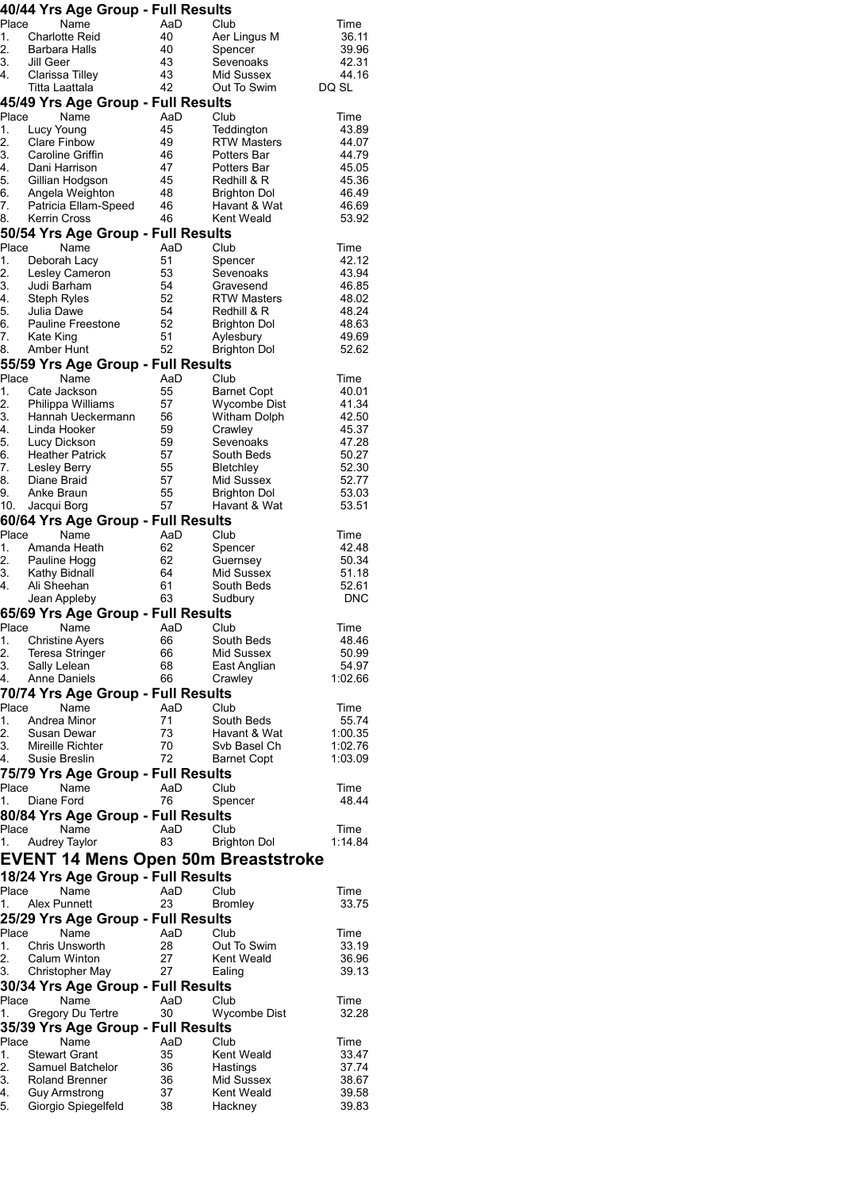### 40/44 Yrs Age Group - Full Results

| Place | Name | AaD | Club | Time |
|---|---|---|---|---|
| 1. | Charlotte Reid | 40 | Aer Lingus M | 36.11 |
| 2. | Barbara Halls | 40 | Spencer | 39.96 |
| 3. | Jill Geer | 43 | Sevenoaks | 42.31 |
| 4. | Clarissa Tilley | 43 | Mid Sussex | 44.16 |
| | Titta Laattala | 42 | Out To Swim | DQ SL |

### 45/49 Yrs Age Group - Full Results

| Place | Name | AaD | Club | Time |
|---|---|---|---|---|
| 1. | Lucy Young | 45 | Teddington | 43.89 |
| 2. | Clare Finbow | 49 | RTW Masters | 44.07 |
| 3. | Caroline Griffin | 46 | Potters Bar | 44.79 |
| 4. | Dani Harrison | 47 | Potters Bar | 45.05 |
| 5. | Gillian Hodgson | 45 | Redhill & R | 45.36 |
| 6. | Angela Weighton | 48 | Brighton Dol | 46.49 |
| 7. | Patricia Ellam-Speed | 46 | Havant & Wat | 46.69 |
| 8. | Kerrin Cross | 46 | Kent Weald | 53.92 |

### 50/54 Yrs Age Group - Full Results

| Place | Name | AaD | Club | Time |
|---|---|---|---|---|
| 1. | Deborah Lacy | 51 | Spencer | 42.12 |
| 2. | Lesley Cameron | 53 | Sevenoaks | 43.94 |
| 3. | Judi Barham | 54 | Gravesend | 46.85 |
| 4. | Steph Ryles | 52 | RTW Masters | 48.02 |
| 5. | Julia Dawe | 54 | Redhill & R | 48.24 |
| 6. | Pauline Freestone | 52 | Brighton Dol | 48.63 |
| 7. | Kate King | 51 | Aylesbury | 49.69 |
| 8. | Amber Hunt | 52 | Brighton Dol | 52.62 |

### 55/59 Yrs Age Group - Full Results

| Place | Name | AaD | Club | Time |
|---|---|---|---|---|
| 1. | Cate Jackson | 55 | Barnet Copt | 40.01 |
| 2. | Philippa Williams | 57 | Wycombe Dist | 41.34 |
| 3. | Hannah Ueckermann | 56 | Witham Dolph | 42.50 |
| 4. | Linda Hooker | 59 | Crawley | 45.37 |
| 5. | Lucy Dickson | 59 | Sevenoaks | 47.28 |
| 6. | Heather Patrick | 57 | South Beds | 50.27 |
| 7. | Lesley Berry | 55 | Bletchley | 52.30 |
| 8. | Diane Braid | 57 | Mid Sussex | 52.77 |
| 9. | Anke Braun | 55 | Brighton Dol | 53.03 |
| 10. | Jacqui Borg | 57 | Havant & Wat | 53.51 |

### 60/64 Yrs Age Group - Full Results

| Place | Name | AaD | Club | Time |
|---|---|---|---|---|
| 1. | Amanda Heath | 62 | Spencer | 42.48 |
| 2. | Pauline Hogg | 62 | Guernsey | 50.34 |
| 3. | Kathy Bidnall | 64 | Mid Sussex | 51.18 |
| 4. | Ali Sheehan | 61 | South Beds | 52.61 |
| | Jean Appleby | 63 | Sudbury | DNC |

### 65/69 Yrs Age Group - Full Results

| Place | Name | AaD | Club | Time |
|---|---|---|---|---|
| 1. | Christine Ayers | 66 | South Beds | 48.46 |
| 2. | Teresa Stringer | 66 | Mid Sussex | 50.99 |
| 3. | Sally Lelean | 68 | East Anglian | 54.97 |
| 4. | Anne Daniels | 66 | Crawley | 1:02.66 |

### 70/74 Yrs Age Group - Full Results

| Place | Name | AaD | Club | Time |
|---|---|---|---|---|
| 1. | Andrea Minor | 71 | South Beds | 55.74 |
| 2. | Susan Dewar | 73 | Havant & Wat | 1:00.35 |
| 3. | Mireille Richter | 70 | Svb Basel Ch | 1:02.76 |
| 4. | Susie Breslin | 72 | Barnet Copt | 1:03.09 |

### 75/79 Yrs Age Group - Full Results

| Place | Name | AaD | Club | Time |
|---|---|---|---|---|
| 1. | Diane Ford | 76 | Spencer | 48.44 |

### 80/84 Yrs Age Group - Full Results

| Place | Name | AaD | Club | Time |
|---|---|---|---|---|
| 1. | Audrey Taylor | 83 | Brighton Dol | 1:14.84 |

## EVENT 14 Mens Open 50m Breaststroke

### 18/24 Yrs Age Group - Full Results

| Place | Name | AaD | Club | Time |
|---|---|---|---|---|
| 1. | Alex Punnett | 23 | Bromley | 33.75 |

### 25/29 Yrs Age Group - Full Results

| Place | Name | AaD | Club | Time |
|---|---|---|---|---|
| 1. | Chris Unsworth | 28 | Out To Swim | 33.19 |
| 2. | Calum Winton | 27 | Kent Weald | 36.96 |
| 3. | Christopher May | 27 | Ealing | 39.13 |

### 30/34 Yrs Age Group - Full Results

| Place | Name | AaD | Club | Time |
|---|---|---|---|---|
| 1. | Gregory Du Tertre | 30 | Wycombe Dist | 32.28 |

### 35/39 Yrs Age Group - Full Results

| Place | Name | AaD | Club | Time |
|---|---|---|---|---|
| 1. | Stewart Grant | 35 | Kent Weald | 33.47 |
| 2. | Samuel Batchelor | 36 | Hastings | 37.74 |
| 3. | Roland Brenner | 36 | Mid Sussex | 38.67 |
| 4. | Guy Armstrong | 37 | Kent Weald | 39.58 |
| 5. | Giorgio Spiegelfeld | 38 | Hackney | 39.83 |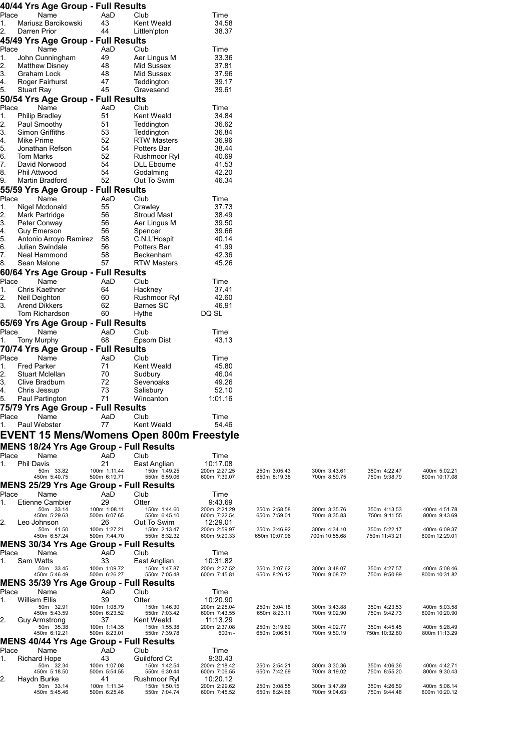## 40/44 Yrs Age Group - Full Results

| Place | Name | AaD | Club | Time |
|---|---|---|---|---|
| 1. | Mariusz Barcikowski | 43 | Kent Weald | 34.58 |
| 2. | Darren Prior | 44 | Littleh'pton | 38.37 |

## 45/49 Yrs Age Group - Full Results

| Place | Name | AaD | Club | Time |
|---|---|---|---|---|
| 1. | John Cunningham | 49 | Aer Lingus M | 33.36 |
| 2. | Matthew Disney | 48 | Mid Sussex | 37.81 |
| 3. | Graham Lock | 48 | Mid Sussex | 37.96 |
| 4. | Roger Fairhurst | 47 | Teddington | 39.17 |
| 5. | Stuart Ray | 45 | Gravesend | 39.61 |

## 50/54 Yrs Age Group - Full Results

| Place | Name | AaD | Club | Time |
|---|---|---|---|---|
| 1. | Philip Bradley | 51 | Kent Weald | 34.84 |
| 2. | Paul Smoothy | 51 | Teddington | 36.62 |
| 3. | Simon Griffiths | 53 | Teddington | 36.84 |
| 4. | Mike Prime | 52 | RTW Masters | 36.96 |
| 5. | Jonathan Refson | 54 | Potters Bar | 38.44 |
| 6. | Tom Marks | 52 | Rushmoor Ryl | 40.69 |
| 7. | David Norwood | 54 | DLL Ebourne | 41.53 |
| 8. | Phil Attwood | 54 | Godalming | 42.20 |
| 9. | Martin Bradford | 52 | Out To Swim | 46.34 |

## 55/59 Yrs Age Group - Full Results

| Place | Name | AaD | Club | Time |
|---|---|---|---|---|
| 1. | Nigel Mcdonald | 55 | Crawley | 37.73 |
| 2. | Mark Partridge | 56 | Stroud Mast | 38.49 |
| 3. | Peter Conway | 56 | Aer Lingus M | 39.50 |
| 4. | Guy Emerson | 56 | Spencer | 39.66 |
| 5. | Antonio Arroyo Ramirez | 58 | C.N.L'Hospit | 40.14 |
| 6. | Julian Swindale | 56 | Potters Bar | 41.99 |
| 7. | Neal Hammond | 58 | Beckenham | 42.36 |
| 8. | Sean Malone | 57 | RTW Masters | 45.26 |

## 60/64 Yrs Age Group - Full Results

| Place | Name | AaD | Club | Time |
|---|---|---|---|---|
| 1. | Chris Kaethner | 64 | Hackney | 37.41 |
| 2. | Neil Deighton | 60 | Rushmoor Ryl | 42.60 |
| 3. | Arend Dikkers | 62 | Barnes SC | 46.91 |
| | Tom Richardson | 60 | Hythe | DQ SL |

## 65/69 Yrs Age Group - Full Results

| Place | Name | AaD | Club | Time |
|---|---|---|---|---|
| 1. | Tony Murphy | 68 | Epsom Dist | 43.13 |

## 70/74 Yrs Age Group - Full Results

| Place | Name | AaD | Club | Time |
|---|---|---|---|---|
| 1. | Fred Parker | 71 | Kent Weald | 45.80 |
| 2. | Stuart Mclellan | 70 | Sudbury | 46.04 |
| 3. | Clive Bradburn | 72 | Sevenoaks | 49.26 |
| 4. | Chris Jessup | 73 | Salisbury | 52.10 |
| 5. | Paul Partington | 71 | Wincanton | 1:01.16 |

## 75/79 Yrs Age Group - Full Results

| Place | Name | AaD | Club | Time |
|---|---|---|---|---|
| 1. | Paul Webster | 77 | Kent Weald | 54.46 |

# EVENT 15 Mens/Womens Open 800m Freestyle

## MENS 18/24 Yrs Age Group - Full Results

| Place | Name | AaD | Club | Time | | | | |
|---|---|---|---|---|---|---|---|---|
| 1. | Phil Davis | 21 | East Anglian | 10:17.08 | | | | |
| | 50m 33.82 | 100m 1:11.44 | 150m 1:49.25 | 200m 2:27.25 | 250m 3:05.43 | 300m 3:43.61 | 350m 4:22.47 | 400m 5:02.21 |
| | 450m 5:40.75 | 500m 6:19.71 | 550m 6:59.06 | 600m 7:39.07 | 650m 8:19.38 | 700m 8:59.75 | 750m 9:38.79 | 800m 10:17.08 |

## MENS 25/29 Yrs Age Group - Full Results

| Place | Name | AaD | Club | Time | | | | |
|---|---|---|---|---|---|---|---|---|
| 1. | Etienne Cambier | 29 | Otter | 9:43.69 | | | | |
| | 50m 33.14 | 100m 1:08.11 | 150m 1:44.60 | 200m 2:21.29 | 250m 2:58.58 | 300m 3:35.76 | 350m 4:13.53 | 400m 4:51.78 |
| | 450m 5:29.63 | 500m 6:07.65 | 550m 6:45.10 | 600m 7:22.54 | 650m 7:59.01 | 700m 8:35.83 | 750m 9:11.55 | 800m 9:43.69 |
| 2. | Leo Johnson | 26 | Out To Swim | 12:29.01 | | | | |
| | 50m 41.50 | 100m 1:27.21 | 150m 2:13.47 | 200m 2:59.97 | 250m 3:46.92 | 300m 4:34.10 | 350m 5:22.17 | 400m 6:09.37 |
| | 450m 6:57.24 | 500m 7:44.70 | 550m 8:32.32 | 600m 9:20.33 | 650m 10:07.96 | 700m 10:55.68 | 750m 11:43.21 | 800m 12:29.01 |

## MENS 30/34 Yrs Age Group - Full Results

| Place | Name | AaD | Club | Time | | | | |
|---|---|---|---|---|---|---|---|---|
| 1. | Sam Watts | 33 | East Anglian | 10:31.82 | | | | |
| | 50m 33.45 | 100m 1:09.72 | 150m 1:47.87 | 200m 2:27.52 | 250m 3:07.62 | 300m 3:48.07 | 350m 4:27.57 | 400m 5:08.46 |
| | 450m 5:46.49 | 500m 6:26.27 | 550m 7:05.48 | 600m 7:45.81 | 650m 8:26.12 | 700m 9:08.72 | 750m 9:50.89 | 800m 10:31.82 |

## MENS 35/39 Yrs Age Group - Full Results

| Place | Name | AaD | Club | Time | | | | |
|---|---|---|---|---|---|---|---|---|
| 1. | William Ellis | 39 | Otter | 10:20.90 | | | | |
| | 50m 32.91 | 100m 1:08.79 | 150m 1:46.30 | 200m 2:25.04 | 250m 3:04.18 | 300m 3:43.88 | 350m 4:23.53 | 400m 5:03.58 |
| | 450m 5:43.59 | 500m 6:23.52 | 550m 7:03.42 | 600m 7:43.55 | 650m 8:23.11 | 700m 9:02.90 | 750m 9:42.73 | 800m 10:20.90 |
| 2. | Guy Armstrong | 37 | Kent Weald | 11:13.29 | | | | |
| | 50m 35.38 | 100m 1:14.35 | 150m 1:55.38 | 200m 2:37.08 | 250m 3:19.69 | 300m 4:02.77 | 350m 4:45.45 | 400m 5:28.49 |
| | 450m 6:12.21 | 500m 8:23.01 | 550m 7:39.78 | 600m - | 650m 9:06.51 | 700m 9:50.19 | 750m 10:32.80 | 800m 11:13.29 |

## MENS 40/44 Yrs Age Group - Full Results

| Place | Name | AaD | Club | Time | | | | |
|---|---|---|---|---|---|---|---|---|
| 1. | Richard Hope | 43 | Guildford Ct | 9:30.43 | | | | |
| | 50m 32.34 | 100m 1:07.08 | 150m 1:42.54 | 200m 2:18.42 | 250m 2:54.21 | 300m 3:30.36 | 350m 4:06.36 | 400m 4:42.71 |
| | 450m 5:18.50 | 500m 5:54.55 | 550m 6:30.44 | 600m 7:06.55 | 650m 7:42.69 | 700m 8:19.02 | 750m 8:55.20 | 800m 9:30.43 |
| 2. | Haydn Burke | 41 | Rushmoor Ryl | 10:20.12 | | | | |
| | 50m 33.14 | 100m 1:11.34 | 150m 1:50.15 | 200m 2:29.62 | 250m 3:08.55 | 300m 3:47.89 | 350m 4:26.59 | 400m 5:06.14 |
| | 450m 5:45.46 | 500m 6:25.46 | 550m 7:04.74 | 600m 7:45.52 | 650m 8:24.68 | 700m 9:04.63 | 750m 9:44.48 | 800m 10:20.12 |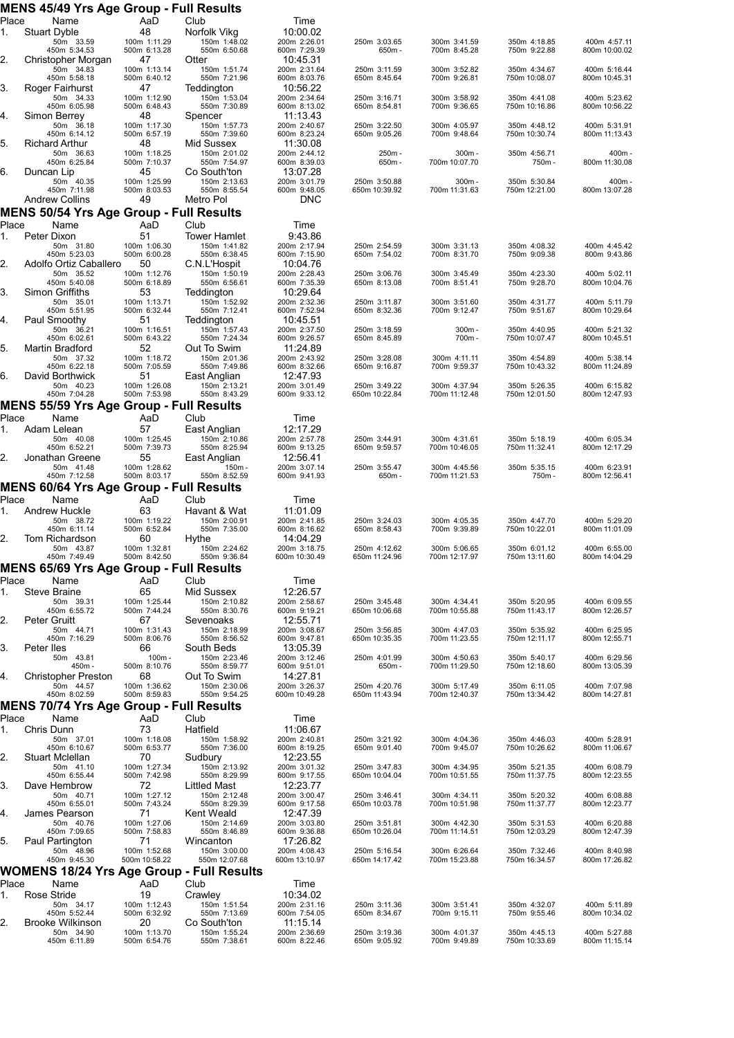## MENS 45/49 Yrs Age Group - Full Results

| Place | Name | AaD | Club | Time | | | | |
|---|---|---|---|---|---|---|---|---|
| 1. | Stuart Dyble | 48 | Norfolk Vikg | 10:00.02 | | | | |
| | 50m 33.59 | 100m 1:11.29 | 150m 1:48.02 | 200m 2:26.01 | 250m 3:03.65 | 300m 3:41.59 | 350m 4:18.85 | 400m 4:57.11 |
| | 450m 5:34.53 | 500m 6:13.28 | 550m 6:50.68 | 600m 7:29.39 | 650m - | 700m 8:45.28 | 750m 9:22.88 | 800m 10:00.02 |
| 2. | Christopher Morgan | 47 | Otter | 10:45.31 | | | | |
| | 50m 34.83 | 100m 1:13.14 | 150m 1:51.74 | 200m 2:31.64 | 250m 3:11.59 | 300m 3:52.82 | 350m 4:34.67 | 400m 5:16.44 |
| | 450m 5:58.18 | 500m 6:40.12 | 550m 7:21.96 | 600m 8:03.76 | 650m 8:45.64 | 700m 9:26.81 | 750m 10:08.07 | 800m 10:45.31 |
| 3. | Roger Fairhurst | 47 | Teddington | 10:56.22 | | | | |
| | 50m 34.33 | 100m 1:12.90 | 150m 1:53.04 | 200m 2:34.64 | 250m 3:16.71 | 300m 3:58.92 | 350m 4:41.08 | 400m 5:23.62 |
| | 450m 6:05.98 | 500m 6:48.43 | 550m 7:30.89 | 600m 8:13.02 | 650m 8:54.81 | 700m 9:36.65 | 750m 10:16.86 | 800m 10:56.22 |
| 4. | Simon Berrey | 48 | Spencer | 11:13.43 | | | | |
| | 50m 36.18 | 100m 1:17.30 | 150m 1:57.73 | 200m 2:40.67 | 250m 3:22.50 | 300m 4:05.97 | 350m 4:48.12 | 400m 5:31.91 |
| | 450m 6:14.12 | 500m 6:57.19 | 550m 7:39.60 | 600m 8:23.24 | 650m 9:05.26 | 700m 9:48.64 | 750m 10:30.74 | 800m 11:13.43 |
| 5. | Richard Arthur | 48 | Mid Sussex | 11:30.08 | | | | |
| | 50m 36.63 | 100m 1:18.25 | 150m 2:01.02 | 200m 2:44.12 | 250m - | 300m - | 350m 4:56.71 | 400m - |
| | 450m 6:25.84 | 500m 7:10.37 | 550m 7:54.97 | 600m 8:39.03 | 650m - | 700m 10:07.70 | 750m - | 800m 11:30.08 |
| 6. | Duncan Lip | 45 | Co South'ton | 13:07.28 | | | | |
| | 50m 40.35 | 100m 1:25.99 | 150m 2:13.63 | 200m 3:01.79 | 250m 3:50.88 | 300m - | 350m 5:30.84 | 400m - |
| | 450m 7:11.98 | 500m 8:03.53 | 550m 8:55.54 | 600m 9:48.05 | 650m 10:39.92 | 700m 11:31.63 | 750m 12:21.00 | 800m 13:07.28 |
| | Andrew Collins | 49 | Metro Pol | DNC | | | | |

## MENS 50/54 Yrs Age Group - Full Results

| Place | Name | AaD | Club | Time | | | | |
|---|---|---|---|---|---|---|---|---|
| 1. | Peter Dixon | 51 | Tower Hamlet | 9:43.86 | | | | |
| | 50m 31.80 | 100m 1:06.30 | 150m 1:41.82 | 200m 2:17.94 | 250m 2:54.59 | 300m 3:31.13 | 350m 4:08.32 | 400m 4:45.42 |
| | 450m 5:23.03 | 500m 6:00.28 | 550m 6:38.45 | 600m 7:15.90 | 650m 7:54.02 | 700m 8:31.70 | 750m 9:09.38 | 800m 9:43.86 |
| 2. | Adolfo Ortiz Caballero | 50 | C.N.L'Hospit | 10:04.76 | | | | |
| | 50m 35.52 | 100m 1:12.76 | 150m 1:50.19 | 200m 2:28.43 | 250m 3:06.76 | 300m 3:45.49 | 350m 4:23.30 | 400m 5:02.11 |
| | 450m 5:40.08 | 500m 6:18.89 | 550m 6:56.61 | 600m 7:35.39 | 650m 8:13.08 | 700m 8:51.41 | 750m 9:28.70 | 800m 10:04.76 |
| 3. | Simon Griffiths | 53 | Teddington | 10:29.64 | | | | |
| | 50m 35.01 | 100m 1:13.71 | 150m 1:52.92 | 200m 2:32.36 | 250m 3:11.87 | 300m 3:51.60 | 350m 4:31.77 | 400m 5:11.79 |
| | 450m 5:51.95 | 500m 6:32.44 | 550m 7:12.41 | 600m 7:52.94 | 650m 8:32.36 | 700m 9:12.47 | 750m 9:51.67 | 800m 10:29.64 |
| 4. | Paul Smoothy | 51 | Teddington | 10:45.51 | | | | |
| | 50m 36.21 | 100m 1:16.51 | 150m 1:57.43 | 200m 2:37.50 | 250m 3:18.59 | 300m - | 350m 4:40.95 | 400m 5:21.32 |
| | 450m 6:02.61 | 500m 6:43.22 | 550m 7:24.34 | 600m 9:26.57 | 650m 8:45.89 | 700m - | 750m 10:07.47 | 800m 10:45.51 |
| 5. | Martin Bradford | 52 | Out To Swim | 11:24.89 | | | | |
| | 50m 37.32 | 100m 1:18.72 | 150m 2:01.36 | 200m 2:43.92 | 250m 3:28.08 | 300m 4:11.11 | 350m 4:54.89 | 400m 5:38.14 |
| | 450m 6:22.18 | 500m 7:05.59 | 550m 7:49.86 | 600m 8:32.66 | 650m 9:16.87 | 700m 9:59.37 | 750m 10:43.32 | 800m 11:24.89 |
| 6. | David Borthwick | 51 | East Anglian | 12:47.93 | | | | |
| | 50m 40.23 | 100m 1:26.08 | 150m 2:13.21 | 200m 3:01.49 | 250m 3:49.22 | 300m 4:37.94 | 350m 5:26.35 | 400m 6:15.82 |
| | 450m 7:04.28 | 500m 7:53.98 | 550m 8:43.29 | 600m 9:33.12 | 650m 10:22.84 | 700m 11:12.48 | 750m 12:01.50 | 800m 12:47.93 |

## MENS 55/59 Yrs Age Group - Full Results

| Place | Name | AaD | Club | Time | | | | |
|---|---|---|---|---|---|---|---|---|
| 1. | Adam Lelean | 57 | East Anglian | 12:17.29 | | | | |
| | 50m 40.08 | 100m 1:25.45 | 150m 2:10.86 | 200m 2:57.78 | 250m 3:44.91 | 300m 4:31.61 | 350m 5:18.19 | 400m 6:05.34 |
| | 450m 6:52.21 | 500m 7:39.73 | 550m 8:25.94 | 600m 9:13.25 | 650m 9:59.57 | 700m 10:46.05 | 750m 11:32.41 | 800m 12:17.29 |
| 2. | Jonathan Greene | 55 | East Anglian | 12:56.41 | | | | |
| | 50m 41.48 | 100m 1:28.62 | 150m - | 200m 3:07.14 | 250m 3:55.47 | 300m 4:45.56 | 350m 5:35.15 | 400m 6:23.91 |
| | 450m 7:12.58 | 500m 8:03.17 | 550m 8:52.59 | 600m 9:41.93 | 650m - | 700m 11:21.53 | 750m - | 800m 12:56.41 |

## MENS 60/64 Yrs Age Group - Full Results

| Place | Name | AaD | Club | Time | | | | |
|---|---|---|---|---|---|---|---|---|
| 1. | Andrew Huckle | 63 | Havant & Wat | 11:01.09 | | | | |
| | 50m 38.72 | 100m 1:19.22 | 150m 2:00.91 | 200m 2:41.85 | 250m 3:24.03 | 300m 4:05.35 | 350m 4:47.70 | 400m 5:29.20 |
| | 450m 6:11.14 | 500m 6:52.84 | 550m 7:35.00 | 600m 8:16.62 | 650m 8:58.43 | 700m 9:39.89 | 750m 10:22.01 | 800m 11:01.09 |
| 2. | Tom Richardson | 60 | Hythe | 14:04.29 | | | | |
| | 50m 43.87 | 100m 1:32.81 | 150m 2:24.62 | 200m 3:18.75 | 250m 4:12.62 | 300m 5:06.65 | 350m 6:01.12 | 400m 6:55.00 |
| | 450m 7:49.49 | 500m 8:42.50 | 550m 9:36.84 | 600m 10:30.49 | 650m 11:24.96 | 700m 12:17.97 | 750m 13:11.60 | 800m 14:04.29 |

## MENS 65/69 Yrs Age Group - Full Results

| Place | Name | AaD | Club | Time | | | | |
|---|---|---|---|---|---|---|---|---|
| 1. | Steve Braine | 65 | Mid Sussex | 12:26.57 | | | | |
| | 50m 39.31 | 100m 1:25.44 | 150m 2:10.82 | 200m 2:58.67 | 250m 3:45.48 | 300m 4:34.41 | 350m 5:20.95 | 400m 6:09.55 |
| | 450m 6:55.72 | 500m 7:44.24 | 550m 8:30.76 | 600m 9:19.21 | 650m 10:06.68 | 700m 10:55.88 | 750m 11:43.17 | 800m 12:26.57 |
| 2. | Peter Gruitt | 67 | Sevenoaks | 12:55.71 | | | | |
| | 50m 44.71 | 100m 1:31.43 | 150m 2:18.99 | 200m 3:08.67 | 250m 3:56.85 | 300m 4:47.03 | 350m 5:35.92 | 400m 6:25.95 |
| | 450m 7:16.29 | 500m 8:06.76 | 550m 8:56.52 | 600m 9:47.81 | 650m 10:35.35 | 700m 11:23.55 | 750m 12:11.17 | 800m 12:55.71 |
| 3. | Peter Iles | 66 | South Beds | 13:05.39 | | | | |
| | 50m 43.81 | 100m - | 150m 2:23.46 | 200m 3:12.46 | 250m 4:01.99 | 300m 4:50.63 | 350m 5:40.17 | 400m 6:29.56 |
| | 450m - | 500m 8:10.76 | 550m 8:59.77 | 600m 9:51.01 | 650m - | 700m 11:29.50 | 750m 12:18.60 | 800m 13:05.39 |
| 4. | Christopher Preston | 68 | Out To Swim | 14:27.81 | | | | |
| | 50m 44.57 | 100m 1:36.62 | 150m 2:30.06 | 200m 3:26.37 | 250m 4:20.76 | 300m 5:17.49 | 350m 6:11.05 | 400m 7:07.98 |
| | 450m 8:02.59 | 500m 8:59.83 | 550m 9:54.25 | 600m 10:49.28 | 650m 11:43.94 | 700m 12:40.37 | 750m 13:34.42 | 800m 14:27.81 |

## MENS 70/74 Yrs Age Group - Full Results

| Place | Name | AaD | Club | Time | | | | |
|---|---|---|---|---|---|---|---|---|
| 1. | Chris Dunn | 73 | Hatfield | 11:06.67 | | | | |
| | 50m 37.01 | 100m 1:18.08 | 150m 1:58.92 | 200m 2:40.81 | 250m 3:21.92 | 300m 4:04.36 | 350m 4:46.03 | 400m 5:28.91 |
| | 450m 6:10.67 | 500m 6:53.77 | 550m 7:36.00 | 600m 8:19.25 | 650m 9:01.40 | 700m 9:45.07 | 750m 10:26.62 | 800m 11:06.67 |
| 2. | Stuart Mclellan | 70 | Sudbury | 12:23.55 | | | | |
| | 50m 41.10 | 100m 1:27.34 | 150m 2:13.92 | 200m 3:01.32 | 250m 3:47.83 | 300m 4:34.95 | 350m 5:21.35 | 400m 6:08.79 |
| | 450m 6:55.44 | 500m 7:42.98 | 550m 8:29.99 | 600m 9:17.55 | 650m 10:04.04 | 700m 10:51.55 | 750m 11:37.75 | 800m 12:23.55 |
| 3. | Dave Hembrow | 72 | Littled Mast | 12:23.77 | | | | |
| | 50m 40.71 | 100m 1:27.12 | 150m 2:12.48 | 200m 3:00.47 | 250m 3:46.41 | 300m 4:34.11 | 350m 5:20.32 | 400m 6:08.88 |
| | 450m 6:55.01 | 500m 7:43.24 | 550m 8:29.39 | 600m 9:17.58 | 650m 10:03.78 | 700m 10:51.98 | 750m 11:37.77 | 800m 12:23.77 |
| 4. | James Pearson | 71 | Kent Weald | 12:47.39 | | | | |
| | 50m 40.76 | 100m 1:27.06 | 150m 2:14.69 | 200m 3:03.80 | 250m 3:51.81 | 300m 4:42.30 | 350m 5:31.53 | 400m 6:20.88 |
| | 450m 7:09.65 | 500m 7:58.83 | 550m 8:46.89 | 600m 9:36.88 | 650m 10:26.04 | 700m 11:14.51 | 750m 12:03.29 | 800m 12:47.39 |
| 5. | Paul Partington | 71 | Wincanton | 17:26.82 | | | | |
| | 50m 48.96 | 100m 1:52.68 | 150m 3:00.00 | 200m 4:08.43 | 250m 5:16.54 | 300m 6:26.64 | 350m 7:32.46 | 400m 8:40.98 |
| | 450m 9:45.30 | 500m 10:58.22 | 550m 12:07.68 | 600m 13:10.97 | 650m 14:17.42 | 700m 15:23.88 | 750m 16:34.57 | 800m 17:26.82 |

## WOMENS 18/24 Yrs Age Group - Full Results

| Place | Name | AaD | Club | Time | | | | |
|---|---|---|---|---|---|---|---|---|
| 1. | Rose Stride | 19 | Crawley | 10:34.02 | | | | |
| | 50m 34.17 | 100m 1:12.43 | 150m 1:51.54 | 200m 2:31.16 | 250m 3:11.36 | 300m 3:51.41 | 350m 4:32.07 | 400m 5:11.89 |
| | 450m 5:52.44 | 500m 6:32.92 | 550m 7:13.69 | 600m 7:54.05 | 650m 8:34.67 | 700m 9:15.11 | 750m 9:55.46 | 800m 10:34.02 |
| 2. | Brooke Wilkinson | 20 | Co South'ton | 11:15.14 | | | | |
| | 50m 34.90 | 100m 1:13.70 | 150m 1:55.24 | 200m 2:36.69 | 250m 3:19.36 | 300m 4:01.37 | 350m 4:45.13 | 400m 5:27.88 |
| | 450m 6:11.89 | 500m 6:54.76 | 550m 7:38.61 | 600m 8:22.46 | 650m 9:05.92 | 700m 9:49.89 | 750m 10:33.69 | 800m 11:15.14 |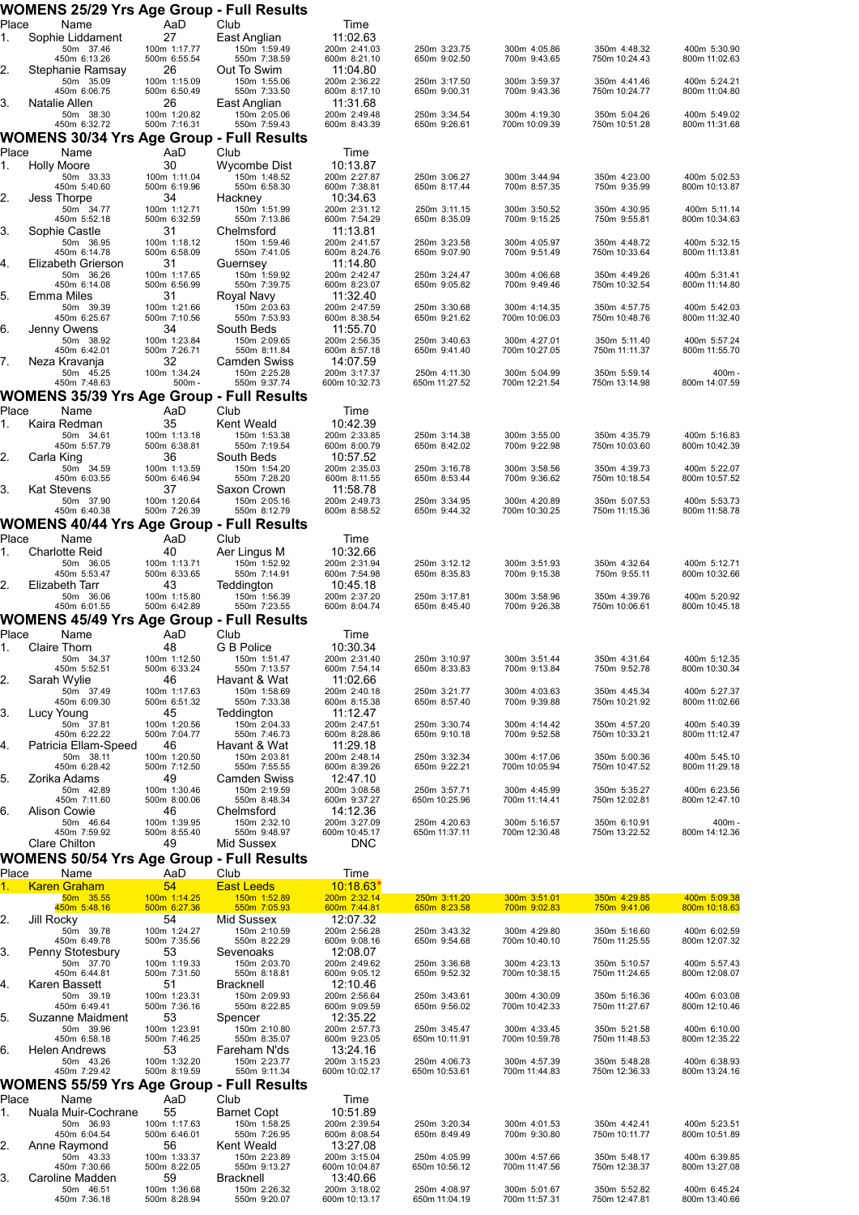## WOMENS 25/29 Yrs Age Group - Full Results

| Place | Name | AaD | Club | Time | | | | |
|---|---|---|---|---|---|---|---|---|
| 1. | Sophie Liddament | 27 | East Anglian | 11:02.63 | | | | |
| | 50m 37.46 | 100m 1:17.77 | 150m 1:59.49 | 200m 2:41.03 | 250m 3:23.75 | 300m 4:05.86 | 350m 4:48.32 | 400m 5:30.90 |
| | 450m 6:13.26 | 500m 6:55.54 | 550m 7:38.59 | 600m 8:21.10 | 650m 9:02.50 | 700m 9:43.65 | 750m 10:24.43 | 800m 11:02.63 |
| 2. | Stephanie Ramsay | 26 | Out To Swim | 11:04.80 | | | | |
| | 50m 35.09 | 100m 1:15.09 | 150m 1:55.06 | 200m 2:36.22 | 250m 3:17.50 | 300m 3:59.37 | 350m 4:41.46 | 400m 5:24.21 |
| | 450m 6:06.75 | 500m 6:50.49 | 550m 7:33.50 | 600m 8:17.10 | 650m 9:00.31 | 700m 9:43.36 | 750m 10:24.77 | 800m 11:04.80 |
| 3. | Natalie Allen | 26 | East Anglian | 11:31.68 | | | | |
| | 50m 38.30 | 100m 1:20.82 | 150m 2:05.06 | 200m 2:49.48 | 250m 3:34.54 | 300m 4:19.30 | 350m 5:04.26 | 400m 5:49.02 |
| | 450m 6:32.72 | 500m 7:16.31 | 550m 7:59.43 | 600m 8:43.39 | 650m 9:26.61 | 700m 10:09.39 | 750m 10:51.28 | 800m 11:31.68 |

## WOMENS 30/34 Yrs Age Group - Full Results

| Place | Name | AaD | Club | Time | | | | |
|---|---|---|---|---|---|---|---|---|
| 1. | Holly Moore | 30 | Wycombe Dist | 10:13.87 | | | | |
| | 50m 33.33 | 100m 1:11.04 | 150m 1:48.52 | 200m 2:27.87 | 250m 3:06.27 | 300m 3:44.94 | 350m 4:23.00 | 400m 5:02.53 |
| | 450m 5:40.60 | 500m 6:19.96 | 550m 6:58.30 | 600m 7:38.81 | 650m 8:17.44 | 700m 8:57.35 | 750m 9:35.99 | 800m 10:13.87 |
| 2. | Jess Thorpe | 34 | Hackney | 10:34.63 | | | | |
| | 50m 34.77 | 100m 1:12.71 | 150m 1:51.99 | 200m 2:31.12 | 250m 3:11.15 | 300m 3:50.52 | 350m 4:30.95 | 400m 5:11.14 |
| | 450m 5:52.18 | 500m 6:32.59 | 550m 7:13.86 | 600m 7:54.29 | 650m 8:35.09 | 700m 9:15.25 | 750m 9:55.81 | 800m 10:34.63 |
| 3. | Sophie Castle | 31 | Chelmsford | 11:13.81 | | | | |
| | 50m 36.95 | 100m 1:18.12 | 150m 1:59.46 | 200m 2:41.57 | 250m 3:23.58 | 300m 4:05.97 | 350m 4:48.72 | 400m 5:32.15 |
| | 450m 6:14.78 | 500m 6:58.09 | 550m 7:41.05 | 600m 8:24.76 | 650m 9:07.90 | 700m 9:51.49 | 750m 10:33.64 | 800m 11:13.81 |
| 4. | Elizabeth Grierson | 31 | Guernsey | 11:14.80 | | | | |
| | 50m 36.26 | 100m 1:17.65 | 150m 1:59.92 | 200m 2:42.47 | 250m 3:24.47 | 300m 4:06.68 | 350m 4:49.26 | 400m 5:31.41 |
| | 450m 6:14.08 | 500m 6:56.99 | 550m 7:39.75 | 600m 8:23.07 | 650m 9:05.82 | 700m 9:49.46 | 750m 10:32.54 | 800m 11:14.80 |
| 5. | Emma Miles | 31 | Royal Navy | 11:32.40 | | | | |
| | 50m 39.39 | 100m 1:21.66 | 150m 2:03.63 | 200m 2:47.59 | 250m 3:30.68 | 300m 4:14.35 | 350m 4:57.75 | 400m 5:42.03 |
| | 450m 6:25.67 | 500m 7:10.56 | 550m 7:53.93 | 600m 8:38.54 | 650m 9:21.62 | 700m 10:06.03 | 750m 10:48.76 | 800m 11:32.40 |
| 6. | Jenny Owens | 34 | South Beds | 11:55.70 | | | | |
| | 50m 38.92 | 100m 1:23.84 | 150m 2:09.65 | 200m 2:56.35 | 250m 3:40.63 | 300m 4:27.01 | 350m 5:11.40 | 400m 5:57.24 |
| | 450m 6:42.01 | 500m 7:26.71 | 550m 8:11.84 | 600m 8:57.18 | 650m 9:41.40 | 700m 10:27.05 | 750m 11:11.37 | 800m 11:55.70 |
| 7. | Neza Kravanja | 32 | Camden Swiss | 14:07.59 | | | | |
| | 50m 45.25 | 100m 1:34.24 | 150m 2:25.28 | 200m 3:17.37 | 250m 4:11.30 | 300m 5:04.99 | 350m 5:59.14 | 400m - |
| | 450m 7:48.63 | 500m - | 550m 9:37.74 | 600m 10:32.73 | 650m 11:27.52 | 700m 12:21.54 | 750m 13:14.98 | 800m 14:07.59 |

## WOMENS 35/39 Yrs Age Group - Full Results

| Place | Name | AaD | Club | Time | | | | |
|---|---|---|---|---|---|---|---|---|
| 1. | Kaira Redman | 35 | Kent Weald | 10:42.39 | | | | |
| | 50m 34.61 | 100m 1:13.18 | 150m 1:53.38 | 200m 2:33.85 | 250m 3:14.38 | 300m 3:55.00 | 350m 4:35.79 | 400m 5:16.83 |
| | 450m 5:57.79 | 500m 6:38.81 | 550m 7:19.54 | 600m 8:00.79 | 650m 8:42.02 | 700m 9:22.98 | 750m 10:03.60 | 800m 10:42.39 |
| 2. | Carla King | 36 | South Beds | 10:57.52 | | | | |
| | 50m 34.59 | 100m 1:13.59 | 150m 1:54.20 | 200m 2:35.03 | 250m 3:16.78 | 300m 3:58.56 | 350m 4:39.73 | 400m 5:22.07 |
| | 450m 6:03.55 | 500m 6:46.94 | 550m 7:28.20 | 600m 8:11.55 | 650m 8:53.44 | 700m 9:36.62 | 750m 10:18.54 | 800m 10:57.52 |
| 3. | Kat Stevens | 37 | Saxon Crown | 11:58.78 | | | | |
| | 50m 37.90 | 100m 1:20.64 | 150m 2:05.16 | 200m 2:49.73 | 250m 3:34.95 | 300m 4:20.89 | 350m 5:07.53 | 400m 5:53.73 |
| | 450m 6:40.38 | 500m 7:26.39 | 550m 8:12.79 | 600m 8:58.52 | 650m 9:44.32 | 700m 10:30.25 | 750m 11:15.36 | 800m 11:58.78 |

## WOMENS 40/44 Yrs Age Group - Full Results

| Place | Name | AaD | Club | Time | | | | |
|---|---|---|---|---|---|---|---|---|
| 1. | Charlotte Reid | 40 | Aer Lingus M | 10:32.66 | | | | |
| | 50m 36.05 | 100m 1:13.71 | 150m 1:52.92 | 200m 2:31.94 | 250m 3:12.12 | 300m 3:51.93 | 350m 4:32.64 | 400m 5:12.71 |
| | 450m 5:53.47 | 500m 6:33.65 | 550m 7:14.91 | 600m 7:54.98 | 650m 8:35.83 | 700m 9:15.38 | 750m 9:55.11 | 800m 10:32.66 |
| 2. | Elizabeth Tarr | 43 | Teddington | 10:45.18 | | | | |
| | 50m 36.06 | 100m 1:15.80 | 150m 1:56.39 | 200m 2:37.20 | 250m 3:17.81 | 300m 3:58.96 | 350m 4:39.76 | 400m 5:20.92 |
| | 450m 6:01.55 | 500m 6:42.89 | 550m 7:23.55 | 600m 8:04.74 | 650m 8:45.40 | 700m 9:26.38 | 750m 10:06.61 | 800m 10:45.18 |

## WOMENS 45/49 Yrs Age Group - Full Results

| Place | Name | AaD | Club | Time | | | | |
|---|---|---|---|---|---|---|---|---|
| 1. | Claire Thorn | 48 | G B Police | 10:30.34 | | | | |
| | 50m 34.37 | 100m 1:12.50 | 150m 1:51.47 | 200m 2:31.40 | 250m 3:10.97 | 300m 3:51.44 | 350m 4:31.64 | 400m 5:12.35 |
| | 450m 5:52.51 | 500m 6:33.24 | 550m 7:13.57 | 600m 7:54.14 | 650m 8:33.83 | 700m 9:13.84 | 750m 9:52.78 | 800m 10:30.34 |
| 2. | Sarah Wylie | 46 | Havant & Wat | 11:02.66 | | | | |
| | 50m 37.49 | 100m 1:17.63 | 150m 1:58.69 | 200m 2:40.18 | 250m 3:21.77 | 300m 4:03.63 | 350m 4:45.34 | 400m 5:27.37 |
| | 450m 6:09.30 | 500m 6:51.32 | 550m 7:33.38 | 600m 8:15.38 | 650m 8:57.40 | 700m 9:39.88 | 750m 10:21.92 | 800m 11:02.66 |
| 3. | Lucy Young | 45 | Teddington | 11:12.47 | | | | |
| | 50m 37.81 | 100m 1:20.56 | 150m 2:04.33 | 200m 2:47.51 | 250m 3:30.74 | 300m 4:14.42 | 350m 4:57.20 | 400m 5:40.39 |
| | 450m 6:22.22 | 500m 7:04.77 | 550m 7:46.73 | 600m 8:28.86 | 650m 9:10.18 | 700m 9:52.58 | 750m 10:33.21 | 800m 11:12.47 |
| 4. | Patricia Ellam-Speed | 46 | Havant & Wat | 11:29.18 | | | | |
| | 50m 38.11 | 100m 1:20.50 | 150m 2:03.81 | 200m 2:48.14 | 250m 3:32.34 | 300m 4:17.06 | 350m 5:00.36 | 400m 5:45.10 |
| | 450m 6:28.42 | 500m 7:12.50 | 550m 7:55.55 | 600m 8:39.26 | 650m 9:22.21 | 700m 10:05.94 | 750m 10:47.52 | 800m 11:29.18 |
| 5. | Zorika Adams | 49 | Camden Swiss | 12:47.10 | | | | |
| | 50m 42.89 | 100m 1:30.46 | 150m 2:19.59 | 200m 3:08.58 | 250m 3:57.71 | 300m 4:45.99 | 350m 5:35.27 | 400m 6:23.56 |
| | 450m 7:11.60 | 500m 8:00.06 | 550m 8:48.34 | 600m 9:37.27 | 650m 10:25.96 | 700m 11:14.41 | 750m 12:02.81 | 800m 12:47.10 |
| 6. | Alison Cowie | 46 | Chelmsford | 14:12.36 | | | | |
| | 50m 46.64 | 100m 1:39.95 | 150m 2:32.10 | 200m 3:27.09 | 250m 4:20.63 | 300m 5:16.57 | 350m 6:10.91 | 400m - |
| | 450m 7:59.92 | 500m 8:55.40 | 550m 9:48.97 | 600m 10:45.17 | 650m 11:37.11 | 700m 12:30.48 | 750m 13:22.52 | 800m 14:12.36 |
| | Clare Chilton | 49 | Mid Sussex | DNC | | | | |

## WOMENS 50/54 Yrs Age Group - Full Results

| Place | Name | AaD | Club | Time | | | | |
|---|---|---|---|---|---|---|---|---|
| 1. | Karen Graham | 54 | East Leeds | 10:18.63* | | | | |
| | 50m 35.55 | 100m 1:14.25 | 150m 1:52.89 | 200m 2:32.14 | 250m 3:11.20 | 300m 3:51.01 | 350m 4:29.85 | 400m 5:09.38 |
| | 450m 5:48.16 | 500m 6:27.36 | 550m 7:05.93 | 600m 7:44.81 | 650m 8:23.58 | 700m 9:02.83 | 750m 9:41.06 | 800m 10:18.63 |
| 2. | Jill Rocky | 54 | Mid Sussex | 12:07.32 | | | | |
| | 50m 39.78 | 100m 1:24.27 | 150m 2:10.59 | 200m 2:56.28 | 250m 3:43.32 | 300m 4:29.80 | 350m 5:16.60 | 400m 6:02.59 |
| | 450m 6:49.78 | 500m 7:35.56 | 550m 8:22.29 | 600m 9:08.16 | 650m 9:54.68 | 700m 10:40.10 | 750m 11:25.55 | 800m 12:07.32 |
| 3. | Penny Stotesbury | 53 | Sevenoaks | 12:08.07 | | | | |
| | 50m 37.70 | 100m 1:19.33 | 150m 2:03.70 | 200m 2:49.62 | 250m 3:36.68 | 300m 4:23.13 | 350m 5:10.57 | 400m 5:57.43 |
| | 450m 6:44.81 | 500m 7:31.50 | 550m 8:18.81 | 600m 9:05.12 | 650m 9:52.32 | 700m 10:38.15 | 750m 11:24.65 | 800m 12:08.07 |
| 4. | Karen Bassett | 51 | Bracknell | 12:10.46 | | | | |
| | 50m 39.19 | 100m 1:23.31 | 150m 2:09.93 | 200m 2:56.41 | 250m 3:43.61 | 300m 4:30.09 | 350m 5:16.36 | 400m 6:03.08 |
| | 450m 6:49.41 | 500m 7:36.16 | 550m 8:22.85 | 600m 9:09.59 | 650m 9:56.02 | 700m 10:42.33 | 750m 11:27.67 | 800m 12:10.46 |
| 5. | Suzanne Maidment | 53 | Spencer | 12:35.22 | | | | |
| | 50m 39.96 | 100m 1:23.91 | 150m 2:10.80 | 200m 2:57.73 | 250m 3:45.47 | 300m 4:33.45 | 350m 5:21.58 | 400m 6:10.00 |
| | 450m 6:58.18 | 500m 7:46.25 | 550m 8:35.07 | 600m 9:23.05 | 650m 10:11.91 | 700m 10:59.78 | 750m 11:48.53 | 800m 12:35.22 |
| 6. | Helen Andrews | 53 | Fareham N'ds | 13:24.16 | | | | |
| | 50m 43.26 | 100m 1:32.20 | 150m 2:23.77 | 200m 3:15.23 | 250m 4:06.73 | 300m 4:57.39 | 350m 5:48.28 | 400m 6:38.93 |
| | 450m 7:29.42 | 500m 8:19.59 | 550m 9:11.34 | 600m 10:02.17 | 650m 10:53.61 | 700m 11:44.83 | 750m 12:36.33 | 800m 13:24.16 |

## WOMENS 55/59 Yrs Age Group - Full Results

| Place | Name | AaD | Club | Time | | | | |
|---|---|---|---|---|---|---|---|---|
| 1. | Nuala Muir-Cochrane | 55 | Barnet Copt | 10:51.89 | | | | |
| | 50m 36.93 | 100m 1:17.63 | 150m 1:58.25 | 200m 2:39.54 | 250m 3:20.34 | 300m 4:01.53 | 350m 4:42.41 | 400m 5:23.51 |
| | 450m 6:04.54 | 500m 6:46.01 | 550m 7:26.95 | 600m 8:08.54 | 650m 8:49.49 | 700m 9:30.80 | 750m 10:11.77 | 800m 10:51.89 |
| 2. | Anne Raymond | 56 | Kent Weald | 13:27.08 | | | | |
| | 50m 43.33 | 100m 1:33.37 | 150m 2:23.89 | 200m 3:15.04 | 250m 4:05.99 | 300m 4:57.66 | 350m 5:48.17 | 400m 6:39.85 |
| | 450m 7:30.66 | 500m 8:22.05 | 550m 9:13.27 | 600m 10:04.87 | 650m 10:56.12 | 700m 11:47.56 | 750m 12:38.37 | 800m 13:27.08 |
| 3. | Caroline Madden | 59 | Bracknell | 13:40.66 | | | | |
| | 50m 46.51 | 100m 1:36.68 | 150m 2:26.32 | 200m 3:18.02 | 250m 4:08.97 | 300m 5:01.67 | 350m 5:52.82 | 400m 6:45.24 |
| | 450m 7:36.18 | 500m 8:28.94 | 550m 9:20.07 | 600m 10:13.17 | 650m 11:04.19 | 700m 11:57.31 | 750m 12:47.81 | 800m 13:40.66 |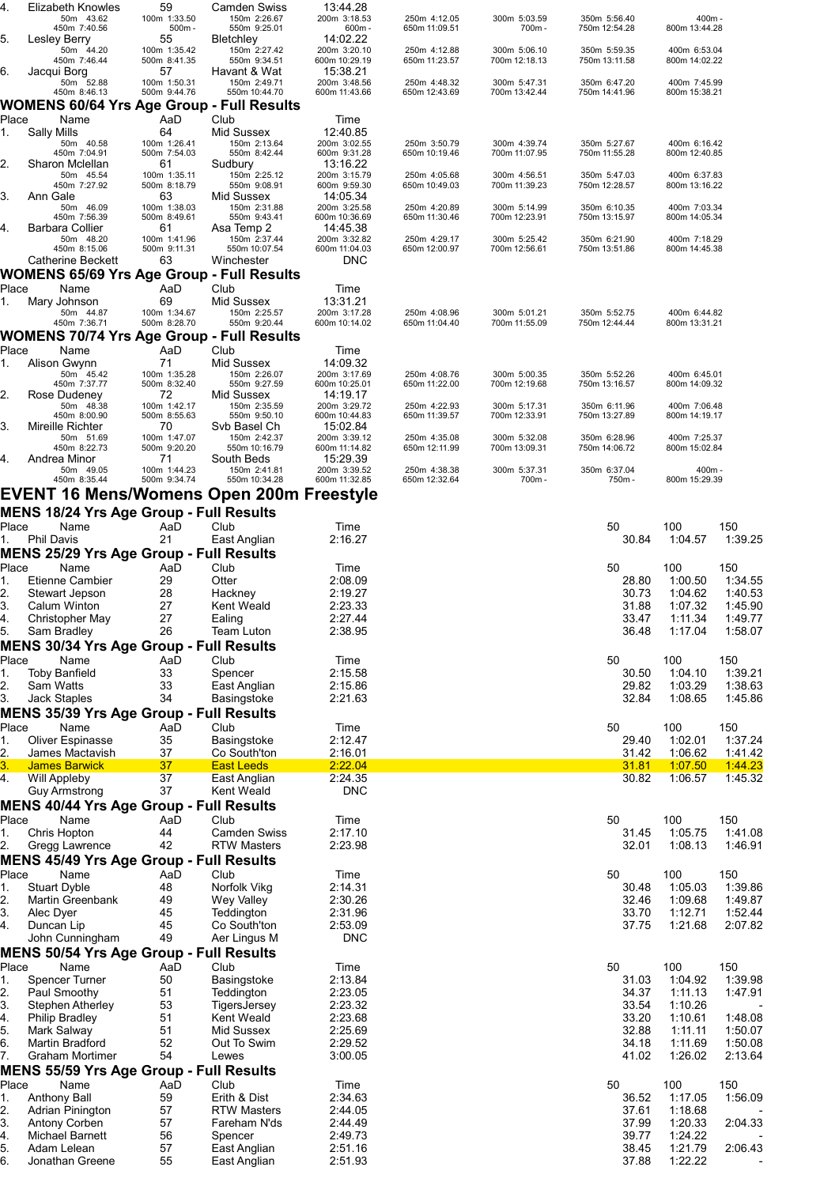| Place | Name | AaD | Club | Time | | | | |
|---|---|---|---|---|---|---|---|---|
| 4. | Elizabeth Knowles | 59 | Camden Swiss | 13:44.28 | | | | |
| | 50m 43.62 | 100m 1:33.50 | 150m 2:26.67 | 200m 3:18.53 | 250m 4:12.05 | 300m 5:03.59 | 350m 5:56.40 | 400m - |
| | 450m 7:40.56 | 500m - | 550m 9:25.01 | 600m - | 650m 11:09.51 | 700m - | 750m 12:54.28 | 800m 13:44.28 |
| 5. | Lesley Berry | 55 | Bletchley | 14:02.22 | | | | |
| | 50m 44.20 | 100m 1:35.42 | 150m 2:27.42 | 200m 3:20.10 | 250m 4:12.88 | 300m 5:06.10 | 350m 5:59.35 | 400m 6:53.04 |
| | 450m 7:46.44 | 500m 8:41.35 | 550m 9:34.51 | 600m 10:29.19 | 650m 11:23.57 | 700m 12:18.13 | 750m 13:11.58 | 800m 14:02.22 |
| 6. | Jacqui Borg | 57 | Havant & Wat | 15:38.21 | | | | |
| | 50m 52.88 | 100m 1:50.31 | 150m 2:49.71 | 200m 3:48.56 | 250m 4:48.32 | 300m 5:47.31 | 350m 6:47.20 | 400m 7:45.99 |
| | 450m 8:46.13 | 500m 9:44.76 | 550m 10:44.70 | 600m 11:43.66 | 650m 12:43.69 | 700m 13:42.44 | 750m 14:41.96 | 800m 15:38.21 |

## WOMENS 60/64 Yrs Age Group - Full Results

| Place | Name | AaD | Club | Time | | | | |
|---|---|---|---|---|---|---|---|---|
| 1. | Sally Mills | 64 | Mid Sussex | 12:40.85 | | | | |
| | 50m 40.58 | 100m 1:26.41 | 150m 2:13.64 | 200m 3:02.55 | 250m 3:50.79 | 300m 4:39.74 | 350m 5:27.67 | 400m 6:16.42 |
| | 450m 7:04.91 | 500m 7:54.03 | 550m 8:42.44 | 600m 9:31.28 | 650m 10:19.46 | 700m 11:07.95 | 750m 11:55.28 | 800m 12:40.85 |
| 2. | Sharon Mclellan | 61 | Sudbury | 13:16.22 | | | | |
| | 50m 45.54 | 100m 1:35.11 | 150m 2:25.12 | 200m 3:15.79 | 250m 4:05.68 | 300m 4:56.51 | 350m 5:47.03 | 400m 6:37.83 |
| | 450m 7:27.92 | 500m 8:18.79 | 550m 9:08.91 | 600m 9:59.30 | 650m 10:49.03 | 700m 11:39.23 | 750m 12:28.57 | 800m 13:16.22 |
| 3. | Ann Gale | 63 | Mid Sussex | 14:05.34 | | | | |
| | 50m 46.09 | 100m 1:38.03 | 150m 2:31.88 | 200m 3:25.58 | 250m 4:20.89 | 300m 5:14.99 | 350m 6:10.35 | 400m 7:03.34 |
| | 450m 7:56.39 | 500m 8:49.61 | 550m 9:43.41 | 600m 10:36.69 | 650m 11:30.46 | 700m 12:23.91 | 750m 13:15.97 | 800m 14:05.34 |
| 4. | Barbara Collier | 61 | Asa Temp 2 | 14:45.38 | | | | |
| | 50m 48.20 | 100m 1:41.96 | 150m 2:37.44 | 200m 3:32.82 | 250m 4:29.17 | 300m 5:25.42 | 350m 6:21.90 | 400m 7:18.29 |
| | 450m 8:15.06 | 500m 9:11.31 | 550m 10:07.54 | 600m 11:04.03 | 650m 12:00.97 | 700m 12:56.61 | 750m 13:51.86 | 800m 14:45.38 |
| | Catherine Beckett | 63 | Winchester | DNC | | | | |

## WOMENS 65/69 Yrs Age Group - Full Results

| Place | Name | AaD | Club | Time | | | | |
|---|---|---|---|---|---|---|---|---|
| 1. | Mary Johnson | 69 | Mid Sussex | 13:31.21 | | | | |
| | 50m 44.87 | 100m 1:34.67 | 150m 2:25.57 | 200m 3:17.28 | 250m 4:08.96 | 300m 5:01.21 | 350m 5:52.75 | 400m 6:44.82 |
| | 450m 7:36.71 | 500m 8:28.70 | 550m 9:20.44 | 600m 10:14.02 | 650m 11:04.40 | 700m 11:55.09 | 750m 12:44.44 | 800m 13:31.21 |

## WOMENS 70/74 Yrs Age Group - Full Results

| Place | Name | AaD | Club | Time | | | | |
|---|---|---|---|---|---|---|---|---|
| 1. | Alison Gwynn | 71 | Mid Sussex | 14:09.32 | | | | |
| | 50m 45.42 | 100m 1:35.28 | 150m 2:26.07 | 200m 3:17.69 | 250m 4:08.76 | 300m 5:00.35 | 350m 5:52.26 | 400m 6:45.01 |
| | 450m 7:37.77 | 500m 8:32.40 | 550m 9:27.59 | 600m 10:25.01 | 650m 11:22.00 | 700m 12:19.68 | 750m 13:16.57 | 800m 14:09.32 |
| 2. | Rose Dudeney | 72 | Mid Sussex | 14:19.17 | | | | |
| | 50m 48.38 | 100m 1:42.17 | 150m 2:35.59 | 200m 3:29.72 | 250m 4:22.93 | 300m 5:17.31 | 350m 6:11.96 | 400m 7:06.48 |
| | 450m 8:00.90 | 500m 8:55.63 | 550m 9:50.10 | 600m 10:44.83 | 650m 11:39.57 | 700m 12:33.91 | 750m 13:27.89 | 800m 14:19.17 |
| 3. | Mireille Richter | 70 | Svb Basel Ch | 15:02.84 | | | | |
| | 50m 51.69 | 100m 1:47.07 | 150m 2:42.37 | 200m 3:39.12 | 250m 4:35.08 | 300m 5:32.08 | 350m 6:28.96 | 400m 7:25.37 |
| | 450m 8:22.73 | 500m 9:20.20 | 550m 10:16.79 | 600m 11:14.82 | 650m 12:11.99 | 700m 13:09.31 | 750m 14:06.72 | 800m 15:02.84 |
| 4. | Andrea Minor | 71 | South Beds | 15:29.39 | | | | |
| | 50m 49.05 | 100m 1:44.23 | 150m 2:41.81 | 200m 3:39.52 | 250m 4:38.38 | 300m 5:37.31 | 350m 6:37.04 | 400m - |
| | 450m 8:35.44 | 500m 9:34.74 | 550m 10:34.28 | 600m 11:32.85 | 650m 12:32.64 | 700m - | 750m - | 800m 15:29.39 |

# EVENT 16 Mens/Womens Open 200m Freestyle

## MENS 18/24 Yrs Age Group - Full Results

| Place | Name | AaD | Club | Time | 50 | 100 | 150 |
|---|---|---|---|---|---|---|---|
| 1. | Phil Davis | 21 | East Anglian | 2:16.27 | 30.84 | 1:04.57 | 1:39.25 |

## MENS 25/29 Yrs Age Group - Full Results

| Place | Name | AaD | Club | Time | 50 | 100 | 150 |
|---|---|---|---|---|---|---|---|
| 1. | Etienne Cambier | 29 | Otter | 2:08.09 | 28.80 | 1:00.50 | 1:34.55 |
| 2. | Stewart Jepson | 28 | Hackney | 2:19.27 | 30.73 | 1:04.62 | 1:40.53 |
| 3. | Calum Winton | 27 | Kent Weald | 2:23.33 | 31.88 | 1:07.32 | 1:45.90 |
| 4. | Christopher May | 27 | Ealing | 2:27.44 | 33.47 | 1:11.34 | 1:49.77 |
| 5. | Sam Bradley | 26 | Team Luton | 2:38.95 | 36.48 | 1:17.04 | 1:58.07 |

## MENS 30/34 Yrs Age Group - Full Results

| Place | Name | AaD | Club | Time | 50 | 100 | 150 |
|---|---|---|---|---|---|---|---|
| 1. | Toby Banfield | 33 | Spencer | 2:15.58 | 30.50 | 1:04.10 | 1:39.21 |
| 2. | Sam Watts | 33 | East Anglian | 2:15.86 | 29.82 | 1:03.29 | 1:38.63 |
| 3. | Jack Staples | 34 | Basingstoke | 2:21.63 | 32.84 | 1:08.65 | 1:45.86 |

## MENS 35/39 Yrs Age Group - Full Results

| Place | Name | AaD | Club | Time | 50 | 100 | 150 |
|---|---|---|---|---|---|---|---|
| 1. | Oliver Espinasse | 35 | Basingstoke | 2:12.47 | 29.40 | 1:02.01 | 1:37.24 |
| 2. | James Mactavish | 37 | Co South'ton | 2:16.01 | 31.42 | 1:06.62 | 1:41.42 |
| 3. | James Barwick | 37 | East Leeds | 2:22.04 | 31.81 | 1:07.50 | 1:44.23 |
| 4. | Will Appleby | 37 | East Anglian | 2:24.35 | 30.82 | 1:06.57 | 1:45.32 |
| | Guy Armstrong | 37 | Kent Weald | DNC | | | |

## MENS 40/44 Yrs Age Group - Full Results

| Place | Name | AaD | Club | Time | 50 | 100 | 150 |
|---|---|---|---|---|---|---|---|
| 1. | Chris Hopton | 44 | Camden Swiss | 2:17.10 | 31.45 | 1:05.75 | 1:41.08 |
| 2. | Gregg Lawrence | 42 | RTW Masters | 2:23.98 | 32.01 | 1:08.13 | 1:46.91 |

## MENS 45/49 Yrs Age Group - Full Results

| Place | Name | AaD | Club | Time | 50 | 100 | 150 |
|---|---|---|---|---|---|---|---|
| 1. | Stuart Dyble | 48 | Norfolk Vikg | 2:14.31 | 30.48 | 1:05.03 | 1:39.86 |
| 2. | Martin Greenbank | 49 | Wey Valley | 2:30.26 | 32.46 | 1:09.68 | 1:49.87 |
| 3. | Alec Dyer | 45 | Teddington | 2:31.96 | 33.70 | 1:12.71 | 1:52.44 |
| 4. | Duncan Lip | 45 | Co South'ton | 2:53.09 | 37.75 | 1:21.68 | 2:07.82 |
| | John Cunningham | 49 | Aer Lingus M | DNC | | | |

## MENS 50/54 Yrs Age Group - Full Results

| Place | Name | AaD | Club | Time | 50 | 100 | 150 |
|---|---|---|---|---|---|---|---|
| 1. | Spencer Turner | 50 | Basingstoke | 2:13.84 | 31.03 | 1:04.92 | 1:39.98 |
| 2. | Paul Smoothy | 51 | Teddington | 2:23.05 | 34.37 | 1:11.13 | 1:47.91 |
| 3. | Stephen Atherley | 53 | TigersJersey | 2:23.32 | 33.54 | 1:10.26 | - |
| 4. | Philip Bradley | 51 | Kent Weald | 2:23.68 | 33.20 | 1:10.61 | 1:48.08 |
| 5. | Mark Salway | 51 | Mid Sussex | 2:25.69 | 32.88 | 1:11.11 | 1:50.07 |
| 6. | Martin Bradford | 52 | Out To Swim | 2:29.52 | 34.18 | 1:11.69 | 1:50.08 |
| 7. | Graham Mortimer | 54 | Lewes | 3:00.05 | 41.02 | 1:26.02 | 2:13.64 |

## MENS 55/59 Yrs Age Group - Full Results

| Place | Name | AaD | Club | Time | 50 | 100 | 150 |
|---|---|---|---|---|---|---|---|
| 1. | Anthony Ball | 59 | Erith & Dist | 2:34.63 | 36.52 | 1:17.05 | 1:56.09 |
| 2. | Adrian Pinington | 57 | RTW Masters | 2:44.05 | 37.61 | 1:18.68 | - |
| 3. | Antony Corben | 57 | Fareham N'ds | 2:44.49 | 37.99 | 1:20.33 | 2:04.33 |
| 4. | Michael Barnett | 56 | Spencer | 2:49.73 | 39.77 | 1:24.22 | - |
| 5. | Adam Lelean | 57 | East Anglian | 2:51.16 | 38.45 | 1:21.79 | 2:06.43 |
| 6. | Jonathan Greene | 55 | East Anglian | 2:51.93 | 37.88 | 1:22.22 | - |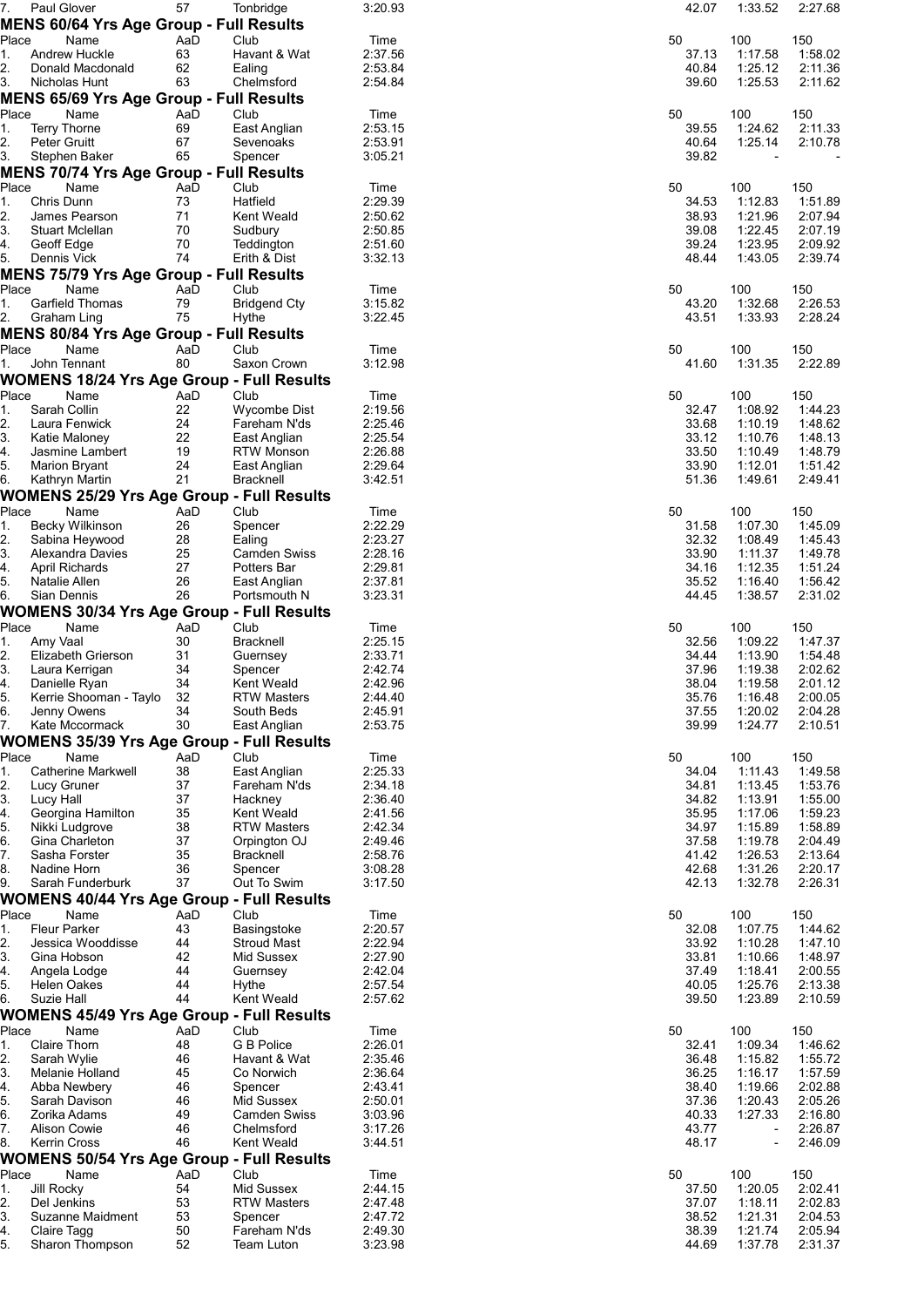| | | | | | | |
|---|---|---|---|---|---|---|
| 7. Paul Glover | 57 | Tonbridge | 3:20.93 | 42.07 | 1:33.52 | 2:27.68 |

## MENS 60/64 Yrs Age Group - Full Results

| Place Name | AaD | Club | Time | 50 | 100 | 150 |
|---|---|---|---|---|---|---|
| 1. Andrew Huckle | 63 | Havant & Wat | 2:37.56 | 37.13 | 1:17.58 | 1:58.02 |
| 2. Donald Macdonald | 62 | Ealing | 2:53.84 | 40.84 | 1:25.12 | 2:11.36 |
| 3. Nicholas Hunt | 63 | Chelmsford | 2:54.84 | 39.60 | 1:25.53 | 2:11.62 |

## MENS 65/69 Yrs Age Group - Full Results

| Place Name | AaD | Club | Time | 50 | 100 | 150 |
|---|---|---|---|---|---|---|
| 1. Terry Thorne | 69 | East Anglian | 2:53.15 | 39.55 | 1:24.62 | 2:11.33 |
| 2. Peter Gruitt | 67 | Sevenoaks | 2:53.91 | 40.64 | 1:25.14 | 2:10.78 |
| 3. Stephen Baker | 65 | Spencer | 3:05.21 | 39.82 | - | - |

## MENS 70/74 Yrs Age Group - Full Results

| Place Name | AaD | Club | Time | 50 | 100 | 150 |
|---|---|---|---|---|---|---|
| 1. Chris Dunn | 73 | Hatfield | 2:29.39 | 34.53 | 1:12.83 | 1:51.89 |
| 2. James Pearson | 71 | Kent Weald | 2:50.62 | 38.93 | 1:21.96 | 2:07.94 |
| 3. Stuart Mclellan | 70 | Sudbury | 2:50.85 | 39.08 | 1:22.45 | 2:07.19 |
| 4. Geoff Edge | 70 | Teddington | 2:51.60 | 39.24 | 1:23.95 | 2:09.92 |
| 5. Dennis Vick | 74 | Erith & Dist | 3:32.13 | 48.44 | 1:43.05 | 2:39.74 |

## MENS 75/79 Yrs Age Group - Full Results

| Place Name | AaD | Club | Time | 50 | 100 | 150 |
|---|---|---|---|---|---|---|
| 1. Garfield Thomas | 79 | Bridgend Cty | 3:15.82 | 43.20 | 1:32.68 | 2:26.53 |
| 2. Graham Ling | 75 | Hythe | 3:22.45 | 43.51 | 1:33.93 | 2:28.24 |

## MENS 80/84 Yrs Age Group - Full Results

| Place Name | AaD | Club | Time | 50 | 100 | 150 |
|---|---|---|---|---|---|---|
| 1. John Tennant | 80 | Saxon Crown | 3:12.98 | 41.60 | 1:31.35 | 2:22.89 |

## WOMENS 18/24 Yrs Age Group - Full Results

| Place Name | AaD | Club | Time | 50 | 100 | 150 |
|---|---|---|---|---|---|---|
| 1. Sarah Collin | 22 | Wycombe Dist | 2:19.56 | 32.47 | 1:08.92 | 1:44.23 |
| 2. Laura Fenwick | 24 | Fareham N'ds | 2:25.46 | 33.68 | 1:10.19 | 1:48.62 |
| 3. Katie Maloney | 22 | East Anglian | 2:25.54 | 33.12 | 1:10.76 | 1:48.13 |
| 4. Jasmine Lambert | 19 | RTW Monson | 2:26.88 | 33.50 | 1:10.49 | 1:48.79 |
| 5. Marion Bryant | 24 | East Anglian | 2:29.64 | 33.90 | 1:12.01 | 1:51.42 |
| 6. Kathryn Martin | 21 | Bracknell | 3:42.51 | 51.36 | 1:49.61 | 2:49.41 |

## WOMENS 25/29 Yrs Age Group - Full Results

| Place Name | AaD | Club | Time | 50 | 100 | 150 |
|---|---|---|---|---|---|---|
| 1. Becky Wilkinson | 26 | Spencer | 2:22.29 | 31.58 | 1:07.30 | 1:45.09 |
| 2. Sabina Heywood | 28 | Ealing | 2:23.27 | 32.32 | 1:08.49 | 1:45.43 |
| 3. Alexandra Davies | 25 | Camden Swiss | 2:28.16 | 33.90 | 1:11.37 | 1:49.78 |
| 4. April Richards | 27 | Potters Bar | 2:29.81 | 34.16 | 1:12.35 | 1:51.24 |
| 5. Natalie Allen | 26 | East Anglian | 2:37.81 | 35.52 | 1:16.40 | 1:56.42 |
| 6. Sian Dennis | 26 | Portsmouth N | 3:23.31 | 44.45 | 1:38.57 | 2:31.02 |

## WOMENS 30/34 Yrs Age Group - Full Results

| Place Name | AaD | Club | Time | 50 | 100 | 150 |
|---|---|---|---|---|---|---|
| 1. Amy Vaal | 30 | Bracknell | 2:25.15 | 32.56 | 1:09.22 | 1:47.37 |
| 2. Elizabeth Grierson | 31 | Guernsey | 2:33.71 | 34.44 | 1:13.90 | 1:54.48 |
| 3. Laura Kerrigan | 34 | Spencer | 2:42.74 | 37.96 | 1:19.38 | 2:02.62 |
| 4. Danielle Ryan | 34 | Kent Weald | 2:42.96 | 38.04 | 1:19.58 | 2:01.12 |
| 5. Kerrie Shooman - Taylo | 32 | RTW Masters | 2:44.40 | 35.76 | 1:16.48 | 2:00.05 |
| 6. Jenny Owens | 34 | South Beds | 2:45.91 | 37.55 | 1:20.02 | 2:04.28 |
| 7. Kate Mccormack | 30 | East Anglian | 2:53.75 | 39.99 | 1:24.77 | 2:10.51 |

## WOMENS 35/39 Yrs Age Group - Full Results

| Place Name | AaD | Club | Time | 50 | 100 | 150 |
|---|---|---|---|---|---|---|
| 1. Catherine Markwell | 38 | East Anglian | 2:25.33 | 34.04 | 1:11.43 | 1:49.58 |
| 2. Lucy Gruner | 37 | Fareham N'ds | 2:34.18 | 34.81 | 1:13.45 | 1:53.76 |
| 3. Lucy Hall | 37 | Hackney | 2:36.40 | 34.82 | 1:13.91 | 1:55.00 |
| 4. Georgina Hamilton | 35 | Kent Weald | 2:41.56 | 35.95 | 1:17.06 | 1:59.23 |
| 5. Nikki Ludgrove | 38 | RTW Masters | 2:42.34 | 34.97 | 1:15.89 | 1:58.89 |
| 6. Gina Charleton | 37 | Orpington OJ | 2:49.46 | 37.58 | 1:19.78 | 2:04.49 |
| 7. Sasha Forster | 35 | Bracknell | 2:58.76 | 41.42 | 1:26.53 | 2:13.64 |
| 8. Nadine Horn | 36 | Spencer | 3:08.28 | 42.68 | 1:31.26 | 2:20.17 |
| 9. Sarah Funderburk | 37 | Out To Swim | 3:17.50 | 42.13 | 1:32.78 | 2:26.31 |

## WOMENS 40/44 Yrs Age Group - Full Results

| Place Name | AaD | Club | Time | 50 | 100 | 150 |
|---|---|---|---|---|---|---|
| 1. Fleur Parker | 43 | Basingstoke | 2:20.57 | 32.08 | 1:07.75 | 1:44.62 |
| 2. Jessica Wooddisse | 44 | Stroud Mast | 2:22.94 | 33.92 | 1:10.28 | 1:47.10 |
| 3. Gina Hobson | 42 | Mid Sussex | 2:27.90 | 33.81 | 1:10.66 | 1:48.97 |
| 4. Angela Lodge | 44 | Guernsey | 2:42.04 | 37.49 | 1:18.41 | 2:00.55 |
| 5. Helen Oakes | 44 | Hythe | 2:57.54 | 40.05 | 1:25.76 | 2:13.38 |
| 6. Suzie Hall | 44 | Kent Weald | 2:57.62 | 39.50 | 1:23.89 | 2:10.59 |

## WOMENS 45/49 Yrs Age Group - Full Results

| Place Name | AaD | Club | Time | 50 | 100 | 150 |
|---|---|---|---|---|---|---|
| 1. Claire Thorn | 48 | G B Police | 2:26.01 | 32.41 | 1:09.34 | 1:46.62 |
| 2. Sarah Wylie | 46 | Havant & Wat | 2:35.46 | 36.48 | 1:15.82 | 1:55.72 |
| 3. Melanie Holland | 45 | Co Norwich | 2:36.64 | 36.25 | 1:16.17 | 1:57.59 |
| 4. Abba Newbery | 46 | Spencer | 2:43.41 | 38.40 | 1:19.66 | 2:02.88 |
| 5. Sarah Davison | 46 | Mid Sussex | 2:50.01 | 37.36 | 1:20.43 | 2:05.26 |
| 6. Zorika Adams | 49 | Camden Swiss | 3:03.96 | 40.33 | 1:27.33 | 2:16.80 |
| 7. Alison Cowie | 46 | Chelmsford | 3:17.26 | 43.77 | - | 2:26.87 |
| 8. Kerrin Cross | 46 | Kent Weald | 3:44.51 | 48.17 | - | 2:46.09 |

## WOMENS 50/54 Yrs Age Group - Full Results

| Place Name | AaD | Club | Time | 50 | 100 | 150 |
|---|---|---|---|---|---|---|
| 1. Jill Rocky | 54 | Mid Sussex | 2:44.15 | 37.50 | 1:20.05 | 2:02.41 |
| 2. Del Jenkins | 53 | RTW Masters | 2:47.48 | 37.07 | 1:18.11 | 2:02.83 |
| 3. Suzanne Maidment | 53 | Spencer | 2:47.72 | 38.52 | 1:21.31 | 2:04.53 |
| 4. Claire Tagg | 50 | Fareham N'ds | 2:49.30 | 38.39 | 1:21.74 | 2:05.94 |
| 5. Sharon Thompson | 52 | Team Luton | 3:23.98 | 44.69 | 1:37.78 | 2:31.37 |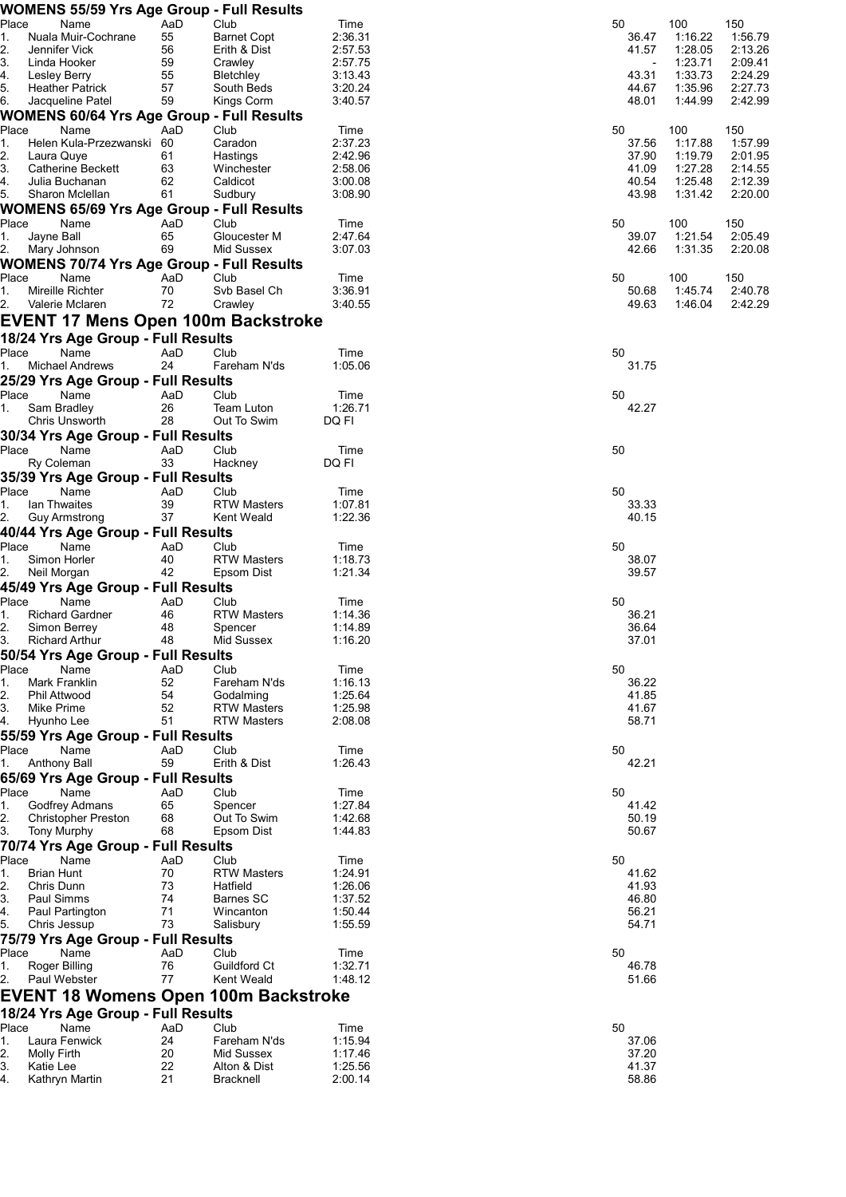### WOMENS 55/59 Yrs Age Group - Full Results

| Place | Name | AaD | Club | Time | 50 | 100 | 150 |
|---|---|---|---|---|---|---|---|
| 1. | Nuala Muir-Cochrane | 55 | Barnet Copt | 2:36.31 | 36.47 | 1:16.22 | 1:56.79 |
| 2. | Jennifer Vick | 56 | Erith & Dist | 2:57.53 | 41.57 | 1:28.05 | 2:13.26 |
| 3. | Linda Hooker | 59 | Crawley | 2:57.75 | - | 1:23.71 | 2:09.41 |
| 4. | Lesley Berry | 55 | Bletchley | 3:13.43 | 43.31 | 1:33.73 | 2:24.29 |
| 5. | Heather Patrick | 57 | South Beds | 3:20.24 | 44.67 | 1:35.96 | 2:27.73 |
| 6. | Jacqueline Patel | 59 | Kings Corm | 3:40.57 | 48.01 | 1:44.99 | 2:42.99 |

### WOMENS 60/64 Yrs Age Group - Full Results

| Place | Name | AaD | Club | Time | 50 | 100 | 150 |
|---|---|---|---|---|---|---|---|
| 1. | Helen Kula-Przezwanski | 60 | Caradon | 2:37.23 | 37.56 | 1:17.88 | 1:57.99 |
| 2. | Laura Quye | 61 | Hastings | 2:42.96 | 37.90 | 1:19.79 | 2:01.95 |
| 3. | Catherine Beckett | 63 | Winchester | 2:58.06 | 41.09 | 1:27.28 | 2:14.55 |
| 4. | Julia Buchanan | 62 | Caldicot | 3:00.08 | 40.54 | 1:25.48 | 2:12.39 |
| 5. | Sharon Mclellan | 61 | Sudbury | 3:08.90 | 43.98 | 1:31.42 | 2:20.00 |

### WOMENS 65/69 Yrs Age Group - Full Results

| Place | Name | AaD | Club | Time | 50 | 100 | 150 |
|---|---|---|---|---|---|---|---|
| 1. | Jayne Ball | 65 | Gloucester M | 2:47.64 | 39.07 | 1:21.54 | 2:05.49 |
| 2. | Mary Johnson | 69 | Mid Sussex | 3:07.03 | 42.66 | 1:31.35 | 2:20.08 |

### WOMENS 70/74 Yrs Age Group - Full Results

| Place | Name | AaD | Club | Time | 50 | 100 | 150 |
|---|---|---|---|---|---|---|---|
| 1. | Mireille Richter | 70 | Svb Basel Ch | 3:36.91 | 50.68 | 1:45.74 | 2:40.78 |
| 2. | Valerie Mclaren | 72 | Crawley | 3:40.55 | 49.63 | 1:46.04 | 2:42.29 |

## EVENT 17 Mens Open 100m Backstroke

### 18/24 Yrs Age Group - Full Results

| Place | Name | AaD | Club | Time | 50 |
|---|---|---|---|---|---|
| 1. | Michael Andrews | 24 | Fareham N'ds | 1:05.06 | 31.75 |

### 25/29 Yrs Age Group - Full Results

| Place | Name | AaD | Club | Time | 50 |
|---|---|---|---|---|---|
| 1. | Sam Bradley | 26 | Team Luton | 1:26.71 | 42.27 |
| | Chris Unsworth | 28 | Out To Swim | DQ FI | |

### 30/34 Yrs Age Group - Full Results

| Place | Name | AaD | Club | Time | 50 |
|---|---|---|---|---|---|
| | Ry Coleman | 33 | Hackney | DQ FI | |

### 35/39 Yrs Age Group - Full Results

| Place | Name | AaD | Club | Time | 50 |
|---|---|---|---|---|---|
| 1. | Ian Thwaites | 39 | RTW Masters | 1:07.81 | 33.33 |
| 2. | Guy Armstrong | 37 | Kent Weald | 1:22.36 | 40.15 |

### 40/44 Yrs Age Group - Full Results

| Place | Name | AaD | Club | Time | 50 |
|---|---|---|---|---|---|
| 1. | Simon Horler | 40 | RTW Masters | 1:18.73 | 38.07 |
| 2. | Neil Morgan | 42 | Epsom Dist | 1:21.34 | 39.57 |

### 45/49 Yrs Age Group - Full Results

| Place | Name | AaD | Club | Time | 50 |
|---|---|---|---|---|---|
| 1. | Richard Gardner | 46 | RTW Masters | 1:14.36 | 36.21 |
| 2. | Simon Berrey | 48 | Spencer | 1:14.89 | 36.64 |
| 3. | Richard Arthur | 48 | Mid Sussex | 1:16.20 | 37.01 |

### 50/54 Yrs Age Group - Full Results

| Place | Name | AaD | Club | Time | 50 |
|---|---|---|---|---|---|
| 1. | Mark Franklin | 52 | Fareham N'ds | 1:16.13 | 36.22 |
| 2. | Phil Attwood | 54 | Godalming | 1:25.64 | 41.85 |
| 3. | Mike Prime | 52 | RTW Masters | 1:25.98 | 41.67 |
| 4. | Hyunho Lee | 51 | RTW Masters | 2:08.08 | 58.71 |

### 55/59 Yrs Age Group - Full Results

| Place | Name | AaD | Club | Time | 50 |
|---|---|---|---|---|---|
| 1. | Anthony Ball | 59 | Erith & Dist | 1:26.43 | 42.21 |

### 65/69 Yrs Age Group - Full Results

| Place | Name | AaD | Club | Time | 50 |
|---|---|---|---|---|---|
| 1. | Godfrey Admans | 65 | Spencer | 1:27.84 | 41.42 |
| 2. | Christopher Preston | 68 | Out To Swim | 1:42.68 | 50.19 |
| 3. | Tony Murphy | 68 | Epsom Dist | 1:44.83 | 50.67 |

### 70/74 Yrs Age Group - Full Results

| Place | Name | AaD | Club | Time | 50 |
|---|---|---|---|---|---|
| 1. | Brian Hunt | 70 | RTW Masters | 1:24.91 | 41.62 |
| 2. | Chris Dunn | 73 | Hatfield | 1:26.06 | 41.93 |
| 3. | Paul Simms | 74 | Barnes SC | 1:37.52 | 46.80 |
| 4. | Paul Partington | 71 | Wincanton | 1:50.44 | 56.21 |
| 5. | Chris Jessup | 73 | Salisbury | 1:55.59 | 54.71 |

### 75/79 Yrs Age Group - Full Results

| Place | Name | AaD | Club | Time | 50 |
|---|---|---|---|---|---|
| 1. | Roger Billing | 76 | Guildford Ct | 1:32.71 | 46.78 |
| 2. | Paul Webster | 77 | Kent Weald | 1:48.12 | 51.66 |

## EVENT 18 Womens Open 100m Backstroke

### 18/24 Yrs Age Group - Full Results

| Place | Name | AaD | Club | Time | 50 |
|---|---|---|---|---|---|
| 1. | Laura Fenwick | 24 | Fareham N'ds | 1:15.94 | 37.06 |
| 2. | Molly Firth | 20 | Mid Sussex | 1:17.46 | 37.20 |
| 3. | Katie Lee | 22 | Alton & Dist | 1:25.56 | 41.37 |
| 4. | Kathryn Martin | 21 | Bracknell | 2:00.14 | 58.86 |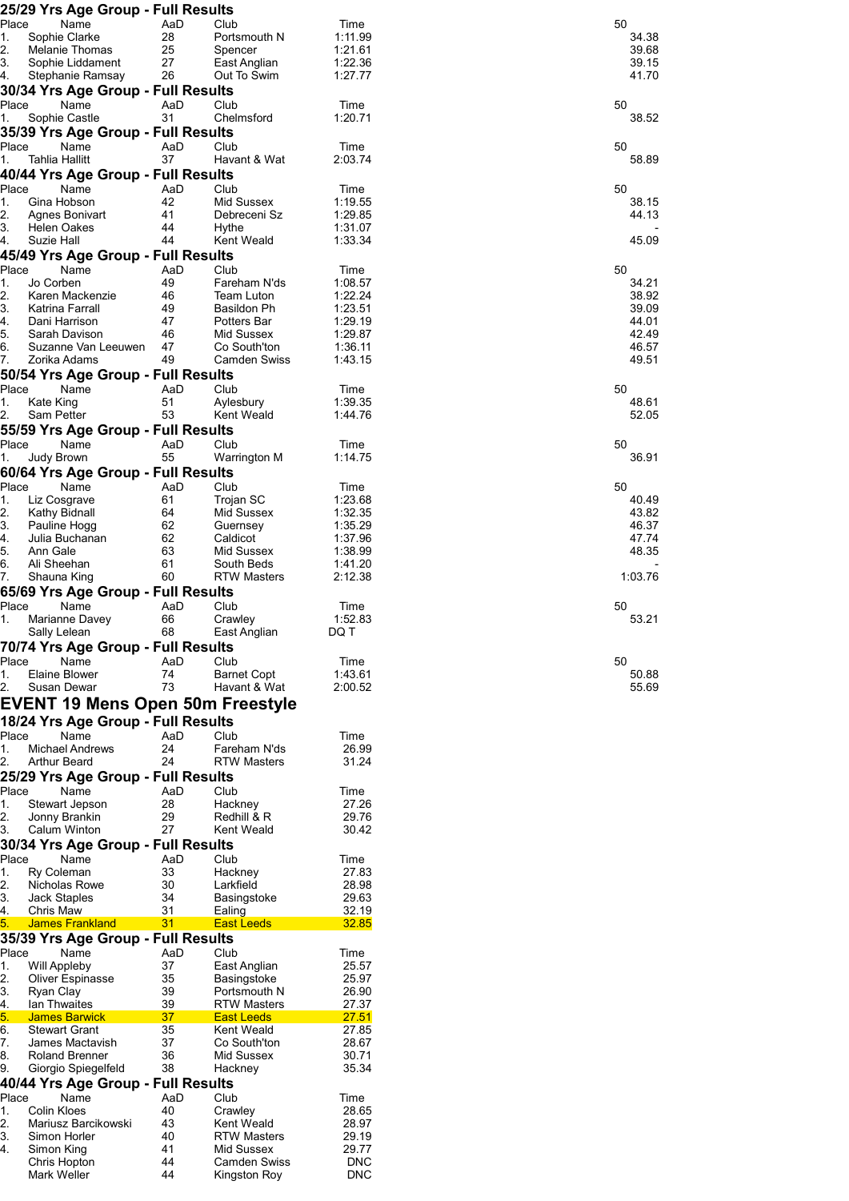## 25/29 Yrs Age Group - Full Results

| Place | Name | AaD | Club | Time | 50 |
|---|---|---|---|---|---|
| 1. | Sophie Clarke | 28 | Portsmouth N | 1:11.99 | 34.38 |
| 2. | Melanie Thomas | 25 | Spencer | 1:21.61 | 39.68 |
| 3. | Sophie Liddament | 27 | East Anglian | 1:22.36 | 39.15 |
| 4. | Stephanie Ramsay | 26 | Out To Swim | 1:27.77 | 41.70 |

## 30/34 Yrs Age Group - Full Results

| Place | Name | AaD | Club | Time | 50 |
|---|---|---|---|---|---|
| 1. | Sophie Castle | 31 | Chelmsford | 1:20.71 | 38.52 |

## 35/39 Yrs Age Group - Full Results

| Place | Name | AaD | Club | Time | 50 |
|---|---|---|---|---|---|
| 1. | Tahlia Hallitt | 37 | Havant & Wat | 2:03.74 | 58.89 |

## 40/44 Yrs Age Group - Full Results

| Place | Name | AaD | Club | Time | 50 |
|---|---|---|---|---|---|
| 1. | Gina Hobson | 42 | Mid Sussex | 1:19.55 | 38.15 |
| 2. | Agnes Bonivart | 41 | Debreceni Sz | 1:29.85 | 44.13 |
| 3. | Helen Oakes | 44 | Hythe | 1:31.07 | - |
| 4. | Suzie Hall | 44 | Kent Weald | 1:33.34 | 45.09 |

## 45/49 Yrs Age Group - Full Results

| Place | Name | AaD | Club | Time | 50 |
|---|---|---|---|---|---|
| 1. | Jo Corben | 49 | Fareham N'ds | 1:08.57 | 34.21 |
| 2. | Karen Mackenzie | 46 | Team Luton | 1:22.24 | 38.92 |
| 3. | Katrina Farrall | 49 | Basildon Ph | 1:23.51 | 39.09 |
| 4. | Dani Harrison | 47 | Potters Bar | 1:29.19 | 44.01 |
| 5. | Sarah Davison | 46 | Mid Sussex | 1:29.87 | 42.49 |
| 6. | Suzanne Van Leeuwen | 47 | Co South'ton | 1:36.11 | 46.57 |
| 7. | Zorika Adams | 49 | Camden Swiss | 1:43.15 | 49.51 |

## 50/54 Yrs Age Group - Full Results

| Place | Name | AaD | Club | Time | 50 |
|---|---|---|---|---|---|
| 1. | Kate King | 51 | Aylesbury | 1:39.35 | 48.61 |
| 2. | Sam Petter | 53 | Kent Weald | 1:44.76 | 52.05 |

## 55/59 Yrs Age Group - Full Results

| Place | Name | AaD | Club | Time | 50 |
|---|---|---|---|---|---|
| 1. | Judy Brown | 55 | Warrington M | 1:14.75 | 36.91 |

## 60/64 Yrs Age Group - Full Results

| Place | Name | AaD | Club | Time | 50 |
|---|---|---|---|---|---|
| 1. | Liz Cosgrave | 61 | Trojan SC | 1:23.68 | 40.49 |
| 2. | Kathy Bidnall | 64 | Mid Sussex | 1:32.35 | 43.82 |
| 3. | Pauline Hogg | 62 | Guernsey | 1:35.29 | 46.37 |
| 4. | Julia Buchanan | 62 | Caldicot | 1:37.96 | 47.74 |
| 5. | Ann Gale | 63 | Mid Sussex | 1:38.99 | 48.35 |
| 6. | Ali Sheehan | 61 | South Beds | 1:41.20 | - |
| 7. | Shauna King | 60 | RTW Masters | 2:12.38 | 1:03.76 |

## 65/69 Yrs Age Group - Full Results

| Place | Name | AaD | Club | Time | 50 |
|---|---|---|---|---|---|
| 1. | Marianne Davey | 66 | Crawley | 1:52.83 | 53.21 |
| | Sally Lelean | 68 | East Anglian | DQ T | |

## 70/74 Yrs Age Group - Full Results

| Place | Name | AaD | Club | Time | 50 |
|---|---|---|---|---|---|
| 1. | Elaine Blower | 74 | Barnet Copt | 1:43.61 | 50.88 |
| 2. | Susan Dewar | 73 | Havant & Wat | 2:00.52 | 55.69 |

# EVENT 19 Mens Open 50m Freestyle

## 18/24 Yrs Age Group - Full Results

| Place | Name | AaD | Club | Time |
|---|---|---|---|---|
| 1. | Michael Andrews | 24 | Fareham N'ds | 26.99 |
| 2. | Arthur Beard | 24 | RTW Masters | 31.24 |

## 25/29 Yrs Age Group - Full Results

| Place | Name | AaD | Club | Time |
|---|---|---|---|---|
| 1. | Stewart Jepson | 28 | Hackney | 27.26 |
| 2. | Jonny Brankin | 29 | Redhill & R | 29.76 |
| 3. | Calum Winton | 27 | Kent Weald | 30.42 |

## 30/34 Yrs Age Group - Full Results

| Place | Name | AaD | Club | Time |
|---|---|---|---|---|
| 1. | Ry Coleman | 33 | Hackney | 27.83 |
| 2. | Nicholas Rowe | 30 | Larkfield | 28.98 |
| 3. | Jack Staples | 34 | Basingstoke | 29.63 |
| 4. | Chris Maw | 31 | Ealing | 32.19 |
| 5. | James Frankland | 31 | East Leeds | 32.85 |

## 35/39 Yrs Age Group - Full Results

| Place | Name | AaD | Club | Time |
|---|---|---|---|---|
| 1. | Will Appleby | 37 | East Anglian | 25.57 |
| 2. | Oliver Espinasse | 35 | Basingstoke | 25.97 |
| 3. | Ryan Clay | 39 | Portsmouth N | 26.90 |
| 4. | Ian Thwaites | 39 | RTW Masters | 27.37 |
| 5. | James Barwick | 37 | East Leeds | 27.51 |
| 6. | Stewart Grant | 35 | Kent Weald | 27.85 |
| 7. | James Mactavish | 37 | Co South'ton | 28.67 |
| 8. | Roland Brenner | 36 | Mid Sussex | 30.71 |
| 9. | Giorgio Spiegelfeld | 38 | Hackney | 35.34 |

## 40/44 Yrs Age Group - Full Results

| Place | Name | AaD | Club | Time |
|---|---|---|---|---|
| 1. | Colin Kloes | 40 | Crawley | 28.65 |
| 2. | Mariusz Barcikowski | 43 | Kent Weald | 28.97 |
| 3. | Simon Horler | 40 | RTW Masters | 29.19 |
| 4. | Simon King | 41 | Mid Sussex | 29.77 |
| | Chris Hopton | 44 | Camden Swiss | DNC |
| | Mark Weller | 44 | Kingston Roy | DNC |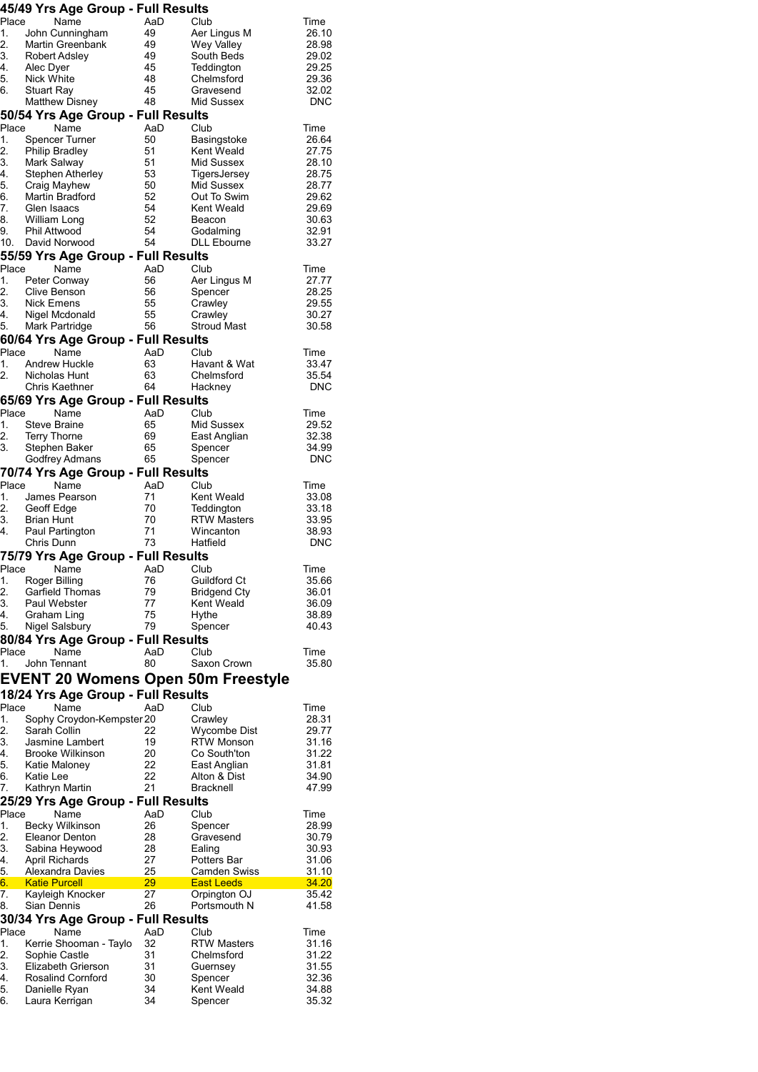### 45/49 Yrs Age Group - Full Results

| Place | Name | AaD | Club | Time |
|---|---|---|---|---|
| 1. | John Cunningham | 49 | Aer Lingus M | 26.10 |
| 2. | Martin Greenbank | 49 | Wey Valley | 28.98 |
| 3. | Robert Adsley | 49 | South Beds | 29.02 |
| 4. | Alec Dyer | 45 | Teddington | 29.25 |
| 5. | Nick White | 48 | Chelmsford | 29.36 |
| 6. | Stuart Ray | 45 | Gravesend | 32.02 |
| | Matthew Disney | 48 | Mid Sussex | DNC |

### 50/54 Yrs Age Group - Full Results

| Place | Name | AaD | Club | Time |
|---|---|---|---|---|
| 1. | Spencer Turner | 50 | Basingstoke | 26.64 |
| 2. | Philip Bradley | 51 | Kent Weald | 27.75 |
| 3. | Mark Salway | 51 | Mid Sussex | 28.10 |
| 4. | Stephen Atherley | 53 | TigersJersey | 28.75 |
| 5. | Craig Mayhew | 50 | Mid Sussex | 28.77 |
| 6. | Martin Bradford | 52 | Out To Swim | 29.62 |
| 7. | Glen Isaacs | 54 | Kent Weald | 29.69 |
| 8. | William Long | 52 | Beacon | 30.63 |
| 9. | Phil Attwood | 54 | Godalming | 32.91 |
| 10. | David Norwood | 54 | DLL Ebourne | 33.27 |

### 55/59 Yrs Age Group - Full Results

| Place | Name | AaD | Club | Time |
|---|---|---|---|---|
| 1. | Peter Conway | 56 | Aer Lingus M | 27.77 |
| 2. | Clive Benson | 56 | Spencer | 28.25 |
| 3. | Nick Emens | 55 | Crawley | 29.55 |
| 4. | Nigel Mcdonald | 55 | Crawley | 30.27 |
| 5. | Mark Partridge | 56 | Stroud Mast | 30.58 |

### 60/64 Yrs Age Group - Full Results

| Place | Name | AaD | Club | Time |
|---|---|---|---|---|
| 1. | Andrew Huckle | 63 | Havant & Wat | 33.47 |
| 2. | Nicholas Hunt | 63 | Chelmsford | 35.54 |
| | Chris Kaethner | 64 | Hackney | DNC |

### 65/69 Yrs Age Group - Full Results

| Place | Name | AaD | Club | Time |
|---|---|---|---|---|
| 1. | Steve Braine | 65 | Mid Sussex | 29.52 |
| 2. | Terry Thorne | 69 | East Anglian | 32.38 |
| 3. | Stephen Baker | 65 | Spencer | 34.99 |
| | Godfrey Admans | 65 | Spencer | DNC |

### 70/74 Yrs Age Group - Full Results

| Place | Name | AaD | Club | Time |
|---|---|---|---|---|
| 1. | James Pearson | 71 | Kent Weald | 33.08 |
| 2. | Geoff Edge | 70 | Teddington | 33.18 |
| 3. | Brian Hunt | 70 | RTW Masters | 33.95 |
| 4. | Paul Partington | 71 | Wincanton | 38.93 |
| | Chris Dunn | 73 | Hatfield | DNC |

### 75/79 Yrs Age Group - Full Results

| Place | Name | AaD | Club | Time |
|---|---|---|---|---|
| 1. | Roger Billing | 76 | Guildford Ct | 35.66 |
| 2. | Garfield Thomas | 79 | Bridgend Cty | 36.01 |
| 3. | Paul Webster | 77 | Kent Weald | 36.09 |
| 4. | Graham Ling | 75 | Hythe | 38.89 |
| 5. | Nigel Salsbury | 79 | Spencer | 40.43 |

### 80/84 Yrs Age Group - Full Results

| Place | Name | AaD | Club | Time |
|---|---|---|---|---|
| 1. | John Tennant | 80 | Saxon Crown | 35.80 |

## EVENT 20 Womens Open 50m Freestyle

### 18/24 Yrs Age Group - Full Results

| Place | Name | AaD | Club | Time |
|---|---|---|---|---|
| 1. | Sophy Croydon-Kempster | 20 | Crawley | 28.31 |
| 2. | Sarah Collin | 22 | Wycombe Dist | 29.77 |
| 3. | Jasmine Lambert | 19 | RTW Monson | 31.16 |
| 4. | Brooke Wilkinson | 20 | Co South'ton | 31.22 |
| 5. | Katie Maloney | 22 | East Anglian | 31.81 |
| 6. | Katie Lee | 22 | Alton & Dist | 34.90 |
| 7. | Kathryn Martin | 21 | Bracknell | 47.99 |

### 25/29 Yrs Age Group - Full Results

| Place | Name | AaD | Club | Time |
|---|---|---|---|---|
| 1. | Becky Wilkinson | 26 | Spencer | 28.99 |
| 2. | Eleanor Denton | 28 | Gravesend | 30.79 |
| 3. | Sabina Heywood | 28 | Ealing | 30.93 |
| 4. | April Richards | 27 | Potters Bar | 31.06 |
| 5. | Alexandra Davies | 25 | Camden Swiss | 31.10 |
| 6. | Katie Purcell | 29 | East Leeds | 34.20 |
| 7. | Kayleigh Knocker | 27 | Orpington OJ | 35.42 |
| 8. | Sian Dennis | 26 | Portsmouth N | 41.58 |

### 30/34 Yrs Age Group - Full Results

| Place | Name | AaD | Club | Time |
|---|---|---|---|---|
| 1. | Kerrie Shooman - Taylo | 32 | RTW Masters | 31.16 |
| 2. | Sophie Castle | 31 | Chelmsford | 31.22 |
| 3. | Elizabeth Grierson | 31 | Guernsey | 31.55 |
| 4. | Rosalind Cornford | 30 | Spencer | 32.36 |
| 5. | Danielle Ryan | 34 | Kent Weald | 34.88 |
| 6. | Laura Kerrigan | 34 | Spencer | 35.32 |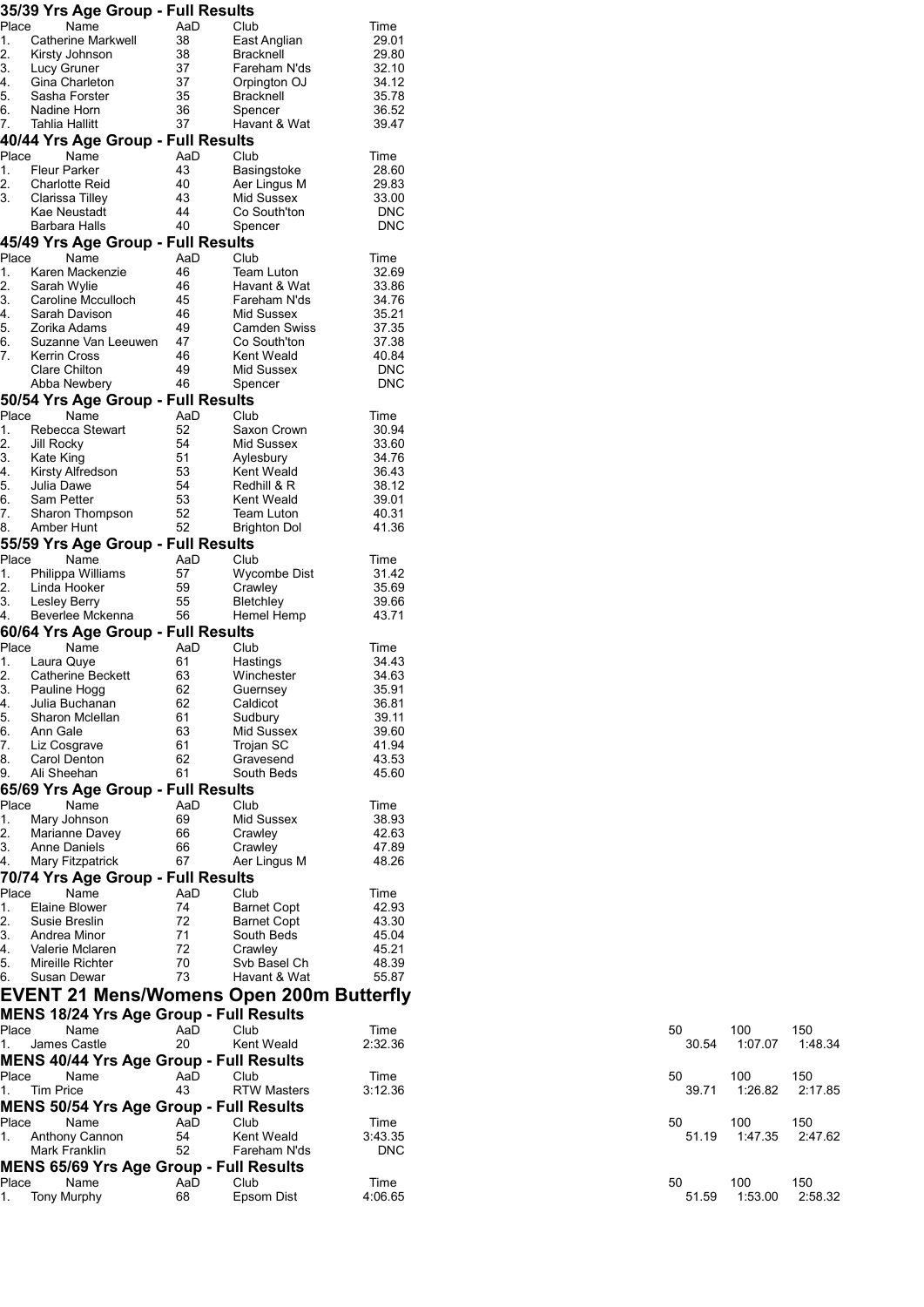## 35/39 Yrs Age Group - Full Results

| Place | Name | AaD | Club | Time |
|---|---|---|---|---|
| 1. | Catherine Markwell | 38 | East Anglian | 29.01 |
| 2. | Kirsty Johnson | 38 | Bracknell | 29.80 |
| 3. | Lucy Gruner | 37 | Fareham N'ds | 32.10 |
| 4. | Gina Charleton | 37 | Orpington OJ | 34.12 |
| 5. | Sasha Forster | 35 | Bracknell | 35.78 |
| 6. | Nadine Horn | 36 | Spencer | 36.52 |
| 7. | Tahlia Hallitt | 37 | Havant & Wat | 39.47 |

## 40/44 Yrs Age Group - Full Results

| Place | Name | AaD | Club | Time |
|---|---|---|---|---|
| 1. | Fleur Parker | 43 | Basingstoke | 28.60 |
| 2. | Charlotte Reid | 40 | Aer Lingus M | 29.83 |
| 3. | Clarissa Tilley | 43 | Mid Sussex | 33.00 |
| | Kae Neustadt | 44 | Co South'ton | DNC |
| | Barbara Halls | 40 | Spencer | DNC |

## 45/49 Yrs Age Group - Full Results

| Place | Name | AaD | Club | Time |
|---|---|---|---|---|
| 1. | Karen Mackenzie | 46 | Team Luton | 32.69 |
| 2. | Sarah Wylie | 46 | Havant & Wat | 33.86 |
| 3. | Caroline Mcculloch | 45 | Fareham N'ds | 34.76 |
| 4. | Sarah Davison | 46 | Mid Sussex | 35.21 |
| 5. | Zorika Adams | 49 | Camden Swiss | 37.35 |
| 6. | Suzanne Van Leeuwen | 47 | Co South'ton | 37.38 |
| 7. | Kerrin Cross | 46 | Kent Weald | 40.84 |
| | Clare Chilton | 49 | Mid Sussex | DNC |
| | Abba Newbery | 46 | Spencer | DNC |

## 50/54 Yrs Age Group - Full Results

| Place | Name | AaD | Club | Time |
|---|---|---|---|---|
| 1. | Rebecca Stewart | 52 | Saxon Crown | 30.94 |
| 2. | Jill Rocky | 54 | Mid Sussex | 33.60 |
| 3. | Kate King | 51 | Aylesbury | 34.76 |
| 4. | Kirsty Alfredson | 53 | Kent Weald | 36.43 |
| 5. | Julia Dawe | 54 | Redhill & R | 38.12 |
| 6. | Sam Petter | 53 | Kent Weald | 39.01 |
| 7. | Sharon Thompson | 52 | Team Luton | 40.31 |
| 8. | Amber Hunt | 52 | Brighton Dol | 41.36 |

## 55/59 Yrs Age Group - Full Results

| Place | Name | AaD | Club | Time |
|---|---|---|---|---|
| 1. | Philippa Williams | 57 | Wycombe Dist | 31.42 |
| 2. | Linda Hooker | 59 | Crawley | 35.69 |
| 3. | Lesley Berry | 55 | Bletchley | 39.66 |
| 4. | Beverlee Mckenna | 56 | Hemel Hemp | 43.71 |

## 60/64 Yrs Age Group - Full Results

| Place | Name | AaD | Club | Time |
|---|---|---|---|---|
| 1. | Laura Quye | 61 | Hastings | 34.43 |
| 2. | Catherine Beckett | 63 | Winchester | 34.63 |
| 3. | Pauline Hogg | 62 | Guernsey | 35.91 |
| 4. | Julia Buchanan | 62 | Caldicot | 36.81 |
| 5. | Sharon Mclellan | 61 | Sudbury | 39.11 |
| 6. | Ann Gale | 63 | Mid Sussex | 39.60 |
| 7. | Liz Cosgrave | 61 | Trojan SC | 41.94 |
| 8. | Carol Denton | 62 | Gravesend | 43.53 |
| 9. | Ali Sheehan | 61 | South Beds | 45.60 |

## 65/69 Yrs Age Group - Full Results

| Place | Name | AaD | Club | Time |
|---|---|---|---|---|
| 1. | Mary Johnson | 69 | Mid Sussex | 38.93 |
| 2. | Marianne Davey | 66 | Crawley | 42.63 |
| 3. | Anne Daniels | 66 | Crawley | 47.89 |
| 4. | Mary Fitzpatrick | 67 | Aer Lingus M | 48.26 |

## 70/74 Yrs Age Group - Full Results

| Place | Name | AaD | Club | Time |
|---|---|---|---|---|
| 1. | Elaine Blower | 74 | Barnet Copt | 42.93 |
| 2. | Susie Breslin | 72 | Barnet Copt | 43.30 |
| 3. | Andrea Minor | 71 | South Beds | 45.04 |
| 4. | Valerie Mclaren | 72 | Crawley | 45.21 |
| 5. | Mireille Richter | 70 | Svb Basel Ch | 48.39 |
| 6. | Susan Dewar | 73 | Havant & Wat | 55.87 |

# EVENT 21 Mens/Womens Open 200m Butterfly

## MENS 18/24 Yrs Age Group - Full Results

| Place | Name | AaD | Club | Time | 50 | 100 | 150 |
|---|---|---|---|---|---|---|---|
| 1. | James Castle | 20 | Kent Weald | 2:32.36 | 30.54 | 1:07.07 | 1:48.34 |

## MENS 40/44 Yrs Age Group - Full Results

| Place | Name | AaD | Club | Time | 50 | 100 | 150 |
|---|---|---|---|---|---|---|---|
| 1. | Tim Price | 43 | RTW Masters | 3:12.36 | 39.71 | 1:26.82 | 2:17.85 |

## MENS 50/54 Yrs Age Group - Full Results

| Place | Name | AaD | Club | Time | 50 | 100 | 150 |
|---|---|---|---|---|---|---|---|
| 1. | Anthony Cannon | 54 | Kent Weald | 3:43.35 | 51.19 | 1:47.35 | 2:47.62 |
| | Mark Franklin | 52 | Fareham N'ds | DNC | | | |

## MENS 65/69 Yrs Age Group - Full Results

| Place | Name | AaD | Club | Time | 50 | 100 | 150 |
|---|---|---|---|---|---|---|---|
| 1. | Tony Murphy | 68 | Epsom Dist | 4:06.65 | 51.59 | 1:53.00 | 2:58.32 |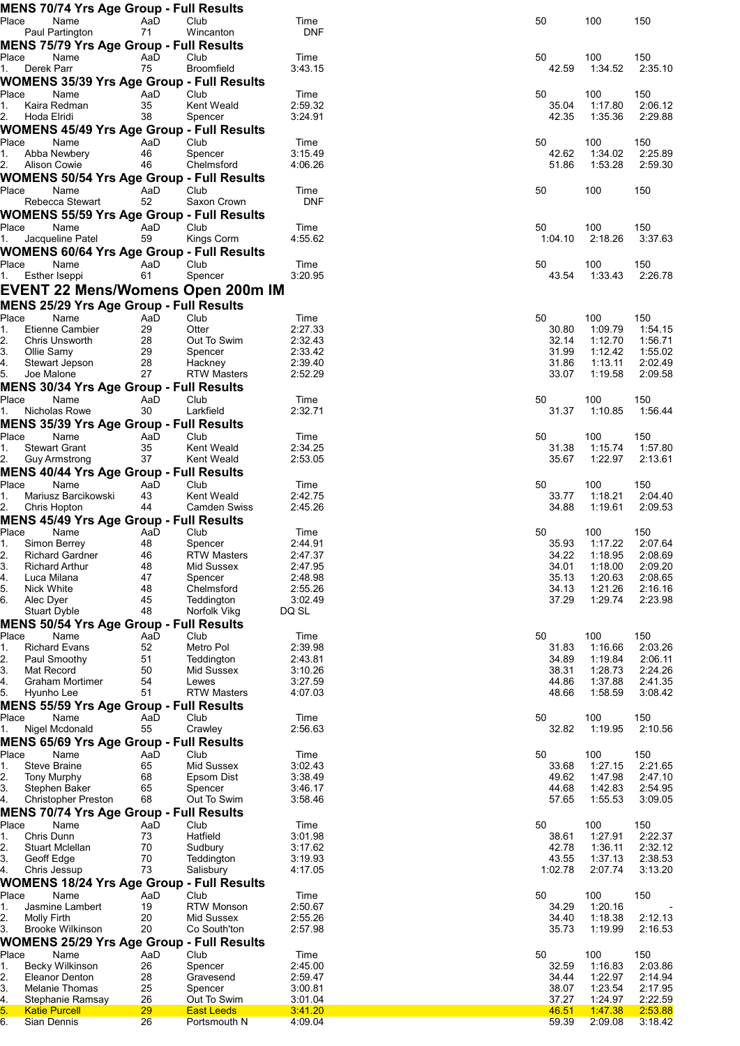## MENS 70/74 Yrs Age Group - Full Results

| Place | Name | AaD | Club | Time | 50 | 100 | 150 |
|---|---|---|---|---|---|---|---|
| | Paul Partington | 71 | Wincanton | DNF | | | |

## MENS 75/79 Yrs Age Group - Full Results

| Place | Name | AaD | Club | Time | 50 | 100 | 150 |
|---|---|---|---|---|---|---|---|
| 1. | Derek Parr | 75 | Broomfield | 3:43.15 | 42.59 | 1:34.52 | 2:35.10 |

## WOMENS 35/39 Yrs Age Group - Full Results

| Place | Name | AaD | Club | Time | 50 | 100 | 150 |
|---|---|---|---|---|---|---|---|
| 1. | Kaira Redman | 35 | Kent Weald | 2:59.32 | 35.04 | 1:17.80 | 2:06.12 |
| 2. | Hoda Elridi | 38 | Spencer | 3:24.91 | 42.35 | 1:35.36 | 2:29.88 |

## WOMENS 45/49 Yrs Age Group - Full Results

| Place | Name | AaD | Club | Time | 50 | 100 | 150 |
|---|---|---|---|---|---|---|---|
| 1. | Abba Newbery | 46 | Spencer | 3:15.49 | 42.62 | 1:34.02 | 2:25.89 |
| 2. | Alison Cowie | 46 | Chelmsford | 4:06.26 | 51.86 | 1:53.28 | 2:59.30 |

## WOMENS 50/54 Yrs Age Group - Full Results

| Place | Name | AaD | Club | Time | 50 | 100 | 150 |
|---|---|---|---|---|---|---|---|
| | Rebecca Stewart | 52 | Saxon Crown | DNF | | | |

## WOMENS 55/59 Yrs Age Group - Full Results

| Place | Name | AaD | Club | Time | 50 | 100 | 150 |
|---|---|---|---|---|---|---|---|
| 1. | Jacqueline Patel | 59 | Kings Corm | 4:55.62 | 1:04.10 | 2:18.26 | 3:37.63 |

## WOMENS 60/64 Yrs Age Group - Full Results

| Place | Name | AaD | Club | Time | 50 | 100 | 150 |
|---|---|---|---|---|---|---|---|
| 1. | Esther Iseppi | 61 | Spencer | 3:20.95 | 43.54 | 1:33.43 | 2:26.78 |

# EVENT 22 Mens/Womens Open 200m IM

## MENS 25/29 Yrs Age Group - Full Results

| Place | Name | AaD | Club | Time | 50 | 100 | 150 |
|---|---|---|---|---|---|---|---|
| 1. | Etienne Cambier | 29 | Otter | 2:27.33 | 30.80 | 1:09.79 | 1:54.15 |
| 2. | Chris Unsworth | 28 | Out To Swim | 2:32.43 | 32.14 | 1:12.70 | 1:56.71 |
| 3. | Ollie Samy | 29 | Spencer | 2:33.42 | 31.99 | 1:12.42 | 1:55.02 |
| 4. | Stewart Jepson | 28 | Hackney | 2:39.40 | 31.86 | 1:13.11 | 2:02.49 |
| 5. | Joe Malone | 27 | RTW Masters | 2:52.29 | 33.07 | 1:19.58 | 2:09.58 |

## MENS 30/34 Yrs Age Group - Full Results

| Place | Name | AaD | Club | Time | 50 | 100 | 150 |
|---|---|---|---|---|---|---|---|
| 1. | Nicholas Rowe | 30 | Larkfield | 2:32.71 | 31.37 | 1:10.85 | 1:56.44 |

## MENS 35/39 Yrs Age Group - Full Results

| Place | Name | AaD | Club | Time | 50 | 100 | 150 |
|---|---|---|---|---|---|---|---|
| 1. | Stewart Grant | 35 | Kent Weald | 2:34.25 | 31.38 | 1:15.74 | 1:57.80 |
| 2. | Guy Armstrong | 37 | Kent Weald | 2:53.05 | 35.67 | 1:22.97 | 2:13.61 |

## MENS 40/44 Yrs Age Group - Full Results

| Place | Name | AaD | Club | Time | 50 | 100 | 150 |
|---|---|---|---|---|---|---|---|
| 1. | Mariusz Barcikowski | 43 | Kent Weald | 2:42.75 | 33.77 | 1:18.21 | 2:04.40 |
| 2. | Chris Hopton | 44 | Camden Swiss | 2:45.26 | 34.88 | 1:19.61 | 2:09.53 |

## MENS 45/49 Yrs Age Group - Full Results

| Place | Name | AaD | Club | Time | 50 | 100 | 150 |
|---|---|---|---|---|---|---|---|
| 1. | Simon Berrey | 48 | Spencer | 2:44.91 | 35.93 | 1:17.22 | 2:07.64 |
| 2. | Richard Gardner | 46 | RTW Masters | 2:47.37 | 34.22 | 1:18.95 | 2:08.69 |
| 3. | Richard Arthur | 48 | Mid Sussex | 2:47.95 | 34.01 | 1:18.00 | 2:09.20 |
| 4. | Luca Milana | 47 | Spencer | 2:48.98 | 35.13 | 1:20.63 | 2:08.65 |
| 5. | Nick White | 48 | Chelmsford | 2:55.26 | 34.13 | 1:21.26 | 2:16.16 |
| 6. | Alec Dyer | 45 | Teddington | 3:02.49 | 37.29 | 1:29.74 | 2:23.98 |
| | Stuart Dyble | 48 | Norfolk Vikg | DQ SL | | | |

## MENS 50/54 Yrs Age Group - Full Results

| Place | Name | AaD | Club | Time | 50 | 100 | 150 |
|---|---|---|---|---|---|---|---|
| 1. | Richard Evans | 52 | Metro Pol | 2:39.98 | 31.83 | 1:16.66 | 2:03.26 |
| 2. | Paul Smoothy | 51 | Teddington | 2:43.81 | 34.89 | 1:19.84 | 2:06.11 |
| 3. | Mat Record | 50 | Mid Sussex | 3:10.26 | 38.31 | 1:28.73 | 2:24.26 |
| 4. | Graham Mortimer | 54 | Lewes | 3:27.59 | 44.86 | 1:37.88 | 2:41.35 |
| 5. | Hyunho Lee | 51 | RTW Masters | 4:07.03 | 48.66 | 1:58.59 | 3:08.42 |

## MENS 55/59 Yrs Age Group - Full Results

| Place | Name | AaD | Club | Time | 50 | 100 | 150 |
|---|---|---|---|---|---|---|---|
| 1. | Nigel Mcdonald | 55 | Crawley | 2:56.63 | 32.82 | 1:19.95 | 2:10.56 |

## MENS 65/69 Yrs Age Group - Full Results

| Place | Name | AaD | Club | Time | 50 | 100 | 150 |
|---|---|---|---|---|---|---|---|
| 1. | Steve Braine | 65 | Mid Sussex | 3:02.43 | 33.68 | 1:27.15 | 2:21.65 |
| 2. | Tony Murphy | 68 | Epsom Dist | 3:38.49 | 49.62 | 1:47.98 | 2:47.10 |
| 3. | Stephen Baker | 65 | Spencer | 3:46.17 | 44.68 | 1:42.83 | 2:54.95 |
| 4. | Christopher Preston | 68 | Out To Swim | 3:58.46 | 57.65 | 1:55.53 | 3:09.05 |

## MENS 70/74 Yrs Age Group - Full Results

| Place | Name | AaD | Club | Time | 50 | 100 | 150 |
|---|---|---|---|---|---|---|---|
| 1. | Chris Dunn | 73 | Hatfield | 3:01.98 | 38.61 | 1:27.91 | 2:22.37 |
| 2. | Stuart Mclellan | 70 | Sudbury | 3:17.62 | 42.78 | 1:36.11 | 2:32.12 |
| 3. | Geoff Edge | 70 | Teddington | 3:19.93 | 43.55 | 1:37.13 | 2:38.53 |
| 4. | Chris Jessup | 73 | Salisbury | 4:17.05 | 1:02.78 | 2:07.74 | 3:13.20 |

## WOMENS 18/24 Yrs Age Group - Full Results

| Place | Name | AaD | Club | Time | 50 | 100 | 150 |
|---|---|---|---|---|---|---|---|
| 1. | Jasmine Lambert | 19 | RTW Monson | 2:50.67 | 34.29 | 1:20.16 | - |
| 2. | Molly Firth | 20 | Mid Sussex | 2:55.26 | 34.40 | 1:18.38 | 2:12.13 |
| 3. | Brooke Wilkinson | 20 | Co South'ton | 2:57.98 | 35.73 | 1:19.99 | 2:16.53 |

## WOMENS 25/29 Yrs Age Group - Full Results

| Place | Name | AaD | Club | Time | 50 | 100 | 150 |
|---|---|---|---|---|---|---|---|
| 1. | Becky Wilkinson | 26 | Spencer | 2:45.00 | 32.59 | 1:16.83 | 2:03.86 |
| 2. | Eleanor Denton | 28 | Gravesend | 2:59.47 | 34.44 | 1:22.97 | 2:14.94 |
| 3. | Melanie Thomas | 25 | Spencer | 3:00.81 | 38.07 | 1:23.54 | 2:17.95 |
| 4. | Stephanie Ramsay | 26 | Out To Swim | 3:01.04 | 37.27 | 1:24.97 | 2:22.59 |
| 5. | Katie Purcell | 29 | East Leeds | 3:41.20 | 46.51 | 1:47.38 | 2:53.88 |
| 6. | Sian Dennis | 26 | Portsmouth N | 4:09.04 | 59.39 | 2:09.08 | 3:18.42 |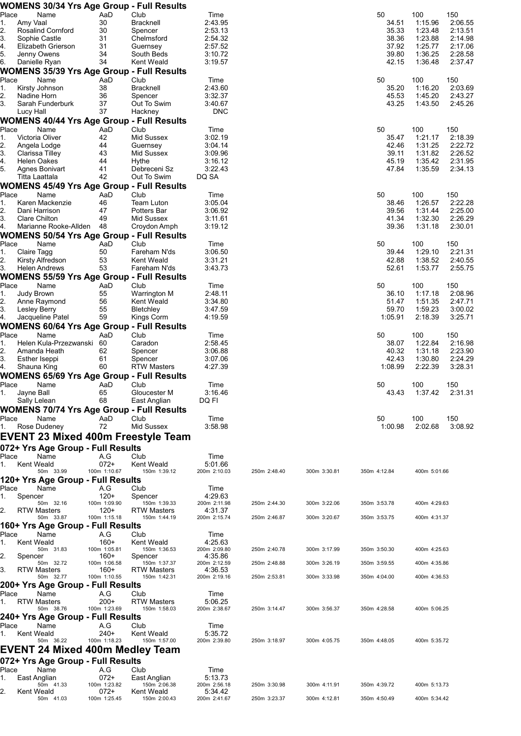### WOMENS 30/34 Yrs Age Group - Full Results

| Place | Name | AaD | Club | Time | 50 | 100 | 150 |
|---|---|---|---|---|---|---|---|
| 1. | Amy Vaal | 30 | Bracknell | 2:43.95 | 34.51 | 1:15.96 | 2:06.55 |
| 2. | Rosalind Cornford | 30 | Spencer | 2:53.13 | 35.33 | 1:23.48 | 2:13.51 |
| 3. | Sophie Castle | 31 | Chelmsford | 2:54.32 | 38.36 | 1:23.88 | 2:14.98 |
| 4. | Elizabeth Grierson | 31 | Guernsey | 2:57.52 | 37.92 | 1:25.77 | 2:17.06 |
| 5. | Jenny Owens | 34 | South Beds | 3:10.72 | 39.80 | 1:36.25 | 2:28.58 |
| 6. | Danielle Ryan | 34 | Kent Weald | 3:19.57 | 42.15 | 1:36.48 | 2:37.47 |

### WOMENS 35/39 Yrs Age Group - Full Results

| Place | Name | AaD | Club | Time | 50 | 100 | 150 |
|---|---|---|---|---|---|---|---|
| 1. | Kirsty Johnson | 38 | Bracknell | 2:43.60 | 35.20 | 1:16.20 | 2:03.69 |
| 2. | Nadine Horn | 36 | Spencer | 3:32.37 | 45.53 | 1:45.20 | 2:43.27 |
| 3. | Sarah Funderburk | 37 | Out To Swim | 3:40.67 | 43.25 | 1:43.50 | 2:45.26 |
| | Lucy Hall | 37 | Hackney | DNC | | | |

### WOMENS 40/44 Yrs Age Group - Full Results

| Place | Name | AaD | Club | Time | 50 | 100 | 150 |
|---|---|---|---|---|---|---|---|
| 1. | Victoria Oliver | 42 | Mid Sussex | 3:02.19 | 35.47 | 1:21.17 | 2:18.39 |
| 2. | Angela Lodge | 44 | Guernsey | 3:04.14 | 42.46 | 1:31.25 | 2:22.72 |
| 3. | Clarissa Tilley | 43 | Mid Sussex | 3:09.96 | 39.11 | 1:31.82 | 2:26.52 |
| 4. | Helen Oakes | 44 | Hythe | 3:16.12 | 45.19 | 1:35.42 | 2:31.95 |
| 5. | Agnes Bonivart | 41 | Debreceni Sz | 3:22.43 | 47.84 | 1:35.59 | 2:34.13 |
| | Titta Laattala | 42 | Out To Swim | DQ SA | | | |

### WOMENS 45/49 Yrs Age Group - Full Results

| Place | Name | AaD | Club | Time | 50 | 100 | 150 |
|---|---|---|---|---|---|---|---|
| 1. | Karen Mackenzie | 46 | Team Luton | 3:05.04 | 38.46 | 1:26.57 | 2:22.28 |
| 2. | Dani Harrison | 47 | Potters Bar | 3:06.92 | 39.56 | 1:31.44 | 2:25.00 |
| 3. | Clare Chilton | 49 | Mid Sussex | 3:11.61 | 41.34 | 1:32.30 | 2:26.29 |
| 4. | Marianne Rooke-Allden | 48 | Croydon Amph | 3:19.12 | 39.36 | 1:31.18 | 2:30.01 |

### WOMENS 50/54 Yrs Age Group - Full Results

| Place | Name | AaD | Club | Time | 50 | 100 | 150 |
|---|---|---|---|---|---|---|---|
| 1. | Claire Tagg | 50 | Fareham N'ds | 3:06.50 | 39.44 | 1:29.10 | 2:21.31 |
| 2. | Kirsty Alfredson | 53 | Kent Weald | 3:31.21 | 42.88 | 1:38.52 | 2:40.55 |
| 3. | Helen Andrews | 53 | Fareham N'ds | 3:43.73 | 52.61 | 1:53.77 | 2:55.75 |

### WOMENS 55/59 Yrs Age Group - Full Results

| Place | Name | AaD | Club | Time | 50 | 100 | 150 |
|---|---|---|---|---|---|---|---|
| 1. | Judy Brown | 55 | Warrington M | 2:48.11 | 36.10 | 1:17.18 | 2:08.96 |
| 2. | Anne Raymond | 56 | Kent Weald | 3:34.80 | 51.47 | 1:51.35 | 2:47.71 |
| 3. | Lesley Berry | 55 | Bletchley | 3:47.59 | 59.70 | 1:59.23 | 3:00.02 |
| 4. | Jacqueline Patel | 59 | Kings Corm | 4:19.59 | 1:05.91 | 2:18.39 | 3:25.71 |

### WOMENS 60/64 Yrs Age Group - Full Results

| Place | Name | AaD | Club | Time | 50 | 100 | 150 |
|---|---|---|---|---|---|---|---|
| 1. | Helen Kula-Przezwanski | 60 | Caradon | 2:58.45 | 38.07 | 1:22.84 | 2:16.98 |
| 2. | Amanda Heath | 62 | Spencer | 3:06.88 | 40.32 | 1:31.18 | 2:23.90 |
| 3. | Esther Iseppi | 61 | Spencer | 3:07.06 | 42.43 | 1:30.80 | 2:24.29 |
| 4. | Shauna King | 60 | RTW Masters | 4:27.39 | 1:08.99 | 2:22.39 | 3:28.31 |

### WOMENS 65/69 Yrs Age Group - Full Results

| Place | Name | AaD | Club | Time | 50 | 100 | 150 |
|---|---|---|---|---|---|---|---|
| 1. | Jayne Ball | 65 | Gloucester M | 3:16.46 | 43.43 | 1:37.42 | 2:31.31 |
| | Sally Lelean | 68 | East Anglian | DQ FI | | | |

### WOMENS 70/74 Yrs Age Group - Full Results

| Place | Name | AaD | Club | Time | 50 | 100 | 150 |
|---|---|---|---|---|---|---|---|
| 1. | Rose Dudeney | 72 | Mid Sussex | 3:58.98 | 1:00.98 | 2:02.68 | 3:08.92 |

## EVENT 23 Mixed 400m Freestyle Team

### 072+ Yrs Age Group - Full Results

| Place | Name | A.G | Club | Time |
|---|---|---|---|---|
| 1. | Kent Weald | 072+ | Kent Weald | 5:01.66 |

50m 33.99 | 100m 1:10.67 | 150m 1:39.12 | 200m 2:10.03 | 250m 2:48.40 | 300m 3:30.81 | 350m 4:12.84 | 400m 5:01.66

### 120+ Yrs Age Group - Full Results

| Place | Name | A.G | Club | Time |
|---|---|---|---|---|
| 1. | Spencer | 120+ | Spencer | 4:29.63 |
| 2. | RTW Masters | 120+ | RTW Masters | 4:31.37 |

Spencer: 50m 32.16 | 100m 1:09.90 | 150m 1:39.33 | 200m 2:11.98 | 250m 2:44.30 | 300m 3:22.06 | 350m 3:53.78 | 400m 4:29.63

RTW Masters: 50m 33.87 | 100m 1:15.18 | 150m 1:44.19 | 200m 2:15.74 | 250m 2:46.87 | 300m 3:20.67 | 350m 3:53.75 | 400m 4:31.37

### 160+ Yrs Age Group - Full Results

| Place | Name | A.G | Club | Time |
|---|---|---|---|---|
| 1. | Kent Weald | 160+ | Kent Weald | 4:25.63 |
| 2. | Spencer | 160+ | Spencer | 4:35.86 |
| 3. | RTW Masters | 160+ | RTW Masters | 4:36.53 |

Kent Weald: 50m 31.83 | 100m 1:05.81 | 150m 1:36.53 | 200m 2:09.80 | 250m 2:40.78 | 300m 3:17.99 | 350m 3:50.30 | 400m 4:25.63

Spencer: 50m 32.72 | 100m 1:06.58 | 150m 1:37.37 | 200m 2:12.59 | 250m 2:48.88 | 300m 3:26.19 | 350m 3:59.55 | 400m 4:35.86

RTW Masters: 50m 32.77 | 100m 1:10.55 | 150m 1:42.31 | 200m 2:19.16 | 250m 2:53.81 | 300m 3:33.98 | 350m 4:04.00 | 400m 4:36.53

### 200+ Yrs Age Group - Full Results

| Place | Name | A.G | Club | Time |
|---|---|---|---|---|
| 1. | RTW Masters | 200+ | RTW Masters | 5:06.25 |

50m 38.76 | 100m 1:23.69 | 150m 1:58.03 | 200m 2:38.67 | 250m 3:14.47 | 300m 3:56.37 | 350m 4:28.58 | 400m 5:06.25

### 240+ Yrs Age Group - Full Results

| Place | Name | A.G | Club | Time |
|---|---|---|---|---|
| 1. | Kent Weald | 240+ | Kent Weald | 5:35.72 |

50m 36.22 | 100m 1:18.23 | 150m 1:57.00 | 200m 2:39.80 | 250m 3:18.97 | 300m 4:05.75 | 350m 4:48.05 | 400m 5:35.72

## EVENT 24 Mixed 400m Medley Team

### 072+ Yrs Age Group - Full Results

| Place | Name | A.G | Club | Time |
|---|---|---|---|---|
| 1. | East Anglian | 072+ | East Anglian | 5:13.73 |
| 2. | Kent Weald | 072+ | Kent Weald | 5:34.42 |

East Anglian: 50m 41.33 | 100m 1:23.82 | 150m 2:06.38 | 200m 2:56.18 | 250m 3:30.98 | 300m 4:11.91 | 350m 4:39.72 | 400m 5:13.73

Kent Weald: 50m 41.03 | 100m 1:25.45 | 150m 2:00.43 | 200m 2:41.67 | 250m 3:23.37 | 300m 4:12.81 | 350m 4:50.49 | 400m 5:34.42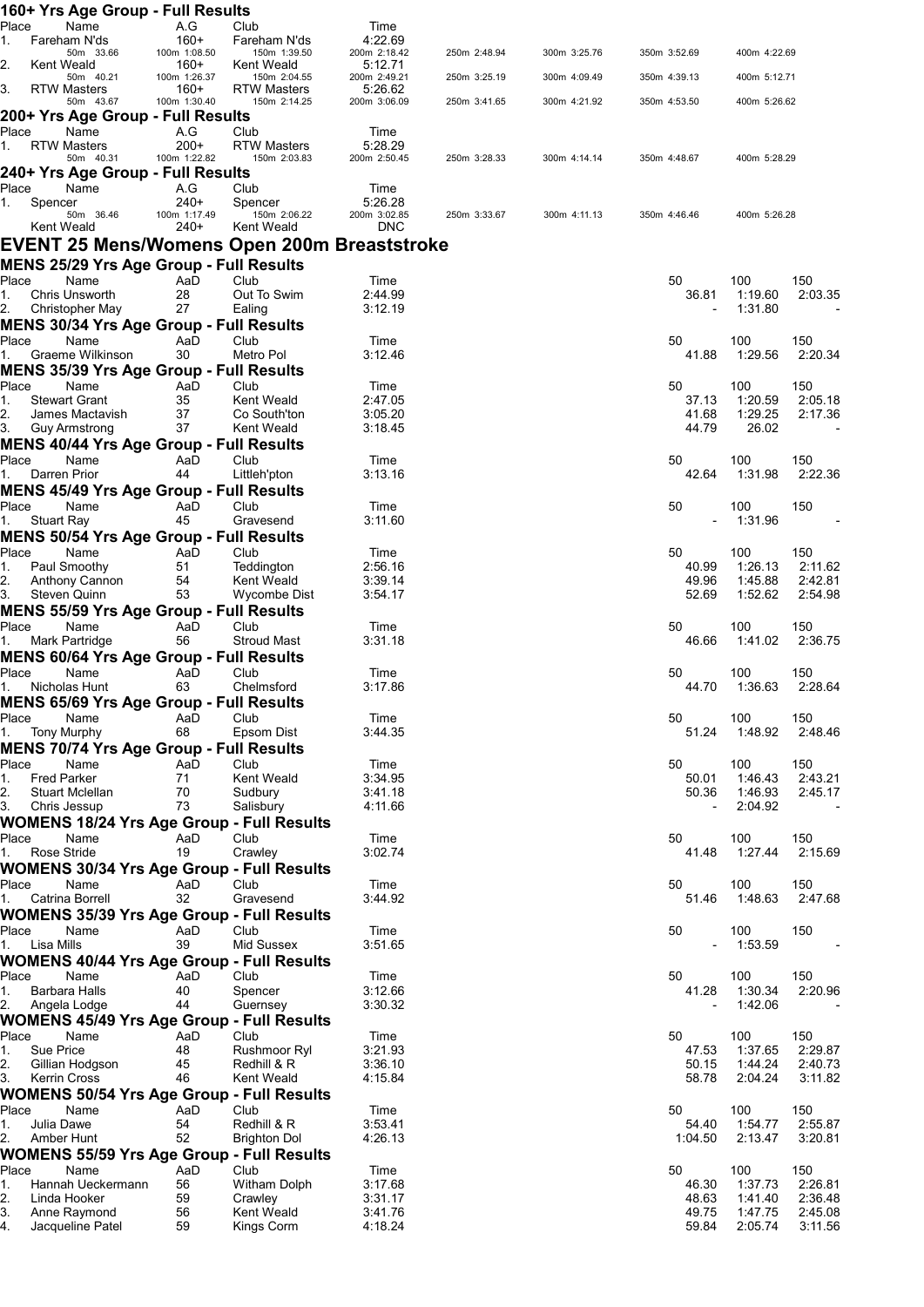## 160+ Yrs Age Group - Full Results

| Place | Name | A.G | Club | Time | | | | |
|---|---|---|---|---|---|---|---|---|
| 1. | Fareham N'ds | 160+ | Fareham N'ds | 4:22.69 | | | | |
| | 50m 33.66 | 100m 1:08.50 | 150m 1:39.50 | 200m 2:18.42 | 250m 2:48.94 | 300m 3:25.76 | 350m 3:52.69 | 400m 4:22.69 |
| 2. | Kent Weald | 160+ | Kent Weald | 5:12.71 | | | | |
| | 50m 40.21 | 100m 1:26.37 | 150m 2:04.55 | 200m 2:49.21 | 250m 3:25.19 | 300m 4:09.49 | 350m 4:39.13 | 400m 5:12.71 |
| 3. | RTW Masters | 160+ | RTW Masters | 5:26.62 | | | | |
| | 50m 43.67 | 100m 1:30.40 | 150m 2:14.25 | 200m 3:06.09 | 250m 3:41.65 | 300m 4:21.92 | 350m 4:53.50 | 400m 5:26.62 |

## 200+ Yrs Age Group - Full Results

| Place | Name | A.G | Club | Time | | | | |
|---|---|---|---|---|---|---|---|---|
| 1. | RTW Masters | 200+ | RTW Masters | 5:28.29 | | | | |
| | 50m 40.31 | 100m 1:22.82 | 150m 2:03.83 | 200m 2:50.45 | 250m 3:28.33 | 300m 4:14.14 | 350m 4:48.67 | 400m 5:28.29 |

## 240+ Yrs Age Group - Full Results

| Place | Name | A.G | Club | Time | | | | |
|---|---|---|---|---|---|---|---|---|
| 1. | Spencer | 240+ | Spencer | 5:26.28 | | | | |
| | 50m 36.46 | 100m 1:17.49 | 150m 2:06.22 | 200m 3:02.85 | 250m 3:33.67 | 300m 4:11.13 | 350m 4:46.46 | 400m 5:26.28 |
| | Kent Weald | 240+ | Kent Weald | DNC | | | | |

# EVENT 25 Mens/Womens Open 200m Breaststroke

## MENS 25/29 Yrs Age Group - Full Results

| Place | Name | AaD | Club | Time | 50 | 100 | 150 |
|---|---|---|---|---|---|---|---|
| 1. | Chris Unsworth | 28 | Out To Swim | 2:44.99 | 36.81 | 1:19.60 | 2:03.35 |
| 2. | Christopher May | 27 | Ealing | 3:12.19 | - | 1:31.80 | - |

## MENS 30/34 Yrs Age Group - Full Results

| Place | Name | AaD | Club | Time | 50 | 100 | 150 |
|---|---|---|---|---|---|---|---|
| 1. | Graeme Wilkinson | 30 | Metro Pol | 3:12.46 | 41.88 | 1:29.56 | 2:20.34 |

## MENS 35/39 Yrs Age Group - Full Results

| Place | Name | AaD | Club | Time | 50 | 100 | 150 |
|---|---|---|---|---|---|---|---|
| 1. | Stewart Grant | 35 | Kent Weald | 2:47.05 | 37.13 | 1:20.59 | 2:05.18 |
| 2. | James Mactavish | 37 | Co South'ton | 3:05.20 | 41.68 | 1:29.25 | 2:17.36 |
| 3. | Guy Armstrong | 37 | Kent Weald | 3:18.45 | 44.79 | 26.02 | - |

## MENS 40/44 Yrs Age Group - Full Results

| Place | Name | AaD | Club | Time | 50 | 100 | 150 |
|---|---|---|---|---|---|---|---|
| 1. | Darren Prior | 44 | Littleh'pton | 3:13.16 | 42.64 | 1:31.98 | 2:22.36 |

## MENS 45/49 Yrs Age Group - Full Results

| Place | Name | AaD | Club | Time | 50 | 100 | 150 |
|---|---|---|---|---|---|---|---|
| 1. | Stuart Ray | 45 | Gravesend | 3:11.60 | - | 1:31.96 | - |

## MENS 50/54 Yrs Age Group - Full Results

| Place | Name | AaD | Club | Time | 50 | 100 | 150 |
|---|---|---|---|---|---|---|---|
| 1. | Paul Smoothy | 51 | Teddington | 2:56.16 | 40.99 | 1:26.13 | 2:11.62 |
| 2. | Anthony Cannon | 54 | Kent Weald | 3:39.14 | 49.96 | 1:45.88 | 2:42.81 |
| 3. | Steven Quinn | 53 | Wycombe Dist | 3:54.17 | 52.69 | 1:52.62 | 2:54.98 |

## MENS 55/59 Yrs Age Group - Full Results

| Place | Name | AaD | Club | Time | 50 | 100 | 150 |
|---|---|---|---|---|---|---|---|
| 1. | Mark Partridge | 56 | Stroud Mast | 3:31.18 | 46.66 | 1:41.02 | 2:36.75 |

## MENS 60/64 Yrs Age Group - Full Results

| Place | Name | AaD | Club | Time | 50 | 100 | 150 |
|---|---|---|---|---|---|---|---|
| 1. | Nicholas Hunt | 63 | Chelmsford | 3:17.86 | 44.70 | 1:36.63 | 2:28.64 |

## MENS 65/69 Yrs Age Group - Full Results

| Place | Name | AaD | Club | Time | 50 | 100 | 150 |
|---|---|---|---|---|---|---|---|
| 1. | Tony Murphy | 68 | Epsom Dist | 3:44.35 | 51.24 | 1:48.92 | 2:48.46 |

## MENS 70/74 Yrs Age Group - Full Results

| Place | Name | AaD | Club | Time | 50 | 100 | 150 |
|---|---|---|---|---|---|---|---|
| 1. | Fred Parker | 71 | Kent Weald | 3:34.95 | 50.01 | 1:46.43 | 2:43.21 |
| 2. | Stuart Mclellan | 70 | Sudbury | 3:41.18 | 50.36 | 1:46.93 | 2:45.17 |
| 3. | Chris Jessup | 73 | Salisbury | 4:11.66 | - | 2:04.92 | - |

## WOMENS 18/24 Yrs Age Group - Full Results

| Place | Name | AaD | Club | Time | 50 | 100 | 150 |
|---|---|---|---|---|---|---|---|
| 1. | Rose Stride | 19 | Crawley | 3:02.74 | 41.48 | 1:27.44 | 2:15.69 |

## WOMENS 30/34 Yrs Age Group - Full Results

| Place | Name | AaD | Club | Time | 50 | 100 | 150 |
|---|---|---|---|---|---|---|---|
| 1. | Catrina Borrell | 32 | Gravesend | 3:44.92 | 51.46 | 1:48.63 | 2:47.68 |

## WOMENS 35/39 Yrs Age Group - Full Results

| Place | Name | AaD | Club | Time | 50 | 100 | 150 |
|---|---|---|---|---|---|---|---|
| 1. | Lisa Mills | 39 | Mid Sussex | 3:51.65 | - | 1:53.59 | - |

## WOMENS 40/44 Yrs Age Group - Full Results

| Place | Name | AaD | Club | Time | 50 | 100 | 150 |
|---|---|---|---|---|---|---|---|
| 1. | Barbara Halls | 40 | Spencer | 3:12.66 | 41.28 | 1:30.34 | 2:20.96 |
| 2. | Angela Lodge | 44 | Guernsey | 3:30.32 | - | 1:42.06 | - |

## WOMENS 45/49 Yrs Age Group - Full Results

| Place | Name | AaD | Club | Time | 50 | 100 | 150 |
|---|---|---|---|---|---|---|---|
| 1. | Sue Price | 48 | Rushmoor Ryl | 3:21.93 | 47.53 | 1:37.65 | 2:29.87 |
| 2. | Gillian Hodgson | 45 | Redhill & R | 3:36.10 | 50.15 | 1:44.24 | 2:40.73 |
| 3. | Kerrin Cross | 46 | Kent Weald | 4:15.84 | 58.78 | 2:04.24 | 3:11.82 |

## WOMENS 50/54 Yrs Age Group - Full Results

| Place | Name | AaD | Club | Time | 50 | 100 | 150 |
|---|---|---|---|---|---|---|---|
| 1. | Julia Dawe | 54 | Redhill & R | 3:53.41 | 54.40 | 1:54.77 | 2:55.87 |
| 2. | Amber Hunt | 52 | Brighton Dol | 4:26.13 | 1:04.50 | 2:13.47 | 3:20.81 |

## WOMENS 55/59 Yrs Age Group - Full Results

| Place | Name | AaD | Club | Time | 50 | 100 | 150 |
|---|---|---|---|---|---|---|---|
| 1. | Hannah Ueckermann | 56 | Witham Dolph | 3:17.68 | 46.30 | 1:37.73 | 2:26.81 |
| 2. | Linda Hooker | 59 | Crawley | 3:31.17 | 48.63 | 1:41.40 | 2:36.48 |
| 3. | Anne Raymond | 56 | Kent Weald | 3:41.76 | 49.75 | 1:47.75 | 2:45.08 |
| 4. | Jacqueline Patel | 59 | Kings Corm | 4:18.24 | 59.84 | 2:05.74 | 3:11.56 |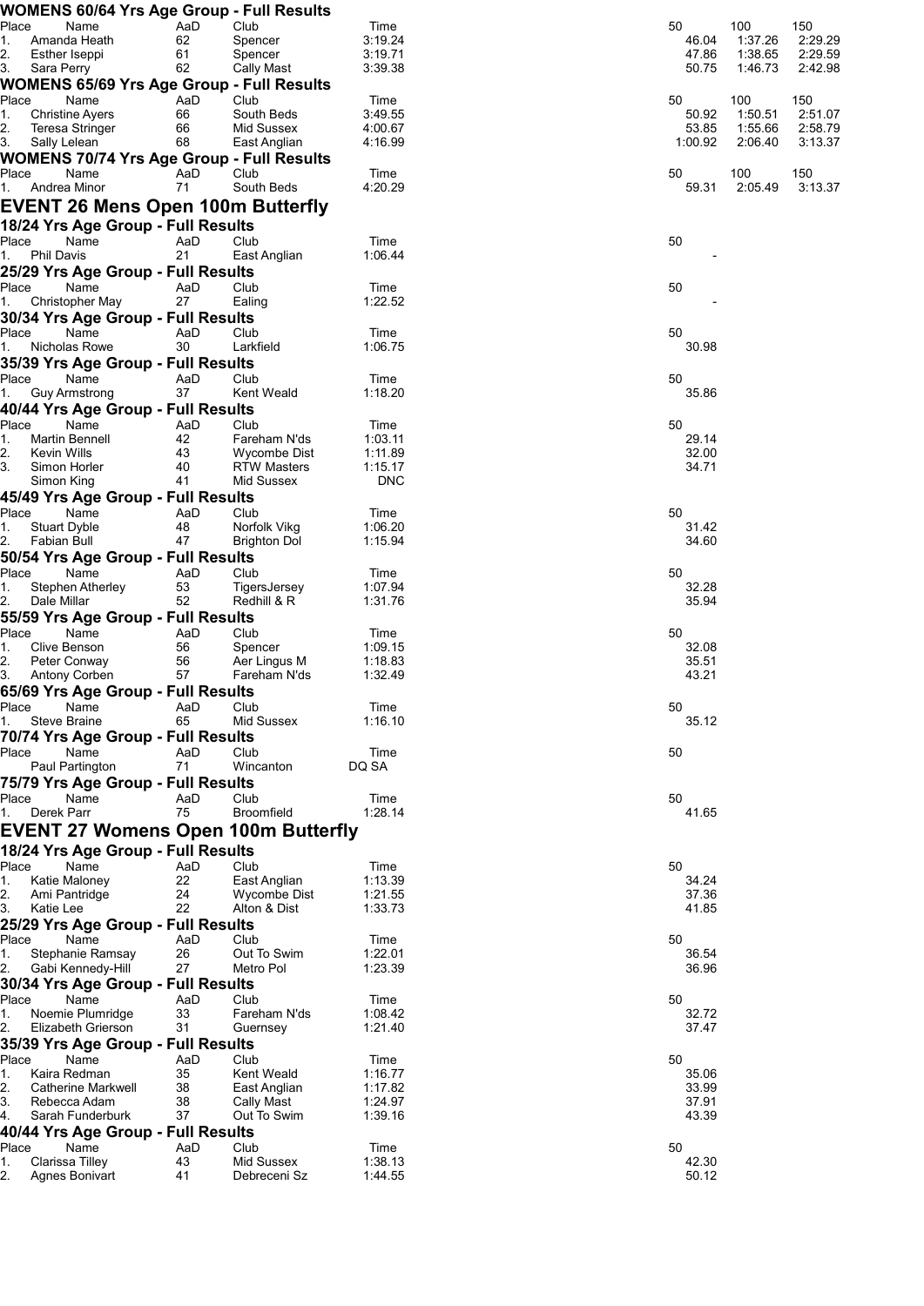### WOMENS 60/64 Yrs Age Group - Full Results

| Place | Name | AaD | Club | Time | 50 | 100 | 150 |
|---|---|---|---|---|---|---|---|
| 1. | Amanda Heath | 62 | Spencer | 3:19.24 | 46.04 | 1:37.26 | 2:29.29 |
| 2. | Esther Iseppi | 61 | Spencer | 3:19.71 | 47.86 | 1:38.65 | 2:29.59 |
| 3. | Sara Perry | 62 | Cally Mast | 3:39.38 | 50.75 | 1:46.73 | 2:42.98 |

### WOMENS 65/69 Yrs Age Group - Full Results

| Place | Name | AaD | Club | Time | 50 | 100 | 150 |
|---|---|---|---|---|---|---|---|
| 1. | Christine Ayers | 66 | South Beds | 3:49.55 | 50.92 | 1:50.51 | 2:51.07 |
| 2. | Teresa Stringer | 66 | Mid Sussex | 4:00.67 | 53.85 | 1:55.66 | 2:58.79 |
| 3. | Sally Lelean | 68 | East Anglian | 4:16.99 | 1:00.92 | 2:06.40 | 3:13.37 |

### WOMENS 70/74 Yrs Age Group - Full Results

| Place | Name | AaD | Club | Time | 50 | 100 | 150 |
|---|---|---|---|---|---|---|---|
| 1. | Andrea Minor | 71 | South Beds | 4:20.29 | 59.31 | 2:05.49 | 3:13.37 |

## EVENT 26 Mens Open 100m Butterfly

### 18/24 Yrs Age Group - Full Results

| Place | Name | AaD | Club | Time | 50 |
|---|---|---|---|---|---|
| 1. | Phil Davis | 21 | East Anglian | 1:06.44 | - |

### 25/29 Yrs Age Group - Full Results

| Place | Name | AaD | Club | Time | 50 |
|---|---|---|---|---|---|
| 1. | Christopher May | 27 | Ealing | 1:22.52 | - |

### 30/34 Yrs Age Group - Full Results

| Place | Name | AaD | Club | Time | 50 |
|---|---|---|---|---|---|
| 1. | Nicholas Rowe | 30 | Larkfield | 1:06.75 | 30.98 |

### 35/39 Yrs Age Group - Full Results

| Place | Name | AaD | Club | Time | 50 |
|---|---|---|---|---|---|
| 1. | Guy Armstrong | 37 | Kent Weald | 1:18.20 | 35.86 |

### 40/44 Yrs Age Group - Full Results

| Place | Name | AaD | Club | Time | 50 |
|---|---|---|---|---|---|
| 1. | Martin Bennell | 42 | Fareham N'ds | 1:03.11 | 29.14 |
| 2. | Kevin Wills | 43 | Wycombe Dist | 1:11.89 | 32.00 |
| 3. | Simon Horler | 40 | RTW Masters | 1:15.17 | 34.71 |
| | Simon King | 41 | Mid Sussex | DNC | |

### 45/49 Yrs Age Group - Full Results

| Place | Name | AaD | Club | Time | 50 |
|---|---|---|---|---|---|
| 1. | Stuart Dyble | 48 | Norfolk Vikg | 1:06.20 | 31.42 |
| 2. | Fabian Bull | 47 | Brighton Dol | 1:15.94 | 34.60 |

### 50/54 Yrs Age Group - Full Results

| Place | Name | AaD | Club | Time | 50 |
|---|---|---|---|---|---|
| 1. | Stephen Atherley | 53 | TigersJersey | 1:07.94 | 32.28 |
| 2. | Dale Millar | 52 | Redhill & R | 1:31.76 | 35.94 |

### 55/59 Yrs Age Group - Full Results

| Place | Name | AaD | Club | Time | 50 |
|---|---|---|---|---|---|
| 1. | Clive Benson | 56 | Spencer | 1:09.15 | 32.08 |
| 2. | Peter Conway | 56 | Aer Lingus M | 1:18.83 | 35.51 |
| 3. | Antony Corben | 57 | Fareham N'ds | 1:32.49 | 43.21 |

### 65/69 Yrs Age Group - Full Results

| Place | Name | AaD | Club | Time | 50 |
|---|---|---|---|---|---|
| 1. | Steve Braine | 65 | Mid Sussex | 1:16.10 | 35.12 |

### 70/74 Yrs Age Group - Full Results

| Place | Name | AaD | Club | Time | 50 |
|---|---|---|---|---|---|
| | Paul Partington | 71 | Wincanton | DQ SA | |

### 75/79 Yrs Age Group - Full Results

| Place | Name | AaD | Club | Time | 50 |
|---|---|---|---|---|---|
| 1. | Derek Parr | 75 | Broomfield | 1:28.14 | 41.65 |

## EVENT 27 Womens Open 100m Butterfly

### 18/24 Yrs Age Group - Full Results

| Place | Name | AaD | Club | Time | 50 |
|---|---|---|---|---|---|
| 1. | Katie Maloney | 22 | East Anglian | 1:13.39 | 34.24 |
| 2. | Ami Pantridge | 24 | Wycombe Dist | 1:21.55 | 37.36 |
| 3. | Katie Lee | 22 | Alton & Dist | 1:33.73 | 41.85 |

### 25/29 Yrs Age Group - Full Results

| Place | Name | AaD | Club | Time | 50 |
|---|---|---|---|---|---|
| 1. | Stephanie Ramsay | 26 | Out To Swim | 1:22.01 | 36.54 |
| 2. | Gabi Kennedy-Hill | 27 | Metro Pol | 1:23.39 | 36.96 |

### 30/34 Yrs Age Group - Full Results

| Place | Name | AaD | Club | Time | 50 |
|---|---|---|---|---|---|
| 1. | Noemie Plumridge | 33 | Fareham N'ds | 1:08.42 | 32.72 |
| 2. | Elizabeth Grierson | 31 | Guernsey | 1:21.40 | 37.47 |

### 35/39 Yrs Age Group - Full Results

| Place | Name | AaD | Club | Time | 50 |
|---|---|---|---|---|---|
| 1. | Kaira Redman | 35 | Kent Weald | 1:16.77 | 35.06 |
| 2. | Catherine Markwell | 38 | East Anglian | 1:17.82 | 33.99 |
| 3. | Rebecca Adam | 38 | Cally Mast | 1:24.97 | 37.91 |
| 4. | Sarah Funderburk | 37 | Out To Swim | 1:39.16 | 43.39 |

### 40/44 Yrs Age Group - Full Results

| Place | Name | AaD | Club | Time | 50 |
|---|---|---|---|---|---|
| 1. | Clarissa Tilley | 43 | Mid Sussex | 1:38.13 | 42.30 |
| 2. | Agnes Bonivart | 41 | Debreceni Sz | 1:44.55 | 50.12 |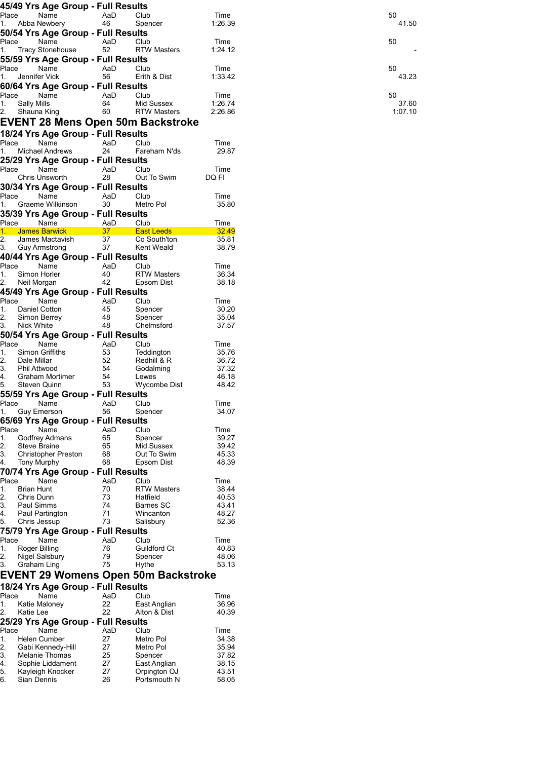### 45/49 Yrs Age Group - Full Results

| Place | Name | AaD | Club | Time | 50 |
|---|---|---|---|---|---|
| 1. | Abba Newbery | 46 | Spencer | 1:26.39 | 41.50 |

### 50/54 Yrs Age Group - Full Results

| Place | Name | AaD | Club | Time | 50 |
|---|---|---|---|---|---|
| 1. | Tracy Stonehouse | 52 | RTW Masters | 1:24.12 | - |

### 55/59 Yrs Age Group - Full Results

| Place | Name | AaD | Club | Time | 50 |
|---|---|---|---|---|---|
| 1. | Jennifer Vick | 56 | Erith & Dist | 1:33.42 | 43.23 |

### 60/64 Yrs Age Group - Full Results

| Place | Name | AaD | Club | Time | 50 |
|---|---|---|---|---|---|
| 1. | Sally Mills | 64 | Mid Sussex | 1:26.74 | 37.60 |
| 2. | Shauna King | 60 | RTW Masters | 2:26.86 | 1:07.10 |

## EVENT 28 Mens Open 50m Backstroke

### 18/24 Yrs Age Group - Full Results

| Place | Name | AaD | Club | Time |
|---|---|---|---|---|
| 1. | Michael Andrews | 24 | Fareham N'ds | 29.87 |

### 25/29 Yrs Age Group - Full Results

| Place | Name | AaD | Club | Time |
|---|---|---|---|---|
| | Chris Unsworth | 28 | Out To Swim | DQ FI |

### 30/34 Yrs Age Group - Full Results

| Place | Name | AaD | Club | Time |
|---|---|---|---|---|
| 1. | Graeme Wilkinson | 30 | Metro Pol | 35.80 |

### 35/39 Yrs Age Group - Full Results

| Place | Name | AaD | Club | Time |
|---|---|---|---|---|
| 1. | James Barwick | 37 | East Leeds | 32.49 |
| 2. | James Mactavish | 37 | Co South'ton | 35.81 |
| 3. | Guy Armstrong | 37 | Kent Weald | 38.79 |

### 40/44 Yrs Age Group - Full Results

| Place | Name | AaD | Club | Time |
|---|---|---|---|---|
| 1. | Simon Horler | 40 | RTW Masters | 36.34 |
| 2. | Neil Morgan | 42 | Epsom Dist | 38.18 |

### 45/49 Yrs Age Group - Full Results

| Place | Name | AaD | Club | Time |
|---|---|---|---|---|
| 1. | Daniel Cotton | 45 | Spencer | 30.20 |
| 2. | Simon Berrey | 48 | Spencer | 35.04 |
| 3. | Nick White | 48 | Chelmsford | 37.57 |

### 50/54 Yrs Age Group - Full Results

| Place | Name | AaD | Club | Time |
|---|---|---|---|---|
| 1. | Simon Griffiths | 53 | Teddington | 35.76 |
| 2. | Dale Millar | 52 | Redhill & R | 36.72 |
| 3. | Phil Attwood | 54 | Godalming | 37.32 |
| 4. | Graham Mortimer | 54 | Lewes | 46.18 |
| 5. | Steven Quinn | 53 | Wycombe Dist | 48.42 |

### 55/59 Yrs Age Group - Full Results

| Place | Name | AaD | Club | Time |
|---|---|---|---|---|
| 1. | Guy Emerson | 56 | Spencer | 34.07 |

### 65/69 Yrs Age Group - Full Results

| Place | Name | AaD | Club | Time |
|---|---|---|---|---|
| 1. | Godfrey Admans | 65 | Spencer | 39.27 |
| 2. | Steve Braine | 65 | Mid Sussex | 39.42 |
| 3. | Christopher Preston | 68 | Out To Swim | 45.33 |
| 4. | Tony Murphy | 68 | Epsom Dist | 48.39 |

### 70/74 Yrs Age Group - Full Results

| Place | Name | AaD | Club | Time |
|---|---|---|---|---|
| 1. | Brian Hunt | 70 | RTW Masters | 38.44 |
| 2. | Chris Dunn | 73 | Hatfield | 40.53 |
| 3. | Paul Simms | 74 | Barnes SC | 43.41 |
| 4. | Paul Partington | 71 | Wincanton | 48.27 |
| 5. | Chris Jessup | 73 | Salisbury | 52.36 |

### 75/79 Yrs Age Group - Full Results

| Place | Name | AaD | Club | Time |
|---|---|---|---|---|
| 1. | Roger Billing | 76 | Guildford Ct | 40.83 |
| 2. | Nigel Salsbury | 79 | Spencer | 48.06 |
| 3. | Graham Ling | 75 | Hythe | 53.13 |

## EVENT 29 Womens Open 50m Backstroke

### 18/24 Yrs Age Group - Full Results

| Place | Name | AaD | Club | Time |
|---|---|---|---|---|
| 1. | Katie Maloney | 22 | East Anglian | 36.96 |
| 2. | Katie Lee | 22 | Alton & Dist | 40.39 |

### 25/29 Yrs Age Group - Full Results

| Place | Name | AaD | Club | Time |
|---|---|---|---|---|
| 1. | Helen Cumber | 27 | Metro Pol | 34.38 |
| 2. | Gabi Kennedy-Hill | 27 | Metro Pol | 35.94 |
| 3. | Melanie Thomas | 25 | Spencer | 37.82 |
| 4. | Sophie Liddament | 27 | East Anglian | 38.15 |
| 5. | Kayleigh Knocker | 27 | Orpington OJ | 43.51 |
| 6. | Sian Dennis | 26 | Portsmouth N | 58.05 |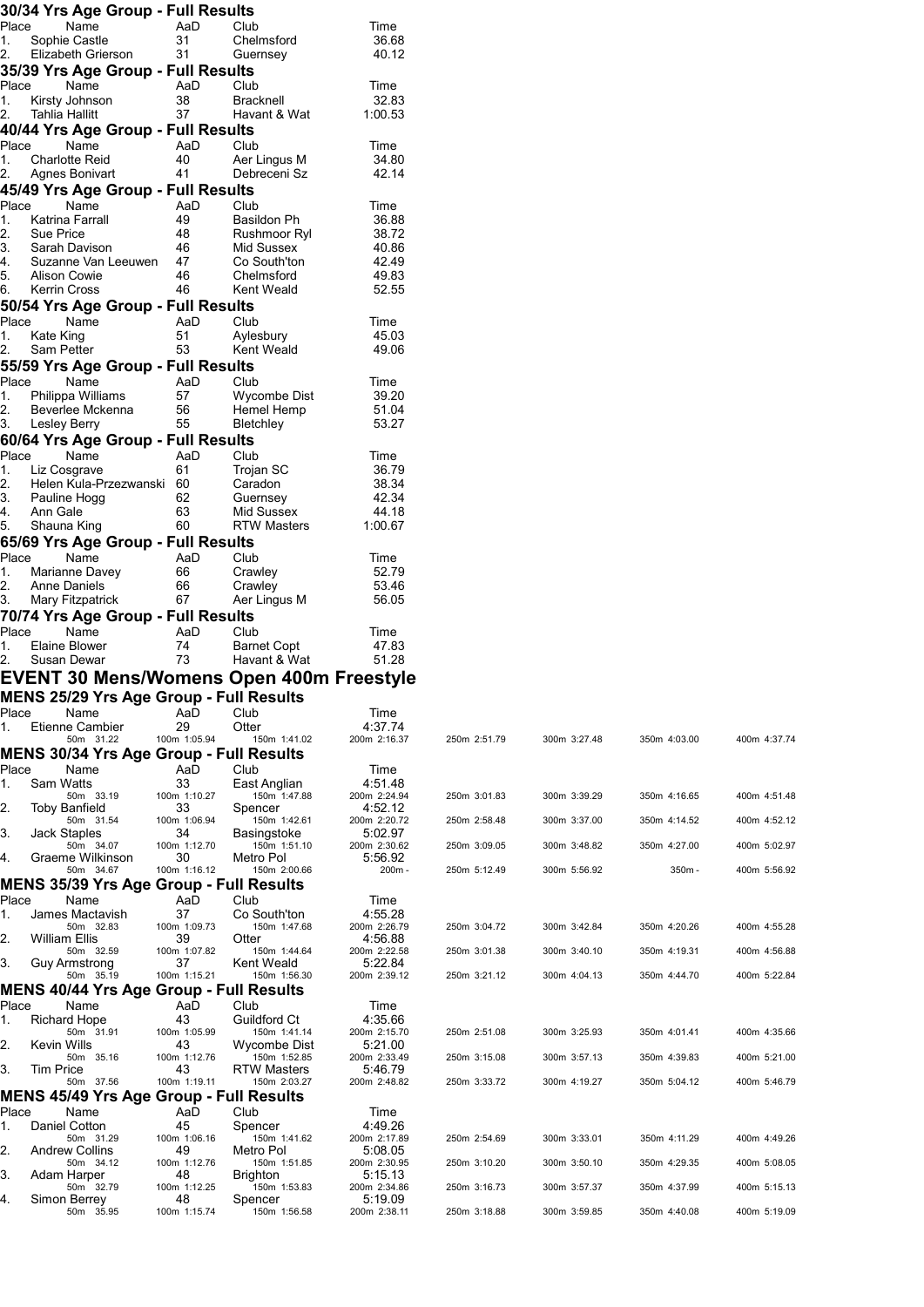### 30/34 Yrs Age Group - Full Results

| Place | Name | AaD | Club | Time |
|---|---|---|---|---|
| 1. | Sophie Castle | 31 | Chelmsford | 36.68 |
| 2. | Elizabeth Grierson | 31 | Guernsey | 40.12 |

### 35/39 Yrs Age Group - Full Results

| Place | Name | AaD | Club | Time |
|---|---|---|---|---|
| 1. | Kirsty Johnson | 38 | Bracknell | 32.83 |
| 2. | Tahlia Hallitt | 37 | Havant & Wat | 1:00.53 |

### 40/44 Yrs Age Group - Full Results

| Place | Name | AaD | Club | Time |
|---|---|---|---|---|
| 1. | Charlotte Reid | 40 | Aer Lingus M | 34.80 |
| 2. | Agnes Bonivart | 41 | Debreceni Sz | 42.14 |

### 45/49 Yrs Age Group - Full Results

| Place | Name | AaD | Club | Time |
|---|---|---|---|---|
| 1. | Katrina Farrall | 49 | Basildon Ph | 36.88 |
| 2. | Sue Price | 48 | Rushmoor Ryl | 38.72 |
| 3. | Sarah Davison | 46 | Mid Sussex | 40.86 |
| 4. | Suzanne Van Leeuwen | 47 | Co South'ton | 42.49 |
| 5. | Alison Cowie | 46 | Chelmsford | 49.83 |
| 6. | Kerrin Cross | 46 | Kent Weald | 52.55 |

### 50/54 Yrs Age Group - Full Results

| Place | Name | AaD | Club | Time |
|---|---|---|---|---|
| 1. | Kate King | 51 | Aylesbury | 45.03 |
| 2. | Sam Petter | 53 | Kent Weald | 49.06 |

### 55/59 Yrs Age Group - Full Results

| Place | Name | AaD | Club | Time |
|---|---|---|---|---|
| 1. | Philippa Williams | 57 | Wycombe Dist | 39.20 |
| 2. | Beverlee Mckenna | 56 | Hemel Hemp | 51.04 |
| 3. | Lesley Berry | 55 | Bletchley | 53.27 |

### 60/64 Yrs Age Group - Full Results

| Place | Name | AaD | Club | Time |
|---|---|---|---|---|
| 1. | Liz Cosgrave | 61 | Trojan SC | 36.79 |
| 2. | Helen Kula-Przezwanski | 60 | Caradon | 38.34 |
| 3. | Pauline Hogg | 62 | Guernsey | 42.34 |
| 4. | Ann Gale | 63 | Mid Sussex | 44.18 |
| 5. | Shauna King | 60 | RTW Masters | 1:00.67 |

### 65/69 Yrs Age Group - Full Results

| Place | Name | AaD | Club | Time |
|---|---|---|---|---|
| 1. | Marianne Davey | 66 | Crawley | 52.79 |
| 2. | Anne Daniels | 66 | Crawley | 53.46 |
| 3. | Mary Fitzpatrick | 67 | Aer Lingus M | 56.05 |

### 70/74 Yrs Age Group - Full Results

| Place | Name | AaD | Club | Time |
|---|---|---|---|---|
| 1. | Elaine Blower | 74 | Barnet Copt | 47.83 |
| 2. | Susan Dewar | 73 | Havant & Wat | 51.28 |

## EVENT 30 Mens/Womens Open 400m Freestyle

### MENS 25/29 Yrs Age Group - Full Results

| Place | Name | AaD | Club | Time | | | | |
|---|---|---|---|---|---|---|---|---|
| 1. | Etienne Cambier | 29 | Otter | 4:37.74 | | | | |
| | 50m 31.22 | 100m 1:05.94 | 150m 1:41.02 | 200m 2:16.37 | 250m 2:51.79 | 300m 3:27.48 | 350m 4:03.00 | 400m 4:37.74 |

### MENS 30/34 Yrs Age Group - Full Results

| Place | Name | AaD | Club | Time | | | | |
|---|---|---|---|---|---|---|---|---|
| 1. | Sam Watts | 33 | East Anglian | 4:51.48 | | | | |
| | 50m 33.19 | 100m 1:10.27 | 150m 1:47.88 | 200m 2:24.94 | 250m 3:01.83 | 300m 3:39.29 | 350m 4:16.65 | 400m 4:51.48 |
| 2. | Toby Banfield | 33 | Spencer | 4:52.12 | | | | |
| | 50m 31.54 | 100m 1:06.94 | 150m 1:42.61 | 200m 2:20.72 | 250m 2:58.48 | 300m 3:37.00 | 350m 4:14.52 | 400m 4:52.12 |
| 3. | Jack Staples | 34 | Basingstoke | 5:02.97 | | | | |
| | 50m 34.07 | 100m 1:12.70 | 150m 1:51.10 | 200m 2:30.62 | 250m 3:09.05 | 300m 3:48.82 | 350m 4:27.00 | 400m 5:02.97 |
| 4. | Graeme Wilkinson | 30 | Metro Pol | 5:56.92 | | | | |
| | 50m 34.67 | 100m 1:16.12 | 150m 2:00.66 | 200m - | 250m 5:12.49 | 300m 5:56.92 | 350m - | 400m 5:56.92 |

### MENS 35/39 Yrs Age Group - Full Results

| Place | Name | AaD | Club | Time | | | | |
|---|---|---|---|---|---|---|---|---|
| 1. | James Mactavish | 37 | Co South'ton | 4:55.28 | | | | |
| | 50m 32.83 | 100m 1:09.73 | 150m 1:47.68 | 200m 2:26.79 | 250m 3:04.72 | 300m 3:42.84 | 350m 4:20.26 | 400m 4:55.28 |
| 2. | William Ellis | 39 | Otter | 4:56.88 | | | | |
| | 50m 32.59 | 100m 1:07.82 | 150m 1:44.64 | 200m 2:22.58 | 250m 3:01.38 | 300m 3:40.10 | 350m 4:19.31 | 400m 4:56.88 |
| 3. | Guy Armstrong | 37 | Kent Weald | 5:22.84 | | | | |
| | 50m 35.19 | 100m 1:15.21 | 150m 1:56.30 | 200m 2:39.12 | 250m 3:21.12 | 300m 4:04.13 | 350m 4:44.70 | 400m 5:22.84 |

### MENS 40/44 Yrs Age Group - Full Results

| Place | Name | AaD | Club | Time | | | | |
|---|---|---|---|---|---|---|---|---|
| 1. | Richard Hope | 43 | Guildford Ct | 4:35.66 | | | | |
| | 50m 31.91 | 100m 1:05.99 | 150m 1:41.14 | 200m 2:15.70 | 250m 2:51.08 | 300m 3:25.93 | 350m 4:01.41 | 400m 4:35.66 |
| 2. | Kevin Wills | 43 | Wycombe Dist | 5:21.00 | | | | |
| | 50m 35.16 | 100m 1:12.76 | 150m 1:52.85 | 200m 2:33.49 | 250m 3:15.08 | 300m 3:57.13 | 350m 4:39.83 | 400m 5:21.00 |
| 3. | Tim Price | 43 | RTW Masters | 5:46.79 | | | | |
| | 50m 37.56 | 100m 1:19.11 | 150m 2:03.27 | 200m 2:48.82 | 250m 3:33.72 | 300m 4:19.27 | 350m 5:04.12 | 400m 5:46.79 |

### MENS 45/49 Yrs Age Group - Full Results

| Place | Name | AaD | Club | Time | | | | |
|---|---|---|---|---|---|---|---|---|
| 1. | Daniel Cotton | 45 | Spencer | 4:49.26 | | | | |
| | 50m 31.29 | 100m 1:06.16 | 150m 1:41.62 | 200m 2:17.89 | 250m 2:54.69 | 300m 3:33.01 | 350m 4:11.29 | 400m 4:49.26 |
| 2. | Andrew Collins | 49 | Metro Pol | 5:08.05 | | | | |
| | 50m 34.12 | 100m 1:12.76 | 150m 1:51.85 | 200m 2:30.95 | 250m 3:10.20 | 300m 3:50.10 | 350m 4:29.35 | 400m 5:08.05 |
| 3. | Adam Harper | 48 | Brighton | 5:15.13 | | | | |
| | 50m 32.79 | 100m 1:12.25 | 150m 1:53.83 | 200m 2:34.86 | 250m 3:16.73 | 300m 3:57.37 | 350m 4:37.99 | 400m 5:15.13 |
| 4. | Simon Berrey | 48 | Spencer | 5:19.09 | | | | |
| | 50m 35.95 | 100m 1:15.74 | 150m 1:56.58 | 200m 2:38.11 | 250m 3:18.88 | 300m 3:59.85 | 350m 4:40.08 | 400m 5:19.09 |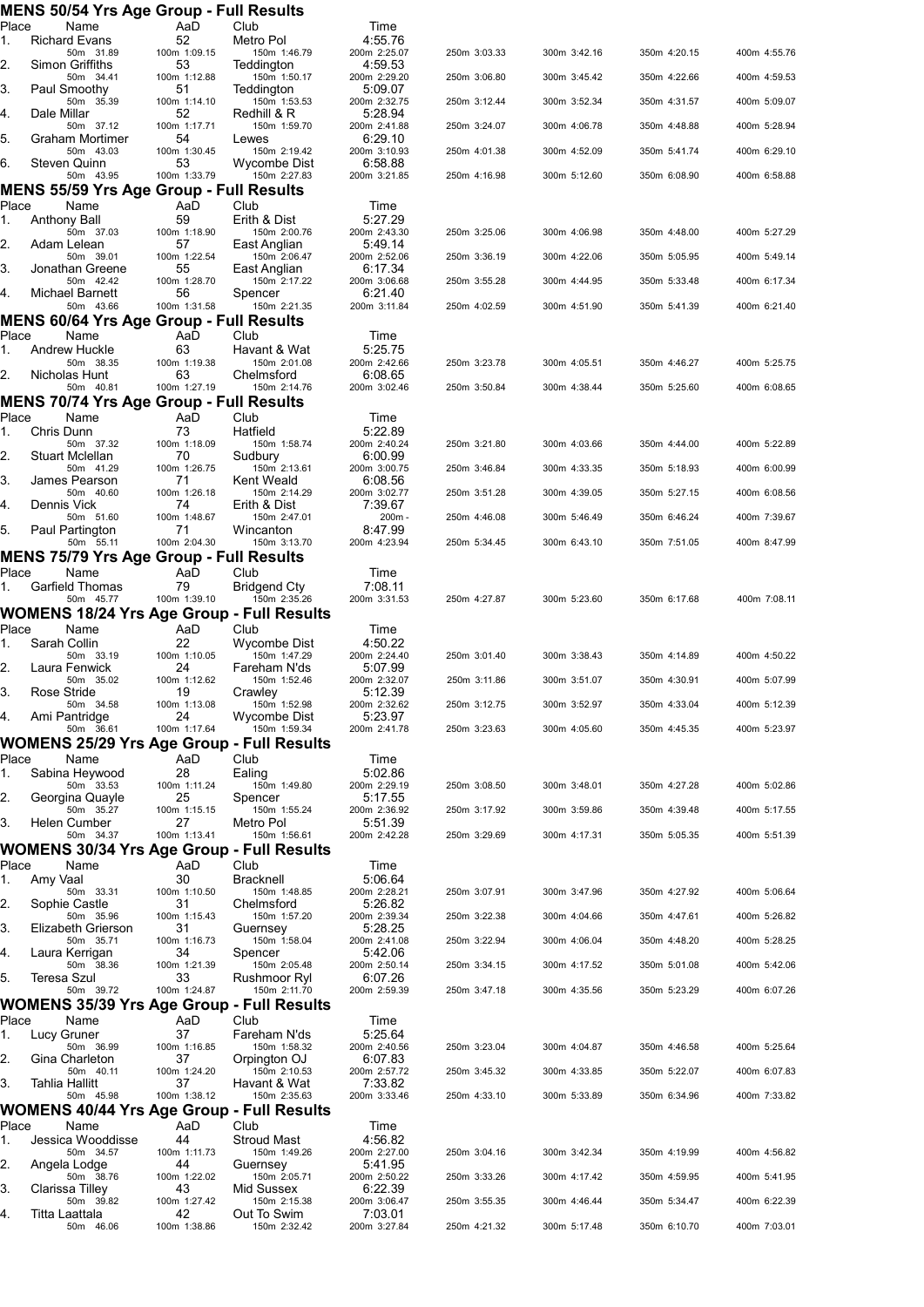## MENS 50/54 Yrs Age Group - Full Results

| Place | Name | AaD | Club | Time | | | | |
|---|---|---|---|---|---|---|---|---|
| 1. | Richard Evans | 52 | Metro Pol | 4:55.76 | | | | |
| | 50m 31.89 | 100m 1:09.15 | 150m 1:46.79 | 200m 2:25.07 | 250m 3:03.33 | 300m 3:42.16 | 350m 4:20.15 | 400m 4:55.76 |
| 2. | Simon Griffiths | 53 | Teddington | 4:59.53 | | | | |
| | 50m 34.41 | 100m 1:12.88 | 150m 1:50.17 | 200m 2:29.20 | 250m 3:06.80 | 300m 3:45.42 | 350m 4:22.66 | 400m 4:59.53 |
| 3. | Paul Smoothy | 51 | Teddington | 5:09.07 | | | | |
| | 50m 35.39 | 100m 1:14.10 | 150m 1:53.53 | 200m 2:32.75 | 250m 3:12.44 | 300m 3:52.34 | 350m 4:31.57 | 400m 5:09.07 |
| 4. | Dale Millar | 52 | Redhill & R | 5:28.94 | | | | |
| | 50m 37.12 | 100m 1:17.71 | 150m 1:59.70 | 200m 2:41.88 | 250m 3:24.07 | 300m 4:06.78 | 350m 4:48.88 | 400m 5:28.94 |
| 5. | Graham Mortimer | 54 | Lewes | 6:29.10 | | | | |
| | 50m 43.03 | 100m 1:30.45 | 150m 2:19.42 | 200m 3:10.93 | 250m 4:01.38 | 300m 4:52.09 | 350m 5:41.74 | 400m 6:29.10 |
| 6. | Steven Quinn | 53 | Wycombe Dist | 6:58.88 | | | | |
| | 50m 43.95 | 100m 1:33.79 | 150m 2:27.83 | 200m 3:21.85 | 250m 4:16.98 | 300m 5:12.60 | 350m 6:08.90 | 400m 6:58.88 |

## MENS 55/59 Yrs Age Group - Full Results

| Place | Name | AaD | Club | Time | | | | |
|---|---|---|---|---|---|---|---|---|
| 1. | Anthony Ball | 59 | Erith & Dist | 5:27.29 | | | | |
| | 50m 37.03 | 100m 1:18.90 | 150m 2:00.76 | 200m 2:43.30 | 250m 3:25.06 | 300m 4:06.98 | 350m 4:48.00 | 400m 5:27.29 |
| 2. | Adam Lelean | 57 | East Anglian | 5:49.14 | | | | |
| | 50m 39.01 | 100m 1:22.54 | 150m 2:06.47 | 200m 2:52.06 | 250m 3:36.19 | 300m 4:22.06 | 350m 5:05.95 | 400m 5:49.14 |
| 3. | Jonathan Greene | 55 | East Anglian | 6:17.34 | | | | |
| | 50m 42.42 | 100m 1:28.70 | 150m 2:17.22 | 200m 3:06.68 | 250m 3:55.28 | 300m 4:44.95 | 350m 5:33.48 | 400m 6:17.34 |
| 4. | Michael Barnett | 56 | Spencer | 6:21.40 | | | | |
| | 50m 43.66 | 100m 1:31.58 | 150m 2:21.35 | 200m 3:11.84 | 250m 4:02.59 | 300m 4:51.90 | 350m 5:41.39 | 400m 6:21.40 |

## MENS 60/64 Yrs Age Group - Full Results

| Place | Name | AaD | Club | Time | | | | |
|---|---|---|---|---|---|---|---|---|
| 1. | Andrew Huckle | 63 | Havant & Wat | 5:25.75 | | | | |
| | 50m 38.35 | 100m 1:19.38 | 150m 2:01.08 | 200m 2:42.66 | 250m 3:23.78 | 300m 4:05.51 | 350m 4:46.27 | 400m 5:25.75 |
| 2. | Nicholas Hunt | 63 | Chelmsford | 6:08.65 | | | | |
| | 50m 40.81 | 100m 1:27.19 | 150m 2:14.76 | 200m 3:02.46 | 250m 3:50.84 | 300m 4:38.44 | 350m 5:25.60 | 400m 6:08.65 |

## MENS 70/74 Yrs Age Group - Full Results

| Place | Name | AaD | Club | Time | | | | |
|---|---|---|---|---|---|---|---|---|
| 1. | Chris Dunn | 73 | Hatfield | 5:22.89 | | | | |
| | 50m 37.32 | 100m 1:18.09 | 150m 1:58.74 | 200m 2:40.24 | 250m 3:21.80 | 300m 4:03.66 | 350m 4:44.00 | 400m 5:22.89 |
| 2. | Stuart Mclellan | 70 | Sudbury | 6:00.99 | | | | |
| | 50m 41.29 | 100m 1:26.75 | 150m 2:13.61 | 200m 3:00.75 | 250m 3:46.84 | 300m 4:33.35 | 350m 5:18.93 | 400m 6:00.99 |
| 3. | James Pearson | 71 | Kent Weald | 6:08.56 | | | | |
| | 50m 40.60 | 100m 1:26.18 | 150m 2:14.29 | 200m 3:02.77 | 250m 3:51.28 | 300m 4:39.05 | 350m 5:27.15 | 400m 6:08.56 |
| 4. | Dennis Vick | 74 | Erith & Dist | 7:39.67 | | | | |
| | 50m 51.60 | 100m 1:48.67 | 150m 2:47.01 | 200m - | 250m 4:46.08 | 300m 5:46.49 | 350m 6:46.24 | 400m 7:39.67 |
| 5. | Paul Partington | 71 | Wincanton | 8:47.99 | | | | |
| | 50m 55.11 | 100m 2:04.30 | 150m 3:13.70 | 200m 4:23.94 | 250m 5:34.45 | 300m 6:43.10 | 350m 7:51.05 | 400m 8:47.99 |

## MENS 75/79 Yrs Age Group - Full Results

| Place | Name | AaD | Club | Time | | | | |
|---|---|---|---|---|---|---|---|---|
| 1. | Garfield Thomas | 79 | Bridgend Cty | 7:08.11 | | | | |
| | 50m 45.77 | 100m 1:39.10 | 150m 2:35.26 | 200m 3:31.53 | 250m 4:27.87 | 300m 5:23.60 | 350m 6:17.68 | 400m 7:08.11 |

## WOMENS 18/24 Yrs Age Group - Full Results

| Place | Name | AaD | Club | Time | | | | |
|---|---|---|---|---|---|---|---|---|
| 1. | Sarah Collin | 22 | Wycombe Dist | 4:50.22 | | | | |
| | 50m 33.19 | 100m 1:10.05 | 150m 1:47.29 | 200m 2:24.40 | 250m 3:01.40 | 300m 3:38.43 | 350m 4:14.89 | 400m 4:50.22 |
| 2. | Laura Fenwick | 24 | Fareham N'ds | 5:07.99 | | | | |
| | 50m 35.02 | 100m 1:12.62 | 150m 1:52.46 | 200m 2:32.07 | 250m 3:11.86 | 300m 3:51.07 | 350m 4:30.91 | 400m 5:07.99 |
| 3. | Rose Stride | 19 | Crawley | 5:12.39 | | | | |
| | 50m 34.58 | 100m 1:13.08 | 150m 1:52.98 | 200m 2:32.62 | 250m 3:12.75 | 300m 3:52.97 | 350m 4:33.04 | 400m 5:12.39 |
| 4. | Ami Pantridge | 24 | Wycombe Dist | 5:23.97 | | | | |
| | 50m 36.61 | 100m 1:17.64 | 150m 1:59.34 | 200m 2:41.78 | 250m 3:23.63 | 300m 4:05.60 | 350m 4:45.35 | 400m 5:23.97 |

## WOMENS 25/29 Yrs Age Group - Full Results

| Place | Name | AaD | Club | Time | | | | |
|---|---|---|---|---|---|---|---|---|
| 1. | Sabina Heywood | 28 | Ealing | 5:02.86 | | | | |
| | 50m 33.53 | 100m 1:11.24 | 150m 1:49.80 | 200m 2:29.19 | 250m 3:08.50 | 300m 3:48.01 | 350m 4:27.28 | 400m 5:02.86 |
| 2. | Georgina Quayle | 25 | Spencer | 5:17.55 | | | | |
| | 50m 35.27 | 100m 1:15.15 | 150m 1:55.24 | 200m 2:36.92 | 250m 3:17.92 | 300m 3:59.86 | 350m 4:39.48 | 400m 5:17.55 |
| 3. | Helen Cumber | 27 | Metro Pol | 5:51.39 | | | | |
| | 50m 34.37 | 100m 1:13.41 | 150m 1:56.61 | 200m 2:42.28 | 250m 3:29.69 | 300m 4:17.31 | 350m 5:05.35 | 400m 5:51.39 |

## WOMENS 30/34 Yrs Age Group - Full Results

| Place | Name | AaD | Club | Time | | | | |
|---|---|---|---|---|---|---|---|---|
| 1. | Amy Vaal | 30 | Bracknell | 5:06.64 | | | | |
| | 50m 33.31 | 100m 1:10.50 | 150m 1:48.85 | 200m 2:28.21 | 250m 3:07.91 | 300m 3:47.96 | 350m 4:27.92 | 400m 5:06.64 |
| 2. | Sophie Castle | 31 | Chelmsford | 5:26.82 | | | | |
| | 50m 35.96 | 100m 1:15.43 | 150m 1:57.20 | 200m 2:39.34 | 250m 3:22.38 | 300m 4:04.66 | 350m 4:47.61 | 400m 5:26.82 |
| 3. | Elizabeth Grierson | 31 | Guernsey | 5:28.25 | | | | |
| | 50m 35.71 | 100m 1:16.73 | 150m 1:58.04 | 200m 2:41.08 | 250m 3:22.94 | 300m 4:06.04 | 350m 4:48.20 | 400m 5:28.25 |
| 4. | Laura Kerrigan | 34 | Spencer | 5:42.06 | | | | |
| | 50m 38.36 | 100m 1:21.39 | 150m 2:05.48 | 200m 2:50.14 | 250m 3:34.15 | 300m 4:17.52 | 350m 5:01.08 | 400m 5:42.06 |
| 5. | Teresa Szul | 33 | Rushmoor Ryl | 6:07.26 | | | | |
| | 50m 39.72 | 100m 1:24.87 | 150m 2:11.70 | 200m 2:59.39 | 250m 3:47.18 | 300m 4:35.56 | 350m 5:23.29 | 400m 6:07.26 |

## WOMENS 35/39 Yrs Age Group - Full Results

| Place | Name | AaD | Club | Time | | | | |
|---|---|---|---|---|---|---|---|---|
| 1. | Lucy Gruner | 37 | Fareham N'ds | 5:25.64 | | | | |
| | 50m 36.99 | 100m 1:16.85 | 150m 1:58.32 | 200m 2:40.56 | 250m 3:23.04 | 300m 4:04.87 | 350m 4:46.58 | 400m 5:25.64 |
| 2. | Gina Charleton | 37 | Orpington OJ | 6:07.83 | | | | |
| | 50m 40.11 | 100m 1:24.20 | 150m 2:10.53 | 200m 2:57.72 | 250m 3:45.32 | 300m 4:33.85 | 350m 5:22.07 | 400m 6:07.83 |
| 3. | Tahlia Hallitt | 37 | Havant & Wat | 7:33.82 | | | | |
| | 50m 45.98 | 100m 1:38.12 | 150m 2:35.63 | 200m 3:33.46 | 250m 4:33.10 | 300m 5:33.89 | 350m 6:34.96 | 400m 7:33.82 |

## WOMENS 40/44 Yrs Age Group - Full Results

| Place | Name | AaD | Club | Time | | | | |
|---|---|---|---|---|---|---|---|---|
| 1. | Jessica Wooddisse | 44 | Stroud Mast | 4:56.82 | | | | |
| | 50m 34.57 | 100m 1:11.73 | 150m 1:49.26 | 200m 2:27.00 | 250m 3:04.16 | 300m 3:42.34 | 350m 4:19.99 | 400m 4:56.82 |
| 2. | Angela Lodge | 44 | Guernsey | 5:41.95 | | | | |
| | 50m 38.76 | 100m 1:22.02 | 150m 2:05.71 | 200m 2:50.22 | 250m 3:33.26 | 300m 4:17.42 | 350m 4:59.95 | 400m 5:41.95 |
| 3. | Clarissa Tilley | 43 | Mid Sussex | 6:22.39 | | | | |
| | 50m 39.82 | 100m 1:27.42 | 150m 2:15.38 | 200m 3:06.47 | 250m 3:55.35 | 300m 4:46.44 | 350m 5:34.47 | 400m 6:22.39 |
| 4. | Titta Laattala | 42 | Out To Swim | 7:03.01 | | | | |
| | 50m 46.06 | 100m 1:38.86 | 150m 2:32.42 | 200m 3:27.84 | 250m 4:21.32 | 300m 5:17.48 | 350m 6:10.70 | 400m 7:03.01 |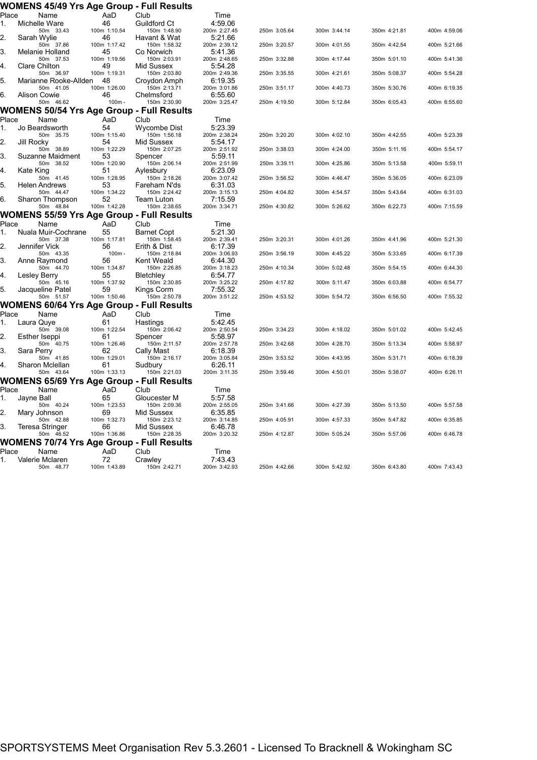## WOMENS 45/49 Yrs Age Group - Full Results

| Place | Name | AaD | Club | Time | | | | |
|---|---|---|---|---|---|---|---|---|
| 1. | Michelle Ware | 46 | Guildford Ct | 4:59.06 | | | | |
| | 50m 33.43 | 100m 1:10.54 | 150m 1:48.90 | 200m 2:27.45 | 250m 3:05.64 | 300m 3:44.14 | 350m 4:21.81 | 400m 4:59.06 |
| 2. | Sarah Wylie | 46 | Havant & Wat | 5:21.66 | | | | |
| | 50m 37.86 | 100m 1:17.42 | 150m 1:58.32 | 200m 2:39.12 | 250m 3:20.57 | 300m 4:01.55 | 350m 4:42.54 | 400m 5:21.66 |
| 3. | Melanie Holland | 45 | Co Norwich | 5:41.36 | | | | |
| | 50m 37.53 | 100m 1:19.56 | 150m 2:03.91 | 200m 2:48.65 | 250m 3:32.88 | 300m 4:17.44 | 350m 5:01.10 | 400m 5:41.36 |
| 4. | Clare Chilton | 49 | Mid Sussex | 5:54.28 | | | | |
| | 50m 36.97 | 100m 1:19.31 | 150m 2:03.80 | 200m 2:49.36 | 250m 3:35.55 | 300m 4:21.61 | 350m 5:08.37 | 400m 5:54.28 |
| 5. | Marianne Rooke-Allden | 48 | Croydon Amph | 6:19.35 | | | | |
| | 50m 41.05 | 100m 1:26.00 | 150m 2:13.71 | 200m 3:01.86 | 250m 3:51.17 | 300m 4:40.73 | 350m 5:30.76 | 400m 6:19.35 |
| 6. | Alison Cowie | 46 | Chelmsford | 6:55.60 | | | | |
| | 50m 46.62 | 100m - | 150m 2:30.90 | 200m 3:25.47 | 250m 4:19.50 | 300m 5:12.84 | 350m 6:05.43 | 400m 6:55.60 |

## WOMENS 50/54 Yrs Age Group - Full Results

| Place | Name | AaD | Club | Time | | | | |
|---|---|---|---|---|---|---|---|---|
| 1. | Jo Beardsworth | 54 | Wycombe Dist | 5:23.39 | | | | |
| | 50m 35.75 | 100m 1:15.40 | 150m 1:56.18 | 200m 2:38.24 | 250m 3:20.20 | 300m 4:02.10 | 350m 4:42.55 | 400m 5:23.39 |
| 2. | Jill Rocky | 54 | Mid Sussex | 5:54.17 | | | | |
| | 50m 38.89 | 100m 1:22.29 | 150m 2:07.25 | 200m 2:51.92 | 250m 3:38.03 | 300m 4:24.00 | 350m 5:11.16 | 400m 5:54.17 |
| 3. | Suzanne Maidment | 53 | Spencer | 5:59.11 | | | | |
| | 50m 38.52 | 100m 1:20.90 | 150m 2:06.14 | 200m 2:51.99 | 250m 3:39.11 | 300m 4:25.86 | 350m 5:13.58 | 400m 5:59.11 |
| 4. | Kate King | 51 | Aylesbury | 6:23.09 | | | | |
| | 50m 41.45 | 100m 1:28.95 | 150m 2:18.26 | 200m 3:07.42 | 250m 3:56.52 | 300m 4:46.47 | 350m 5:36.05 | 400m 6:23.09 |
| 5. | Helen Andrews | 53 | Fareham N'ds | 6:31.03 | | | | |
| | 50m 44.47 | 100m 1:34.22 | 150m 2:24.42 | 200m 3:15.13 | 250m 4:04.82 | 300m 4:54.57 | 350m 5:43.64 | 400m 6:31.03 |
| 6. | Sharon Thompson | 52 | Team Luton | 7:15.59 | | | | |
| | 50m 48.84 | 100m 1:42.28 | 150m 2:38.65 | 200m 3:34.71 | 250m 4:30.82 | 300m 5:26.62 | 350m 6:22.73 | 400m 7:15.59 |

## WOMENS 55/59 Yrs Age Group - Full Results

| Place | Name | AaD | Club | Time | | | | |
|---|---|---|---|---|---|---|---|---|
| 1. | Nuala Muir-Cochrane | 55 | Barnet Copt | 5:21.30 | | | | |
| | 50m 37.38 | 100m 1:17.81 | 150m 1:58.45 | 200m 2:39.41 | 250m 3:20.31 | 300m 4:01.26 | 350m 4:41.96 | 400m 5:21.30 |
| 2. | Jennifer Vick | 56 | Erith & Dist | 6:17.39 | | | | |
| | 50m 43.35 | 100m - | 150m 2:18.84 | 200m 3:06.93 | 250m 3:56.19 | 300m 4:45.22 | 350m 5:33.65 | 400m 6:17.39 |
| 3. | Anne Raymond | 56 | Kent Weald | 6:44.30 | | | | |
| | 50m 44.70 | 100m 1:34.87 | 150m 2:26.85 | 200m 3:18.23 | 250m 4:10.34 | 300m 5:02.48 | 350m 5:54.15 | 400m 6:44.30 |
| 4. | Lesley Berry | 55 | Bletchley | 6:54.77 | | | | |
| | 50m 45.16 | 100m 1:37.92 | 150m 2:30.85 | 200m 3:25.22 | 250m 4:17.82 | 300m 5:11.47 | 350m 6:03.88 | 400m 6:54.77 |
| 5. | Jacqueline Patel | 59 | Kings Corm | 7:55.32 | | | | |
| | 50m 51.57 | 100m 1:50.46 | 150m 2:50.78 | 200m 3:51.22 | 250m 4:53.52 | 300m 5:54.72 | 350m 6:56.50 | 400m 7:55.32 |

## WOMENS 60/64 Yrs Age Group - Full Results

| Place | Name | AaD | Club | Time | | | | |
|---|---|---|---|---|---|---|---|---|
| 1. | Laura Quye | 61 | Hastings | 5:42.45 | | | | |
| | 50m 39.08 | 100m 1:22.54 | 150m 2:06.42 | 200m 2:50.54 | 250m 3:34.23 | 300m 4:18.02 | 350m 5:01.02 | 400m 5:42.45 |
| 2. | Esther Iseppi | 61 | Spencer | 5:58.97 | | | | |
| | 50m 40.75 | 100m 1:26.46 | 150m 2:11.57 | 200m 2:57.78 | 250m 3:42.68 | 300m 4:28.70 | 350m 5:13.34 | 400m 5:58.97 |
| 3. | Sara Perry | 62 | Cally Mast | 6:18.39 | | | | |
| | 50m 41.85 | 100m 1:29.01 | 150m 2:16.17 | 200m 3:05.84 | 250m 3:53.52 | 300m 4:43.95 | 350m 5:31.71 | 400m 6:18.39 |
| 4. | Sharon Mclellan | 61 | Sudbury | 6:26.11 | | | | |
| | 50m 43.64 | 100m 1:33.13 | 150m 2:21.03 | 200m 3:11.35 | 250m 3:59.46 | 300m 4:50.01 | 350m 5:38.07 | 400m 6:26.11 |

## WOMENS 65/69 Yrs Age Group - Full Results

| Place | Name | AaD | Club | Time | | | | |
|---|---|---|---|---|---|---|---|---|
| 1. | Jayne Ball | 65 | Gloucester M | 5:57.58 | | | | |
| | 50m 40.24 | 100m 1:23.53 | 150m 2:09.36 | 200m 2:55.05 | 250m 3:41.66 | 300m 4:27.39 | 350m 5:13.50 | 400m 5:57.58 |
| 2. | Mary Johnson | 69 | Mid Sussex | 6:35.85 | | | | |
| | 50m 42.88 | 100m 1:32.73 | 150m 2:23.12 | 200m 3:14.85 | 250m 4:05.91 | 300m 4:57.33 | 350m 5:47.82 | 400m 6:35.85 |
| 3. | Teresa Stringer | 66 | Mid Sussex | 6:46.78 | | | | |
| | 50m 46.52 | 100m 1:36.86 | 150m 2:28.35 | 200m 3:20.32 | 250m 4:12.87 | 300m 5:05.24 | 350m 5:57.06 | 400m 6:46.78 |

## WOMENS 70/74 Yrs Age Group - Full Results

| Place | Name | AaD | Club | Time | | | | |
|---|---|---|---|---|---|---|---|---|
| 1. | Valerie Mclaren | 72 | Crawley | 7:43.43 | | | | |
| | 50m 48.77 | 100m 1:43.89 | 150m 2:42.71 | 200m 3:42.93 | 250m 4:42.66 | 300m 5:42.92 | 350m 6:43.80 | 400m 7:43.43 |